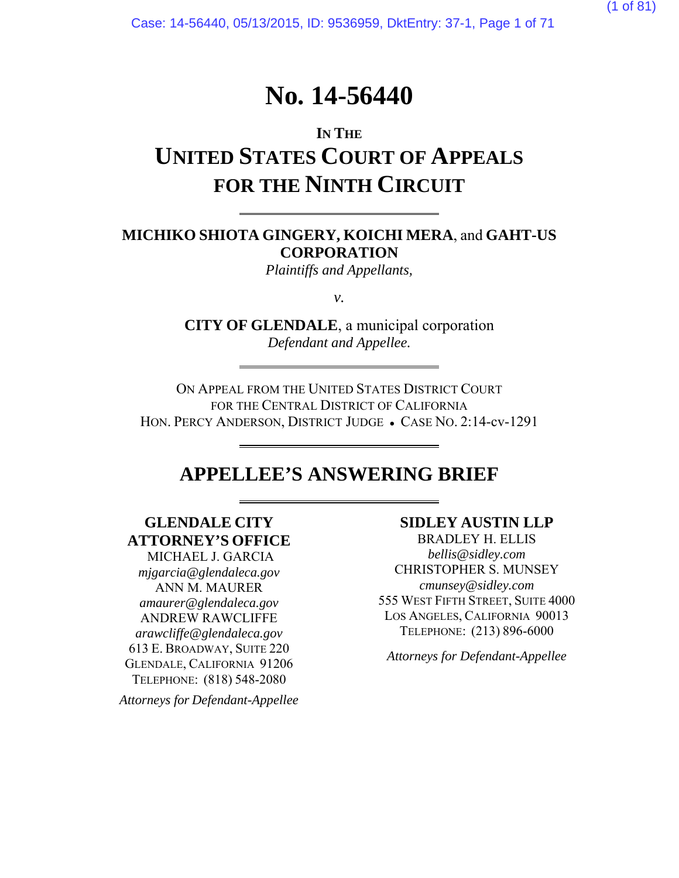# No. 14-56440

IN THE

## UNITED STATES COURT OF APPEALS FOR THE NINTH CIRCUIT

---

**MICHIKO SHIOTA GINGERY, KOICHI MERA**, and **GAHT-US CORPORATION**

*Plaintiffs and Appellants,*

*v.*

**CITY OF GLENDALE**, a municipal corporation

*Defendant and Appellee.*

---

ON APPEAL FROM THE UNITED STATES DISTRICT COURT
FOR THE CENTRAL DISTRICT OF CALIFORNIA
HON. PERCY ANDERSON, DISTRICT JUDGE • CASE NO. 2:14-cv-1291

---

## APPELLEE'S ANSWERING BRIEF

---

**GLENDALE CITY ATTORNEY'S OFFICE**
MICHAEL J. GARCIA
*mjgarcia@glendaleca.gov*
ANN M. MAURER
*amaurer@glendaleca.gov*
ANDREW RAWCLIFFE
*arawcliffe@glendaleca.gov*
613 E. BROADWAY, SUITE 220
GLENDALE, CALIFORNIA 91206
TELEPHONE: (818) 548-2080

*Attorneys for Defendant-Appellee*

**SIDLEY AUSTIN LLP**
BRADLEY H. ELLIS
*bellis@sidley.com*
CHRISTOPHER S. MUNSEY
*cmunsey@sidley.com*
555 WEST FIFTH STREET, SUITE 4000
LOS ANGELES, CALIFORNIA 90013
TELEPHONE: (213) 896-6000

*Attorneys for Defendant-Appellee*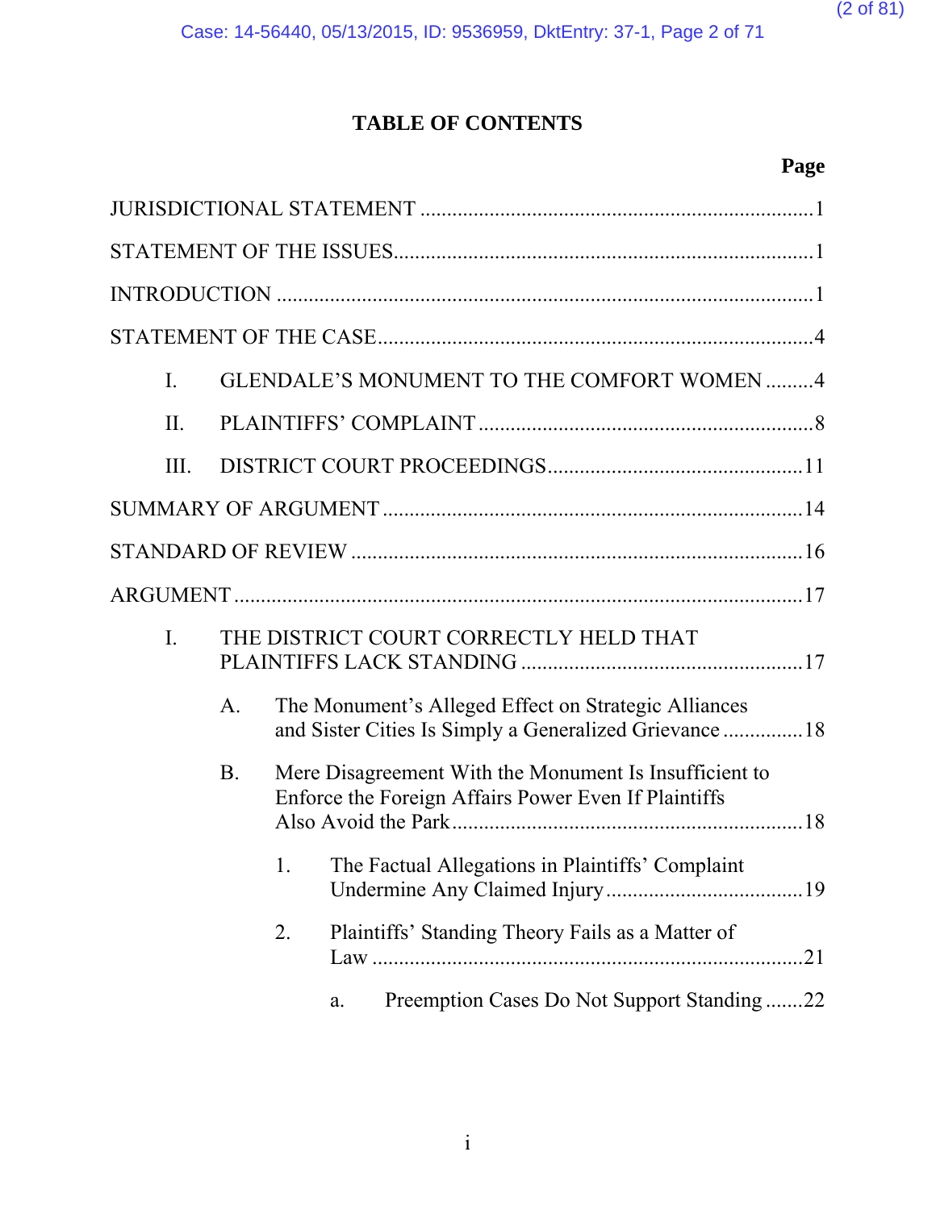# TABLE OF CONTENTS

**Page**

JURISDICTIONAL STATEMENT ........................................................................ 1

STATEMENT OF THE ISSUES............................................................................ 1

INTRODUCTION .................................................................................................. 1

STATEMENT OF THE CASE ............................................................................... 4

- I. GLENDALE'S MONUMENT TO THE COMFORT WOMEN ......... 4
- II. PLAINTIFFS' COMPLAINT ............................................................... 8
- III. DISTRICT COURT PROCEEDINGS ................................................ 11

SUMMARY OF ARGUMENT ............................................................................. 14

STANDARD OF REVIEW ................................................................................... 16

ARGUMENT ........................................................................................................ 17

- I. THE DISTRICT COURT CORRECTLY HELD THAT PLAINTIFFS LACK STANDING ..................................................... 17
  - A. The Monument's Alleged Effect on Strategic Alliances and Sister Cities Is Simply a Generalized Grievance ............... 18
  - B. Mere Disagreement With the Monument Is Insufficient to Enforce the Foreign Affairs Power Even If Plaintiffs Also Avoid the Park ................................................................. 18
    - 1. The Factual Allegations in Plaintiffs' Complaint Undermine Any Claimed Injury ..................................... 19
    - 2. Plaintiffs' Standing Theory Fails as a Matter of Law ................................................................................. 21
      - a. Preemption Cases Do Not Support Standing ....... 22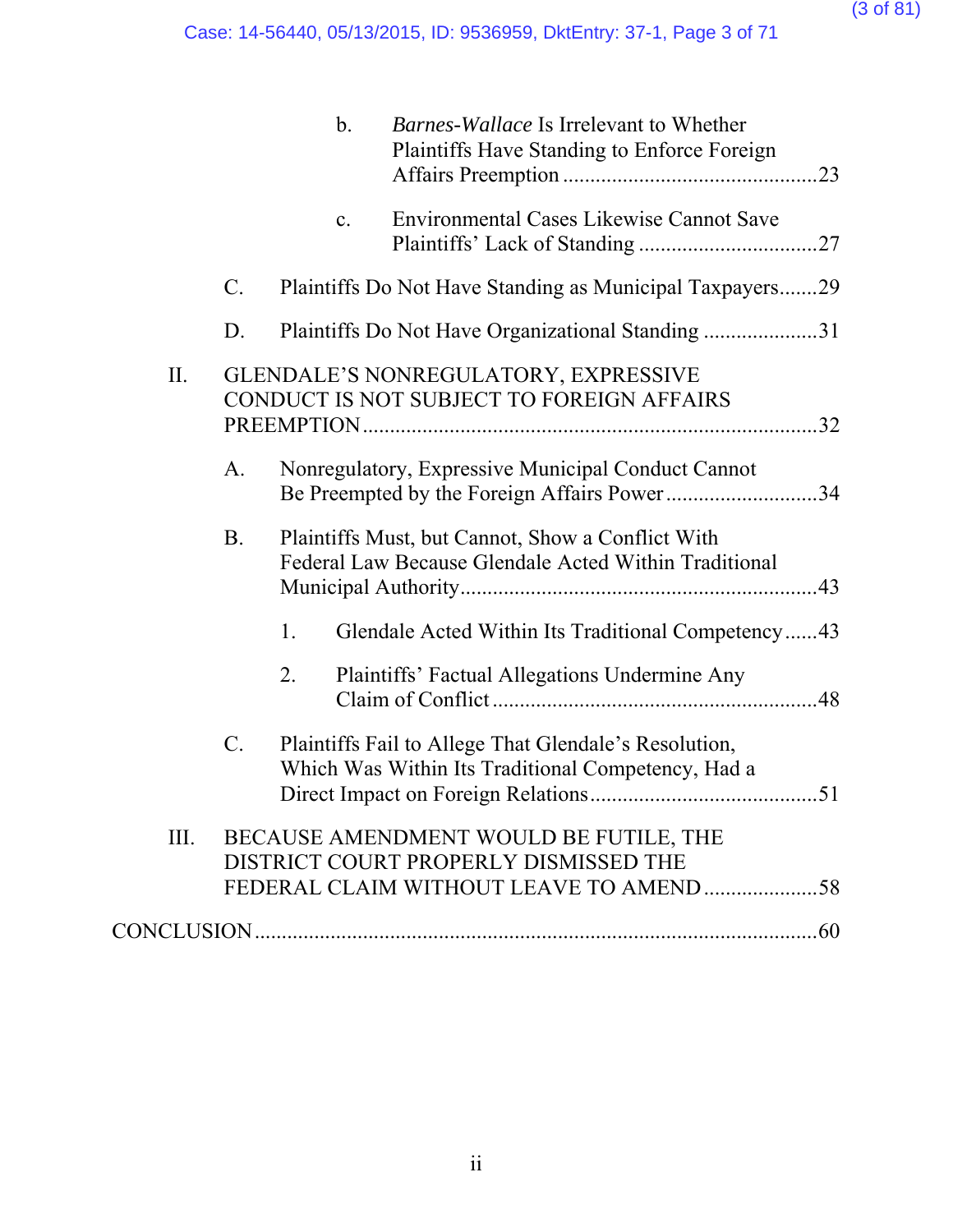b. *Barnes-Wallace* Is Irrelevant to Whether Plaintiffs Have Standing to Enforce Foreign Affairs Preemption ....................23

c. Environmental Cases Likewise Cannot Save Plaintiffs' Lack of Standing ....................27

C. Plaintiffs Do Not Have Standing as Municipal Taxpayers.......29

D. Plaintiffs Do Not Have Organizational Standing ....................31

II. GLENDALE'S NONREGULATORY, EXPRESSIVE CONDUCT IS NOT SUBJECT TO FOREIGN AFFAIRS PREEMPTION....................32

A. Nonregulatory, Expressive Municipal Conduct Cannot Be Preempted by the Foreign Affairs Power....................34

B. Plaintiffs Must, but Cannot, Show a Conflict With Federal Law Because Glendale Acted Within Traditional Municipal Authority....................43

1. Glendale Acted Within Its Traditional Competency......43

2. Plaintiffs' Factual Allegations Undermine Any Claim of Conflict....................48

C. Plaintiffs Fail to Allege That Glendale's Resolution, Which Was Within Its Traditional Competency, Had a Direct Impact on Foreign Relations....................51

III. BECAUSE AMENDMENT WOULD BE FUTILE, THE DISTRICT COURT PROPERLY DISMISSED THE FEDERAL CLAIM WITHOUT LEAVE TO AMEND ....................58

CONCLUSION....................60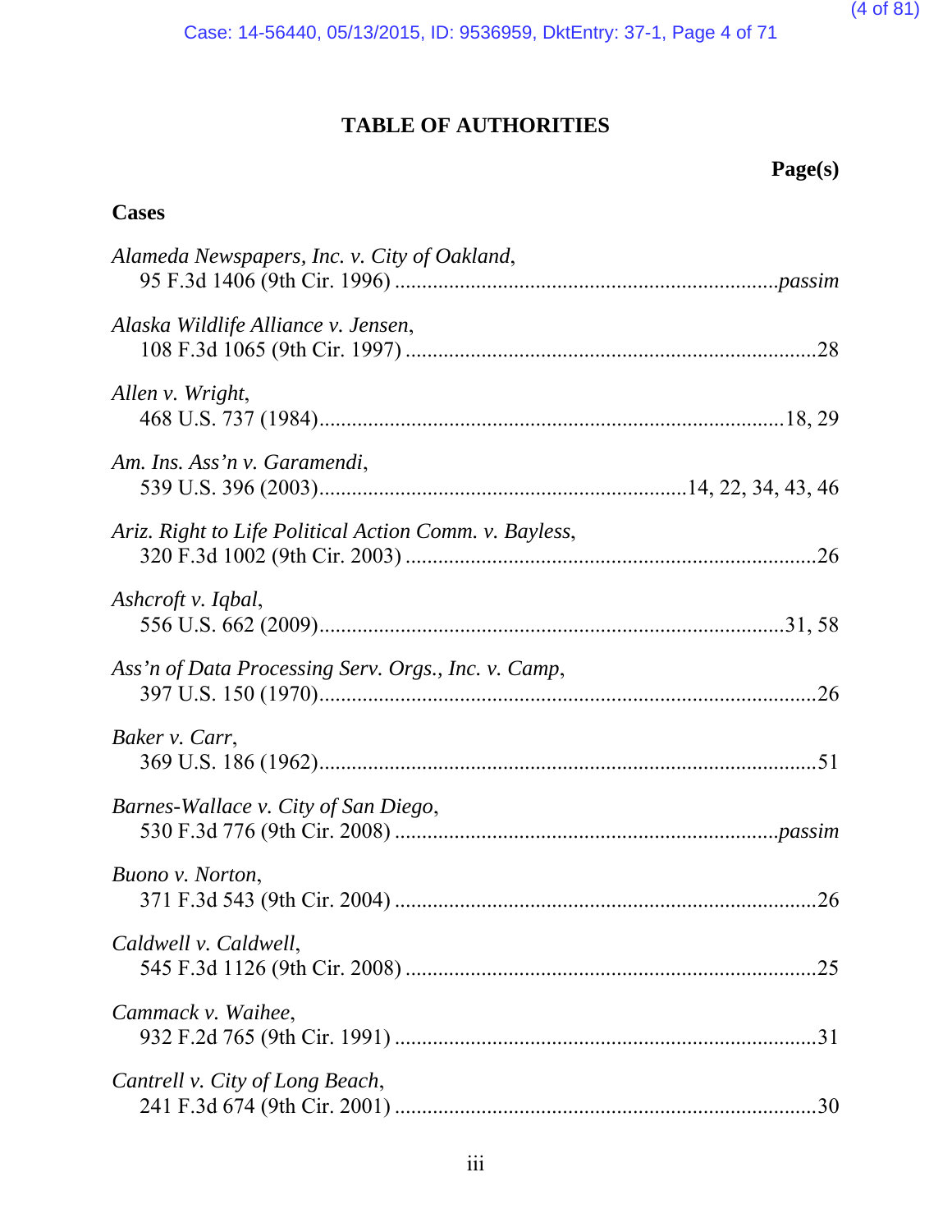# TABLE OF AUTHORITIES

**Page(s)**

## Cases

*Alameda Newspapers, Inc. v. City of Oakland*,
95 F.3d 1406 (9th Cir. 1996) ....................................................................... *passim*

*Alaska Wildlife Alliance v. Jensen*,
108 F.3d 1065 (9th Cir. 1997) ............................................................................28

*Allen v. Wright*,
468 U.S. 737 (1984)......................................................................................18, 29

*Am. Ins. Ass'n v. Garamendi*,
539 U.S. 396 (2003)....................................................................14, 22, 34, 43, 46

*Ariz. Right to Life Political Action Comm. v. Bayless*,
320 F.3d 1002 (9th Cir. 2003) ............................................................................26

*Ashcroft v. Iqbal*,
556 U.S. 662 (2009)......................................................................................31, 58

*Ass'n of Data Processing Serv. Orgs., Inc. v. Camp*,
397 U.S. 150 (1970)............................................................................................26

*Baker v. Carr*,
369 U.S. 186 (1962)............................................................................................51

*Barnes-Wallace v. City of San Diego*,
530 F.3d 776 (9th Cir. 2008) ....................................................................... *passim*

*Buono v. Norton*,
371 F.3d 543 (9th Cir. 2004) ..............................................................................26

*Caldwell v. Caldwell*,
545 F.3d 1126 (9th Cir. 2008) ............................................................................25

*Cammack v. Waihee*,
932 F.2d 765 (9th Cir. 1991) ..............................................................................31

*Cantrell v. City of Long Beach*,
241 F.3d 674 (9th Cir. 2001) ..............................................................................30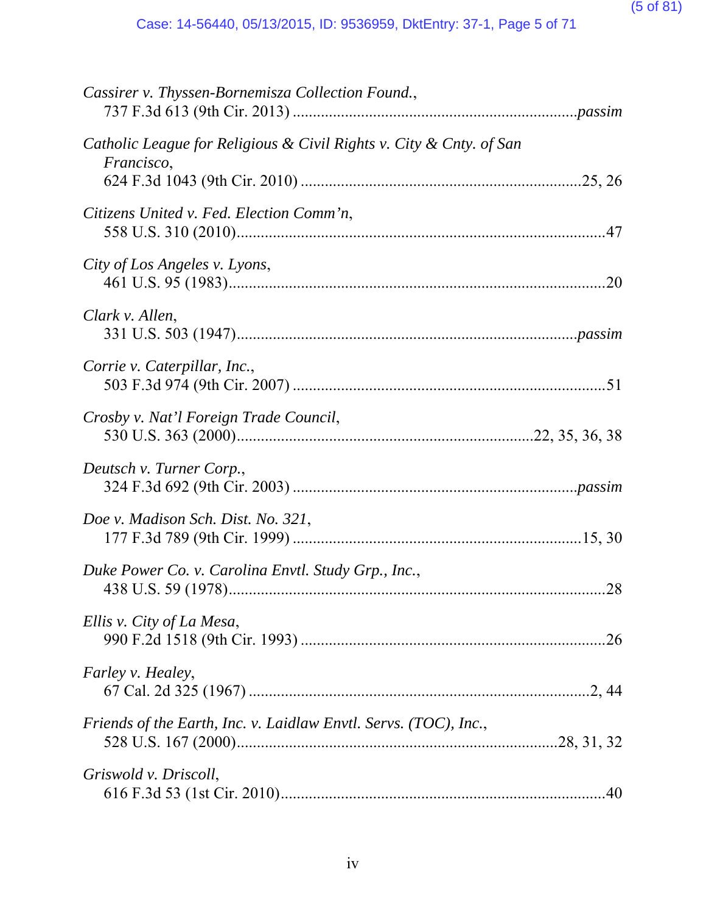*Cassirer v. Thyssen-Bornemisza Collection Found.*,
737 F.3d 613 (9th Cir. 2013) ....................................................................... *passim*

*Catholic League for Religious & Civil Rights v. City & Cnty. of San Francisco*,
624 F.3d 1043 (9th Cir. 2010) ......................................................................25, 26

*Citizens United v. Fed. Election Comm'n*,
558 U.S. 310 (2010)...........................................................................................47

*City of Los Angeles v. Lyons*,
461 U.S. 95 (1983).............................................................................................20

*Clark v. Allen*,
331 U.S. 503 (1947)..................................................................................... *passim*

*Corrie v. Caterpillar, Inc.*,
503 F.3d 974 (9th Cir. 2007) ..............................................................................51

*Crosby v. Nat'l Foreign Trade Council*,
530 U.S. 363 (2000).........................................................................22, 35, 36, 38

*Deutsch v. Turner Corp.*,
324 F.3d 692 (9th Cir. 2003) ....................................................................... *passim*

*Doe v. Madison Sch. Dist. No. 321*,
177 F.3d 789 (9th Cir. 1999) ........................................................................15, 30

*Duke Power Co. v. Carolina Envtl. Study Grp., Inc.*,
438 U.S. 59 (1978).............................................................................................28

*Ellis v. City of La Mesa*,
990 F.2d 1518 (9th Cir. 1993) ...........................................................................26

*Farley v. Healey*,
67 Cal. 2d 325 (1967) .....................................................................................2, 44

*Friends of the Earth, Inc. v. Laidlaw Envtl. Servs. (TOC), Inc.*,
528 U.S. 167 (2000)..............................................................................28, 31, 32

*Griswold v. Driscoll*,
616 F.3d 53 (1st Cir. 2010).................................................................................40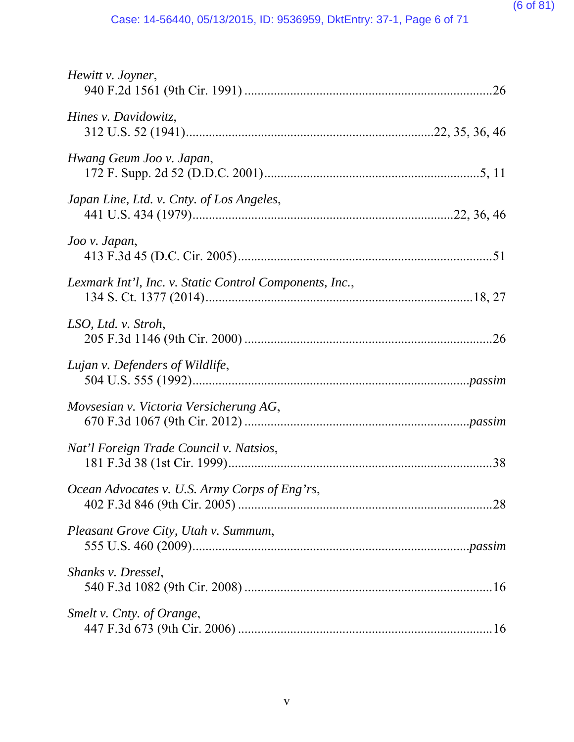*Hewitt v. Joyner*,
940 F.2d 1561 (9th Cir. 1991) ..........................................................................26

*Hines v. Davidowitz*,
312 U.S. 52 (1941)..........................................................................22, 35, 36, 46

*Hwang Geum Joo v. Japan*,
172 F. Supp. 2d 52 (D.D.C. 2001)................................................................5, 11

*Japan Line, Ltd. v. Cnty. of Los Angeles*,
441 U.S. 434 (1979)............................................................................22, 36, 46

*Joo v. Japan*,
413 F.3d 45 (D.C. Cir. 2005)............................................................................51

*Lexmark Int'l, Inc. v. Static Control Components, Inc.*,
134 S. Ct. 1377 (2014)...............................................................................18, 27

*LSO, Ltd. v. Stroh*,
205 F.3d 1146 (9th Cir. 2000) ..........................................................................26

*Lujan v. Defenders of Wildlife*,
504 U.S. 555 (1992)................................................................................*passim*

*Movsesian v. Victoria Versicherung AG*,
670 F.3d 1067 (9th Cir. 2012) ...................................................................*passim*

*Nat'l Foreign Trade Council v. Natsios*,
181 F.3d 38 (1st Cir. 1999)...............................................................................38

*Ocean Advocates v. U.S. Army Corps of Eng'rs*,
402 F.3d 846 (9th Cir. 2005) ............................................................................28

*Pleasant Grove City, Utah v. Summum*,
555 U.S. 460 (2009)................................................................................*passim*

*Shanks v. Dressel*,
540 F.3d 1082 (9th Cir. 2008) ..........................................................................16

*Smelt v. Cnty. of Orange*,
447 F.3d 673 (9th Cir. 2006) ............................................................................16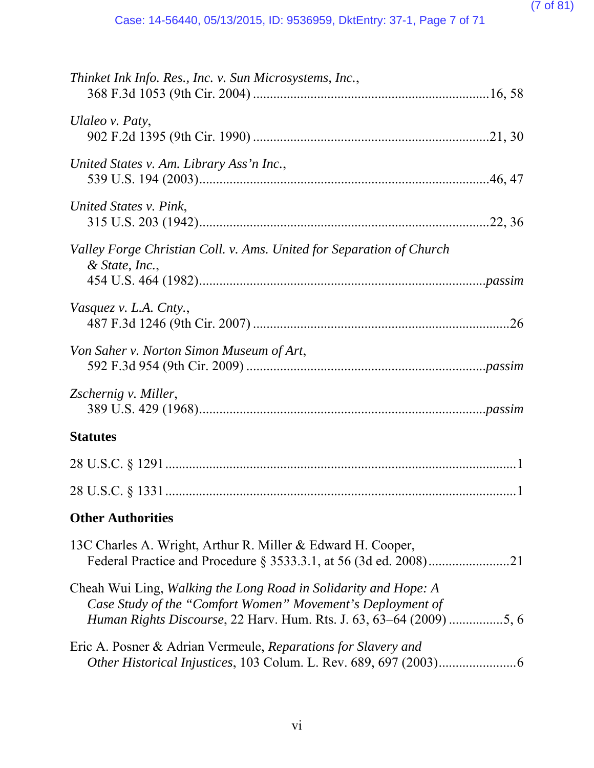*Thinket Ink Info. Res., Inc. v. Sun Microsystems, Inc.*,
368 F.3d 1053 (9th Cir. 2004) ....................................................................16, 58

*Ulaleo v. Paty*,
902 F.2d 1395 (9th Cir. 1990) ....................................................................21, 30

*United States v. Am. Library Ass'n Inc.*,
539 U.S. 194 (2003)....................................................................................46, 47

*United States v. Pink*,
315 U.S. 203 (1942)....................................................................................22, 36

*Valley Forge Christian Coll. v. Ams. United for Separation of Church & State, Inc.*,
454 U.S. 464 (1982)....................................................................................*passim*

*Vasquez v. L.A. Cnty.*,
487 F.3d 1246 (9th Cir. 2007) ..........................................................................26

*Von Saher v. Norton Simon Museum of Art*,
592 F.3d 954 (9th Cir. 2009) ......................................................................*passim*

*Zschernig v. Miller*,
389 U.S. 429 (1968)....................................................................................*passim*

**Statutes**

28 U.S.C. § 1291.......................................................................................................1

28 U.S.C. § 1331.......................................................................................................1

**Other Authorities**

13C Charles A. Wright, Arthur R. Miller & Edward H. Cooper,
Federal Practice and Procedure § 3533.3.1, at 56 (3d ed. 2008)........................21

Cheah Wui Ling, *Walking the Long Road in Solidarity and Hope: A Case Study of the "Comfort Women" Movement's Deployment of Human Rights Discourse*, 22 Harv. Hum. Rts. J. 63, 63–64 (2009) ................5, 6

Eric A. Posner & Adrian Vermeule, *Reparations for Slavery and Other Historical Injustices*, 103 Colum. L. Rev. 689, 697 (2003).......................6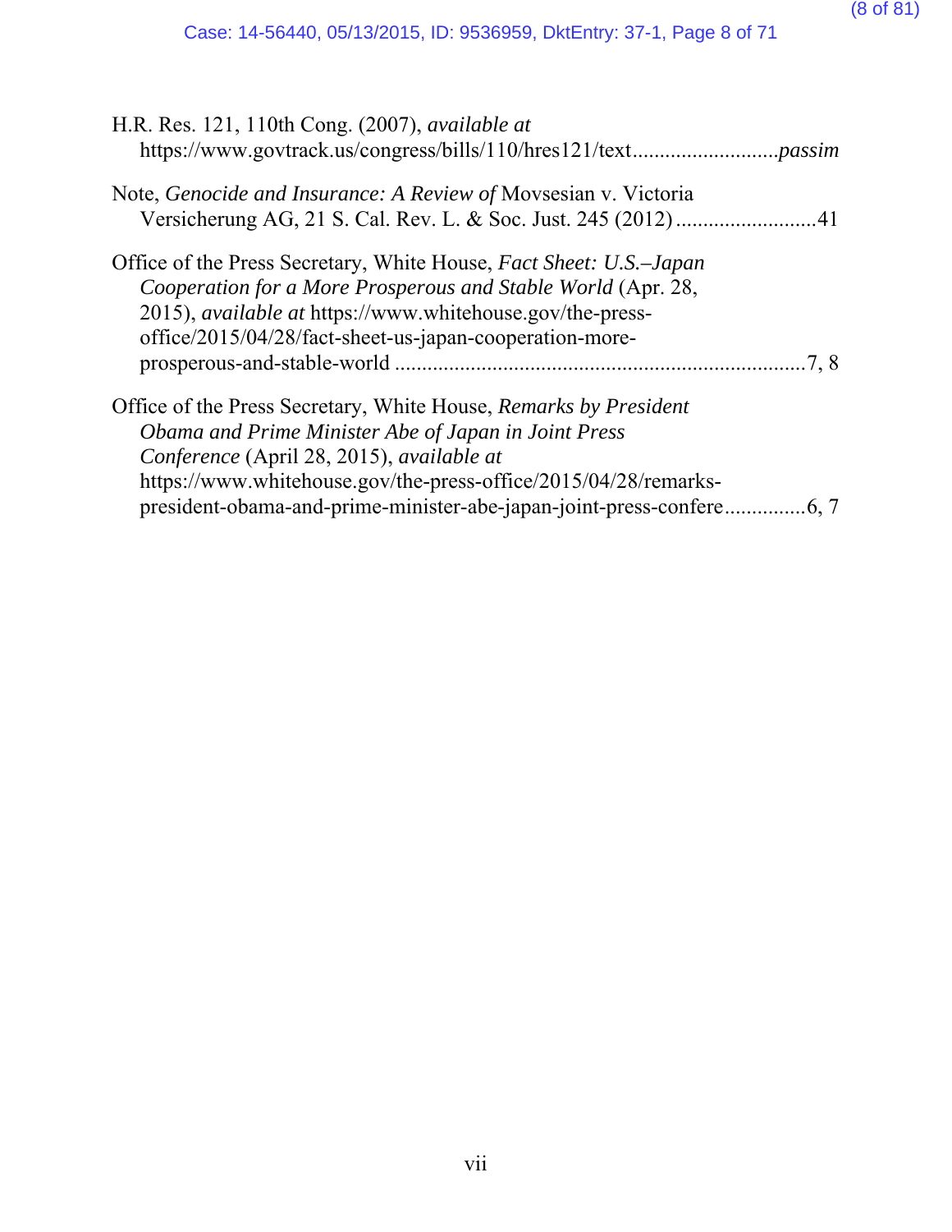H.R. Res. 121, 110th Cong. (2007), *available at* https://www.govtrack.us/congress/bills/110/hres121/text..........................*passim*

Note, *Genocide and Insurance: A Review of* Movsesian v. Victoria Versicherung AG, 21 S. Cal. Rev. L. & Soc. Just. 245 (2012)..........................41

Office of the Press Secretary, White House, *Fact Sheet: U.S.–Japan Cooperation for a More Prosperous and Stable World* (Apr. 28, 2015), *available at* https://www.whitehouse.gov/the-press-office/2015/04/28/fact-sheet-us-japan-cooperation-more-prosperous-and-stable-world ..........................................................................7, 8

Office of the Press Secretary, White House, *Remarks by President Obama and Prime Minister Abe of Japan in Joint Press Conference* (April 28, 2015), *available at* https://www.whitehouse.gov/the-press-office/2015/04/28/remarks-president-obama-and-prime-minister-abe-japan-joint-press-confere..............6, 7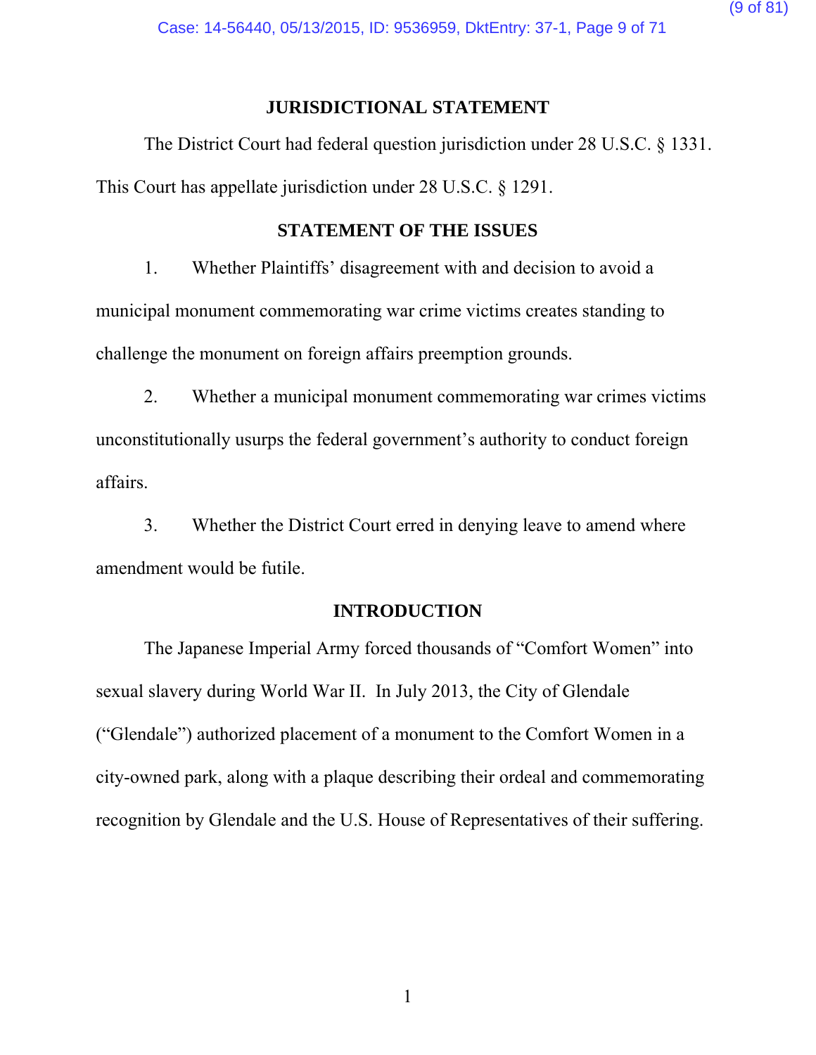## JURISDICTIONAL STATEMENT

The District Court had federal question jurisdiction under 28 U.S.C. § 1331. This Court has appellate jurisdiction under 28 U.S.C. § 1291.

## STATEMENT OF THE ISSUES

1. Whether Plaintiffs' disagreement with and decision to avoid a municipal monument commemorating war crime victims creates standing to challenge the monument on foreign affairs preemption grounds.

2. Whether a municipal monument commemorating war crimes victims unconstitutionally usurps the federal government's authority to conduct foreign affairs.

3. Whether the District Court erred in denying leave to amend where amendment would be futile.

## INTRODUCTION

The Japanese Imperial Army forced thousands of "Comfort Women" into sexual slavery during World War II. In July 2013, the City of Glendale ("Glendale") authorized placement of a monument to the Comfort Women in a city-owned park, along with a plaque describing their ordeal and commemorating recognition by Glendale and the U.S. House of Representatives of their suffering.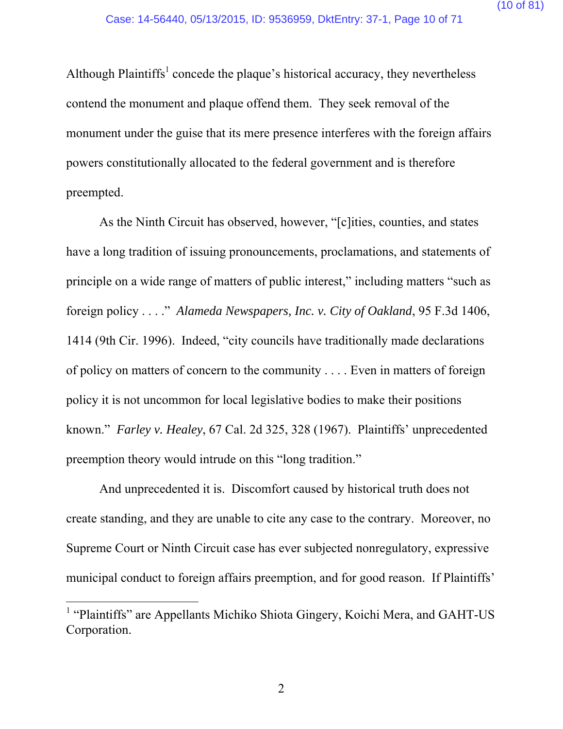Although Plaintiffs[1] concede the plaque's historical accuracy, they nevertheless contend the monument and plaque offend them. They seek removal of the monument under the guise that its mere presence interferes with the foreign affairs powers constitutionally allocated to the federal government and is therefore preempted.

As the Ninth Circuit has observed, however, "[c]ities, counties, and states have a long tradition of issuing pronouncements, proclamations, and statements of principle on a wide range of matters of public interest," including matters "such as foreign policy . . . ." *Alameda Newspapers, Inc. v. City of Oakland*, 95 F.3d 1406, 1414 (9th Cir. 1996). Indeed, "city councils have traditionally made declarations of policy on matters of concern to the community . . . . Even in matters of foreign policy it is not uncommon for local legislative bodies to make their positions known." *Farley v. Healey*, 67 Cal. 2d 325, 328 (1967). Plaintiffs' unprecedented preemption theory would intrude on this "long tradition."

And unprecedented it is. Discomfort caused by historical truth does not create standing, and they are unable to cite any case to the contrary. Moreover, no Supreme Court or Ninth Circuit case has ever subjected nonregulatory, expressive municipal conduct to foreign affairs preemption, and for good reason. If Plaintiffs'

---

[1] "Plaintiffs" are Appellants Michiko Shiota Gingery, Koichi Mera, and GAHT-US Corporation.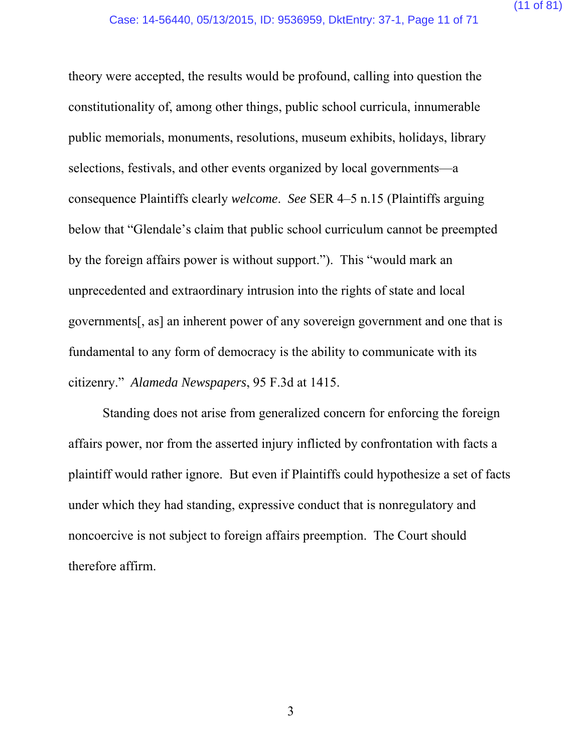theory were accepted, the results would be profound, calling into question the constitutionality of, among other things, public school curricula, innumerable public memorials, monuments, resolutions, museum exhibits, holidays, library selections, festivals, and other events organized by local governments—a consequence Plaintiffs clearly *welcome*. *See* SER 4–5 n.15 (Plaintiffs arguing below that "Glendale's claim that public school curriculum cannot be preempted by the foreign affairs power is without support."). This "would mark an unprecedented and extraordinary intrusion into the rights of state and local governments[, as] an inherent power of any sovereign government and one that is fundamental to any form of democracy is the ability to communicate with its citizenry." *Alameda Newspapers*, 95 F.3d at 1415.

Standing does not arise from generalized concern for enforcing the foreign affairs power, nor from the asserted injury inflicted by confrontation with facts a plaintiff would rather ignore. But even if Plaintiffs could hypothesize a set of facts under which they had standing, expressive conduct that is nonregulatory and noncoercive is not subject to foreign affairs preemption. The Court should therefore affirm.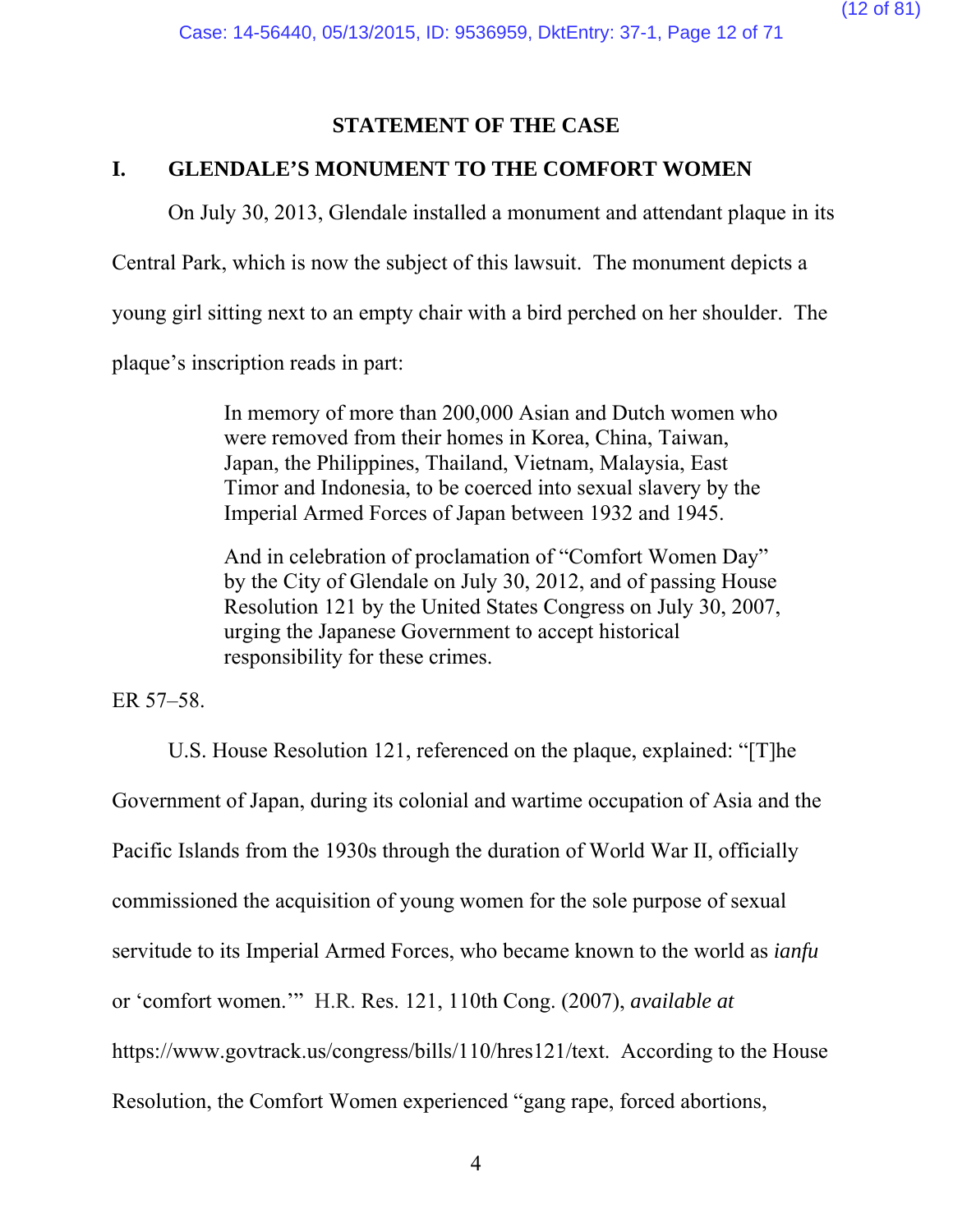## STATEMENT OF THE CASE

### I. GLENDALE'S MONUMENT TO THE COMFORT WOMEN

On July 30, 2013, Glendale installed a monument and attendant plaque in its Central Park, which is now the subject of this lawsuit. The monument depicts a young girl sitting next to an empty chair with a bird perched on her shoulder. The plaque's inscription reads in part:

> In memory of more than 200,000 Asian and Dutch women who were removed from their homes in Korea, China, Taiwan, Japan, the Philippines, Thailand, Vietnam, Malaysia, East Timor and Indonesia, to be coerced into sexual slavery by the Imperial Armed Forces of Japan between 1932 and 1945.
>
> And in celebration of proclamation of "Comfort Women Day" by the City of Glendale on July 30, 2012, and of passing House Resolution 121 by the United States Congress on July 30, 2007, urging the Japanese Government to accept historical responsibility for these crimes.

ER 57–58.

U.S. House Resolution 121, referenced on the plaque, explained: "[T]he Government of Japan, during its colonial and wartime occupation of Asia and the Pacific Islands from the 1930s through the duration of World War II, officially commissioned the acquisition of young women for the sole purpose of sexual servitude to its Imperial Armed Forces, who became known to the world as *ianfu* or 'comfort women.'" H.R. Res. 121, 110th Cong. (2007), *available at* https://www.govtrack.us/congress/bills/110/hres121/text. According to the House Resolution, the Comfort Women experienced "gang rape, forced abortions,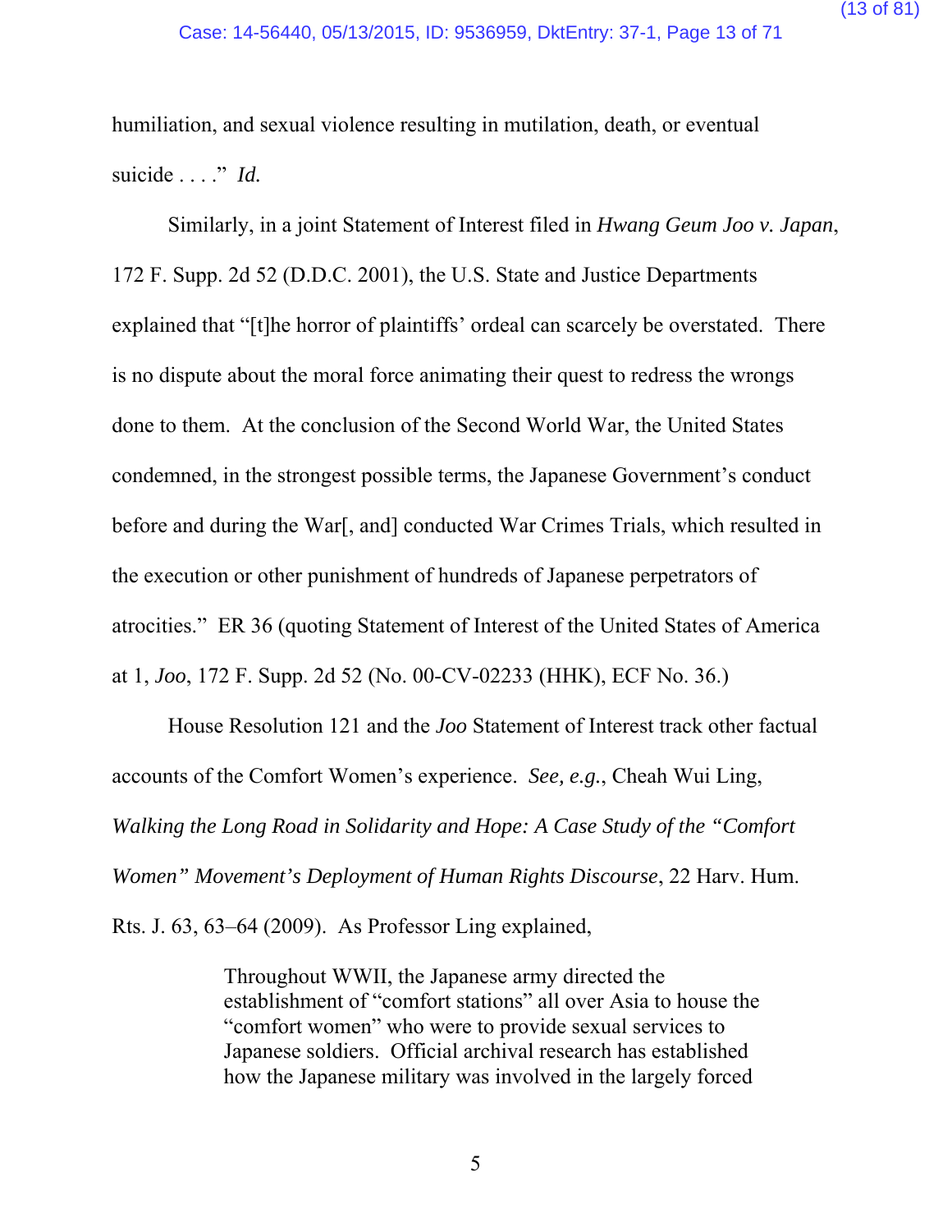humiliation, and sexual violence resulting in mutilation, death, or eventual suicide . . . ." *Id.*

Similarly, in a joint Statement of Interest filed in *Hwang Geum Joo v. Japan*, 172 F. Supp. 2d 52 (D.D.C. 2001), the U.S. State and Justice Departments explained that "[t]he horror of plaintiffs' ordeal can scarcely be overstated. There is no dispute about the moral force animating their quest to redress the wrongs done to them. At the conclusion of the Second World War, the United States condemned, in the strongest possible terms, the Japanese Government's conduct before and during the War[, and] conducted War Crimes Trials, which resulted in the execution or other punishment of hundreds of Japanese perpetrators of atrocities." ER 36 (quoting Statement of Interest of the United States of America at 1, *Joo*, 172 F. Supp. 2d 52 (No. 00-CV-02233 (HHK), ECF No. 36.)

House Resolution 121 and the *Joo* Statement of Interest track other factual accounts of the Comfort Women's experience. *See, e.g.*, Cheah Wui Ling, *Walking the Long Road in Solidarity and Hope: A Case Study of the "Comfort Women" Movement's Deployment of Human Rights Discourse*, 22 Harv. Hum. Rts. J. 63, 63–64 (2009). As Professor Ling explained,

> Throughout WWII, the Japanese army directed the establishment of "comfort stations" all over Asia to house the "comfort women" who were to provide sexual services to Japanese soldiers. Official archival research has established how the Japanese military was involved in the largely forced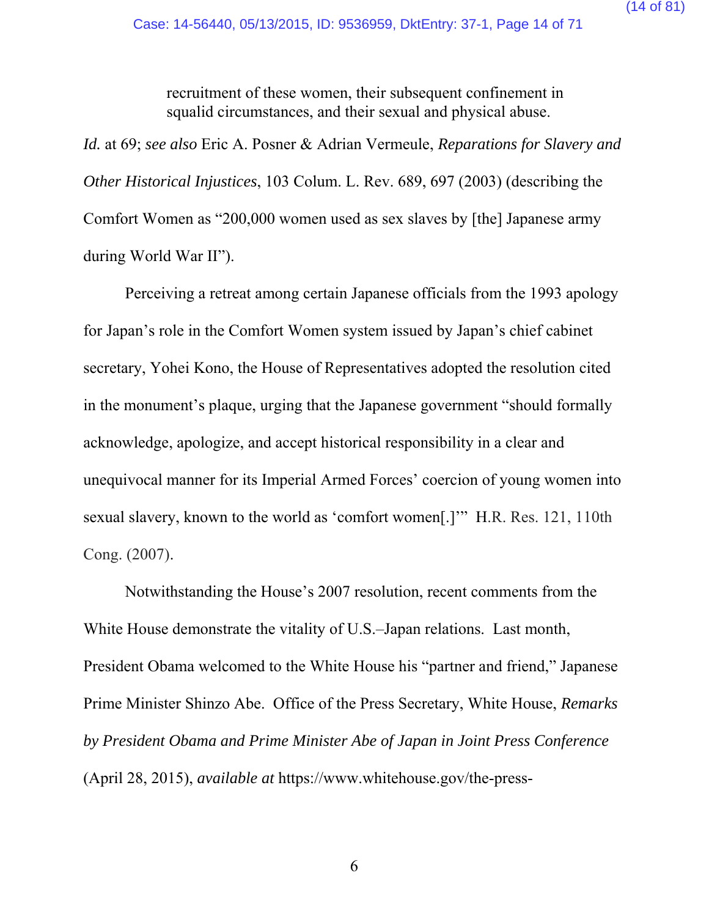> recruitment of these women, their subsequent confinement in squalid circumstances, and their sexual and physical abuse.

*Id.* at 69; *see also* Eric A. Posner & Adrian Vermeule, *Reparations for Slavery and Other Historical Injustices*, 103 Colum. L. Rev. 689, 697 (2003) (describing the Comfort Women as "200,000 women used as sex slaves by [the] Japanese army during World War II").

Perceiving a retreat among certain Japanese officials from the 1993 apology for Japan's role in the Comfort Women system issued by Japan's chief cabinet secretary, Yohei Kono, the House of Representatives adopted the resolution cited in the monument's plaque, urging that the Japanese government "should formally acknowledge, apologize, and accept historical responsibility in a clear and unequivocal manner for its Imperial Armed Forces' coercion of young women into sexual slavery, known to the world as 'comfort women[.]'" H.R. Res. 121, 110th Cong. (2007).

Notwithstanding the House's 2007 resolution, recent comments from the White House demonstrate the vitality of U.S.–Japan relations. Last month, President Obama welcomed to the White House his "partner and friend," Japanese Prime Minister Shinzo Abe. Office of the Press Secretary, White House, *Remarks by President Obama and Prime Minister Abe of Japan in Joint Press Conference* (April 28, 2015), *available at* https://www.whitehouse.gov/the-press-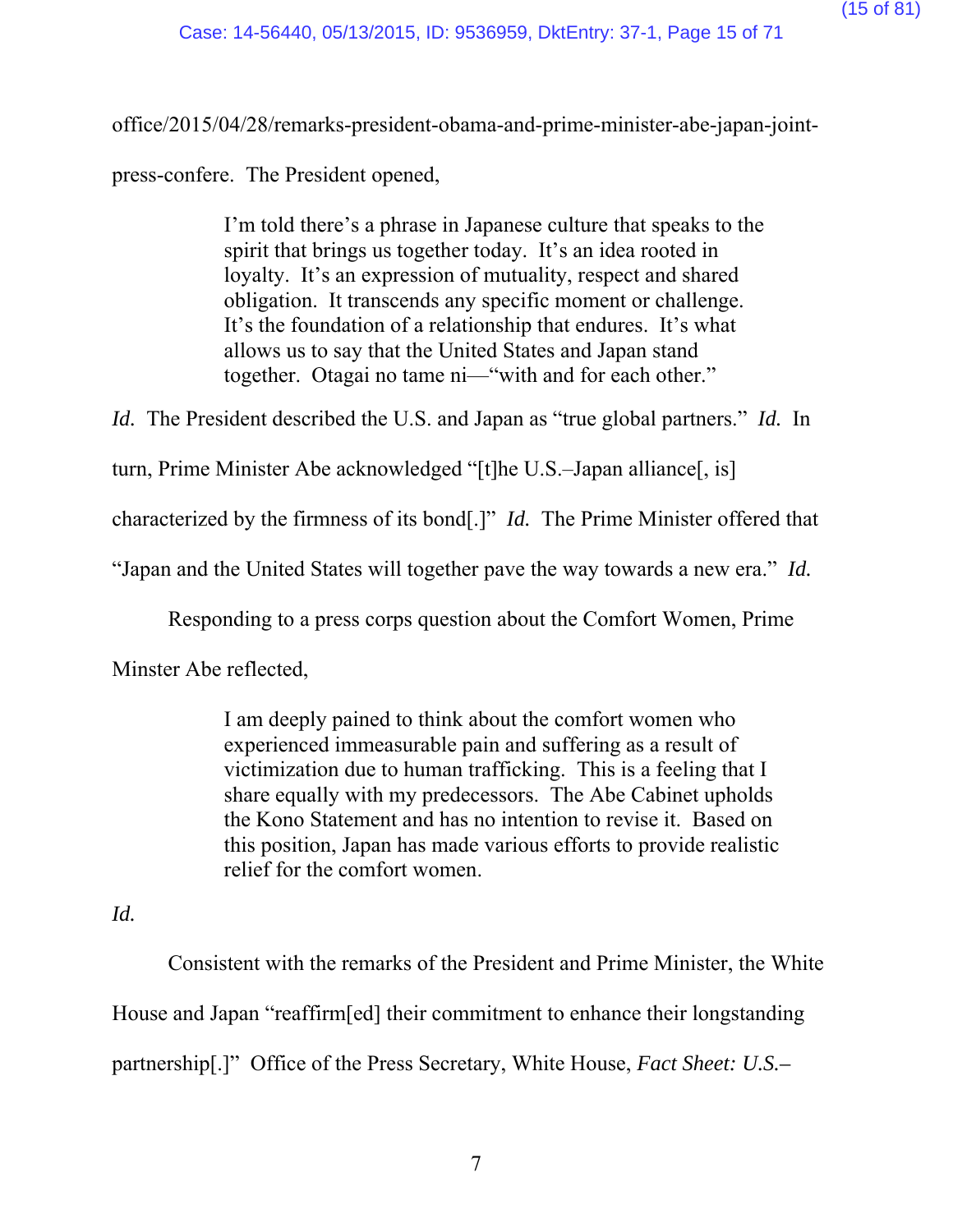office/2015/04/28/remarks-president-obama-and-prime-minister-abe-japan-joint-press-confere. The President opened,

> I'm told there's a phrase in Japanese culture that speaks to the spirit that brings us together today. It's an idea rooted in loyalty. It's an expression of mutuality, respect and shared obligation. It transcends any specific moment or challenge. It's the foundation of a relationship that endures. It's what allows us to say that the United States and Japan stand together. Otagai no tame ni—"with and for each other."

*Id.* The President described the U.S. and Japan as "true global partners." *Id.* In turn, Prime Minister Abe acknowledged "[t]he U.S.–Japan alliance[, is] characterized by the firmness of its bond[.]" *Id.* The Prime Minister offered that "Japan and the United States will together pave the way towards a new era." *Id.*

Responding to a press corps question about the Comfort Women, Prime Minster Abe reflected,

> I am deeply pained to think about the comfort women who experienced immeasurable pain and suffering as a result of victimization due to human trafficking. This is a feeling that I share equally with my predecessors. The Abe Cabinet upholds the Kono Statement and has no intention to revise it. Based on this position, Japan has made various efforts to provide realistic relief for the comfort women.

*Id.*

Consistent with the remarks of the President and Prime Minister, the White House and Japan "reaffirm[ed] their commitment to enhance their longstanding partnership[.]" Office of the Press Secretary, White House, *Fact Sheet: U.S.–*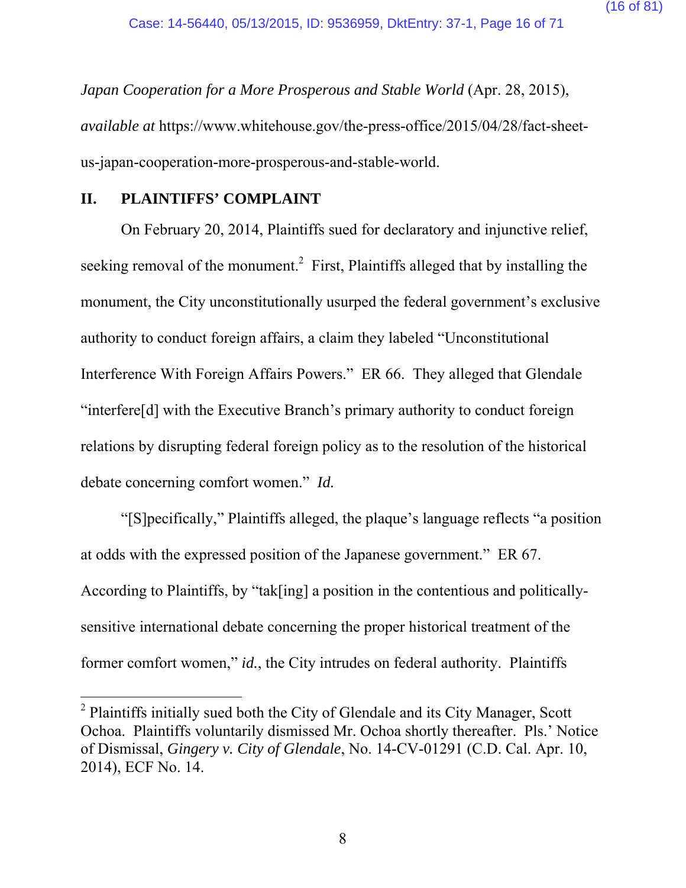*Japan Cooperation for a More Prosperous and Stable World* (Apr. 28, 2015), *available at* https://www.whitehouse.gov/the-press-office/2015/04/28/fact-sheet-us-japan-cooperation-more-prosperous-and-stable-world.

## II. PLAINTIFFS' COMPLAINT

On February 20, 2014, Plaintiffs sued for declaratory and injunctive relief, seeking removal of the monument.[2] First, Plaintiffs alleged that by installing the monument, the City unconstitutionally usurped the federal government's exclusive authority to conduct foreign affairs, a claim they labeled "Unconstitutional Interference With Foreign Affairs Powers." ER 66. They alleged that Glendale "interfere[d] with the Executive Branch's primary authority to conduct foreign relations by disrupting federal foreign policy as to the resolution of the historical debate concerning comfort women." *Id.*

"[S]pecifically," Plaintiffs alleged, the plaque's language reflects "a position at odds with the expressed position of the Japanese government." ER 67. According to Plaintiffs, by "tak[ing] a position in the contentious and politically-sensitive international debate concerning the proper historical treatment of the former comfort women," *id.*, the City intrudes on federal authority. Plaintiffs

---

[2] Plaintiffs initially sued both the City of Glendale and its City Manager, Scott Ochoa. Plaintiffs voluntarily dismissed Mr. Ochoa shortly thereafter. Pls.' Notice of Dismissal, *Gingery v. City of Glendale*, No. 14-CV-01291 (C.D. Cal. Apr. 10, 2014), ECF No. 14.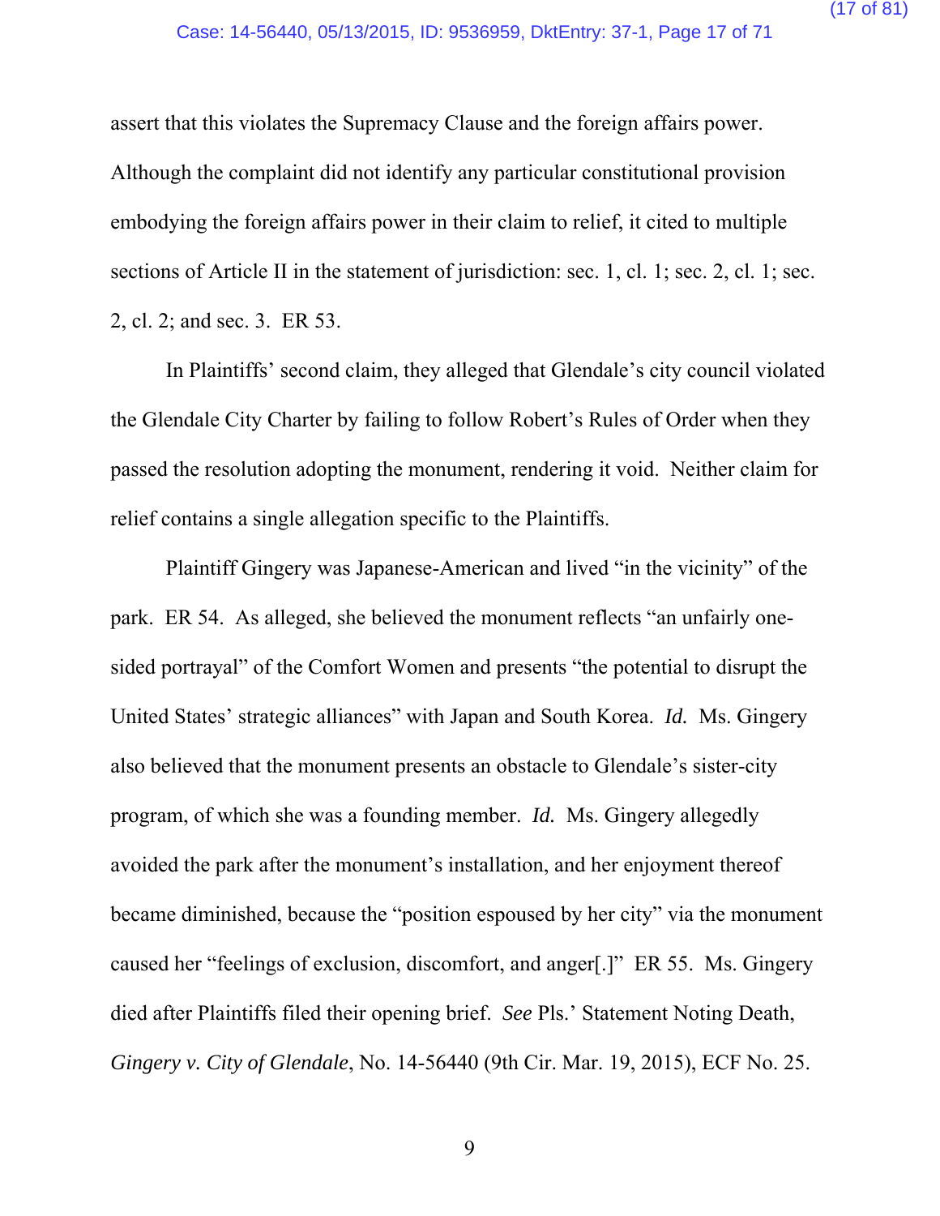assert that this violates the Supremacy Clause and the foreign affairs power. Although the complaint did not identify any particular constitutional provision embodying the foreign affairs power in their claim to relief, it cited to multiple sections of Article II in the statement of jurisdiction: sec. 1, cl. 1; sec. 2, cl. 1; sec. 2, cl. 2; and sec. 3. ER 53.

In Plaintiffs' second claim, they alleged that Glendale's city council violated the Glendale City Charter by failing to follow Robert's Rules of Order when they passed the resolution adopting the monument, rendering it void. Neither claim for relief contains a single allegation specific to the Plaintiffs.

Plaintiff Gingery was Japanese-American and lived "in the vicinity" of the park. ER 54. As alleged, she believed the monument reflects "an unfairly one-sided portrayal" of the Comfort Women and presents "the potential to disrupt the United States' strategic alliances" with Japan and South Korea. *Id.* Ms. Gingery also believed that the monument presents an obstacle to Glendale's sister-city program, of which she was a founding member. *Id.* Ms. Gingery allegedly avoided the park after the monument's installation, and her enjoyment thereof became diminished, because the "position espoused by her city" via the monument caused her "feelings of exclusion, discomfort, and anger[.]" ER 55. Ms. Gingery died after Plaintiffs filed their opening brief. *See* Pls.' Statement Noting Death, *Gingery v. City of Glendale*, No. 14-56440 (9th Cir. Mar. 19, 2015), ECF No. 25.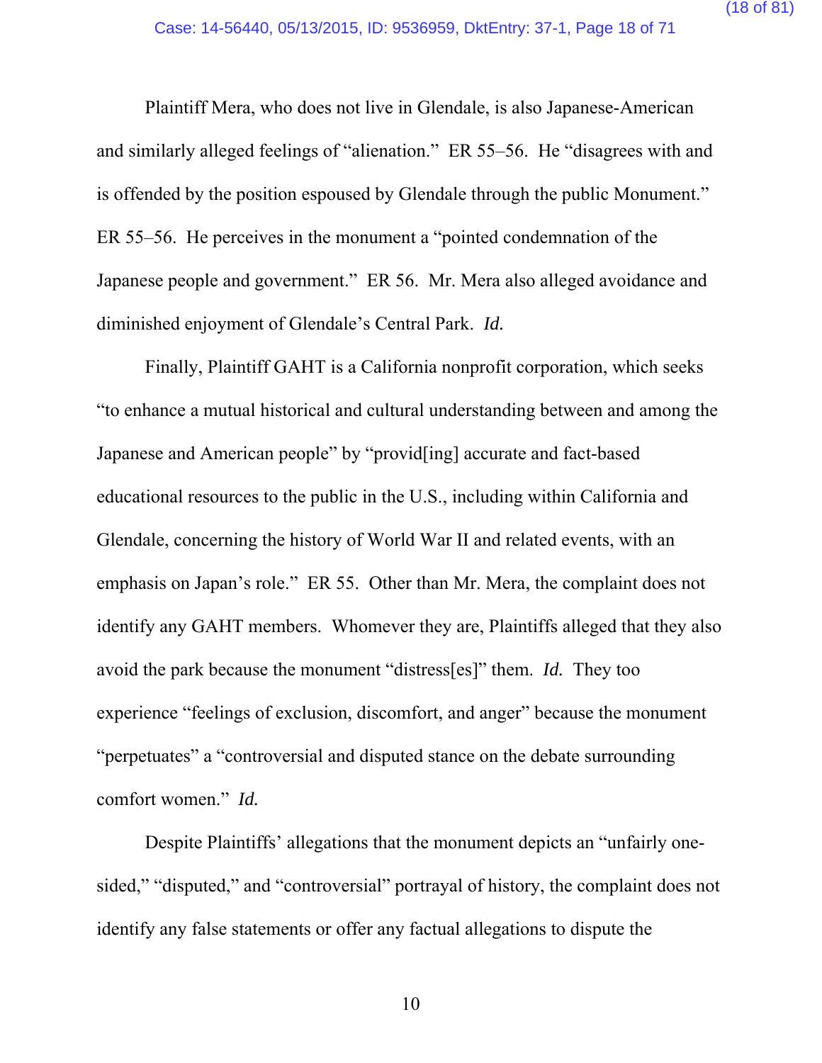Plaintiff Mera, who does not live in Glendale, is also Japanese-American and similarly alleged feelings of "alienation." ER 55–56. He "disagrees with and is offended by the position espoused by Glendale through the public Monument." ER 55–56. He perceives in the monument a "pointed condemnation of the Japanese people and government." ER 56. Mr. Mera also alleged avoidance and diminished enjoyment of Glendale's Central Park. *Id.*

Finally, Plaintiff GAHT is a California nonprofit corporation, which seeks "to enhance a mutual historical and cultural understanding between and among the Japanese and American people" by "provid[ing] accurate and fact-based educational resources to the public in the U.S., including within California and Glendale, concerning the history of World War II and related events, with an emphasis on Japan's role." ER 55. Other than Mr. Mera, the complaint does not identify any GAHT members. Whomever they are, Plaintiffs alleged that they also avoid the park because the monument "distress[es]" them. *Id.* They too experience "feelings of exclusion, discomfort, and anger" because the monument "perpetuates" a "controversial and disputed stance on the debate surrounding comfort women." *Id.*

Despite Plaintiffs' allegations that the monument depicts an "unfairly one-sided," "disputed," and "controversial" portrayal of history, the complaint does not identify any false statements or offer any factual allegations to dispute the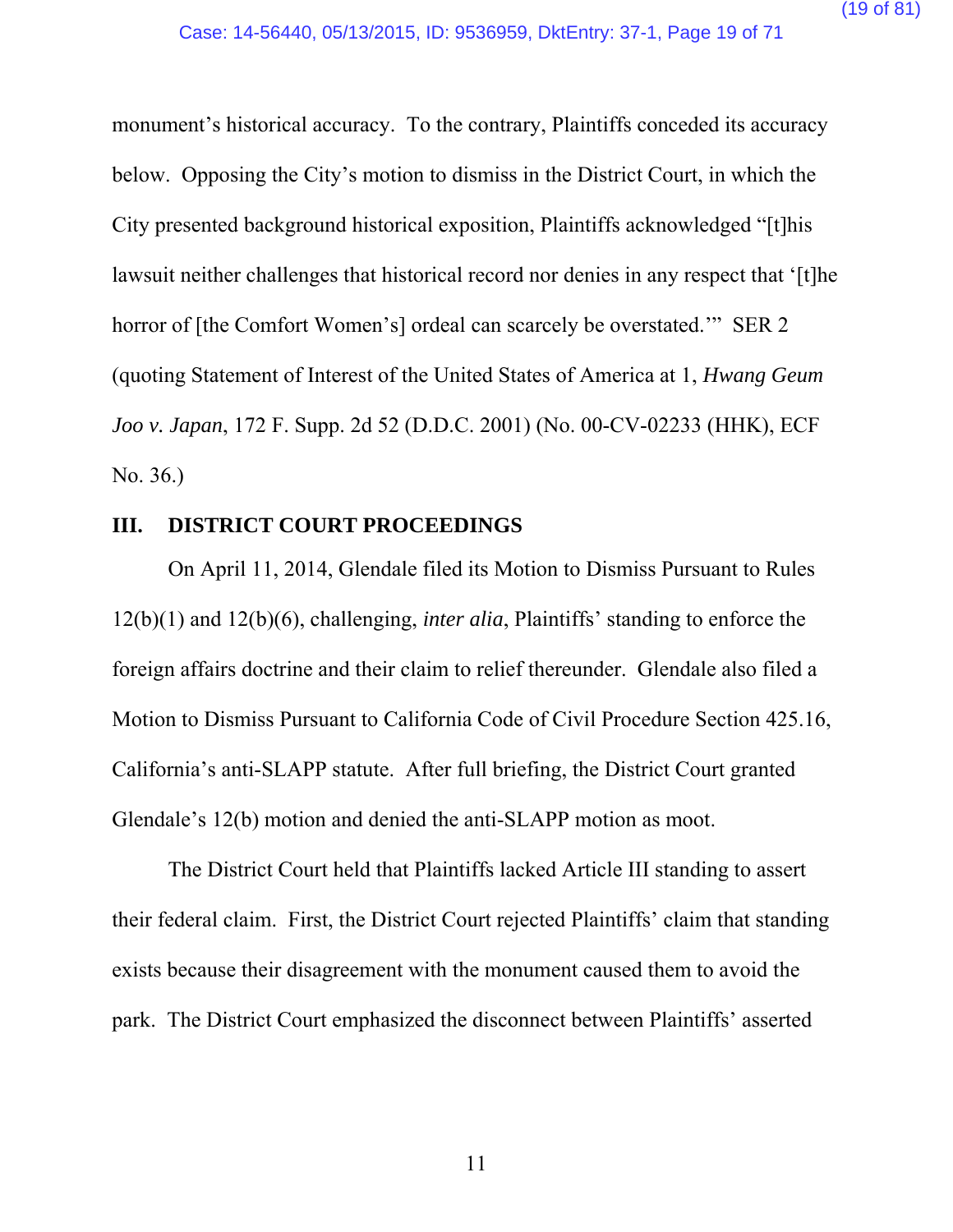monument's historical accuracy. To the contrary, Plaintiffs conceded its accuracy below. Opposing the City's motion to dismiss in the District Court, in which the City presented background historical exposition, Plaintiffs acknowledged "[t]his lawsuit neither challenges that historical record nor denies in any respect that '[t]he horror of [the Comfort Women's] ordeal can scarcely be overstated.'" SER 2 (quoting Statement of Interest of the United States of America at 1, *Hwang Geum Joo v. Japan*, 172 F. Supp. 2d 52 (D.D.C. 2001) (No. 00-CV-02233 (HHK), ECF No. 36.)

## III. DISTRICT COURT PROCEEDINGS

On April 11, 2014, Glendale filed its Motion to Dismiss Pursuant to Rules 12(b)(1) and 12(b)(6), challenging, *inter alia*, Plaintiffs' standing to enforce the foreign affairs doctrine and their claim to relief thereunder. Glendale also filed a Motion to Dismiss Pursuant to California Code of Civil Procedure Section 425.16, California's anti-SLAPP statute. After full briefing, the District Court granted Glendale's 12(b) motion and denied the anti-SLAPP motion as moot.

The District Court held that Plaintiffs lacked Article III standing to assert their federal claim. First, the District Court rejected Plaintiffs' claim that standing exists because their disagreement with the monument caused them to avoid the park. The District Court emphasized the disconnect between Plaintiffs' asserted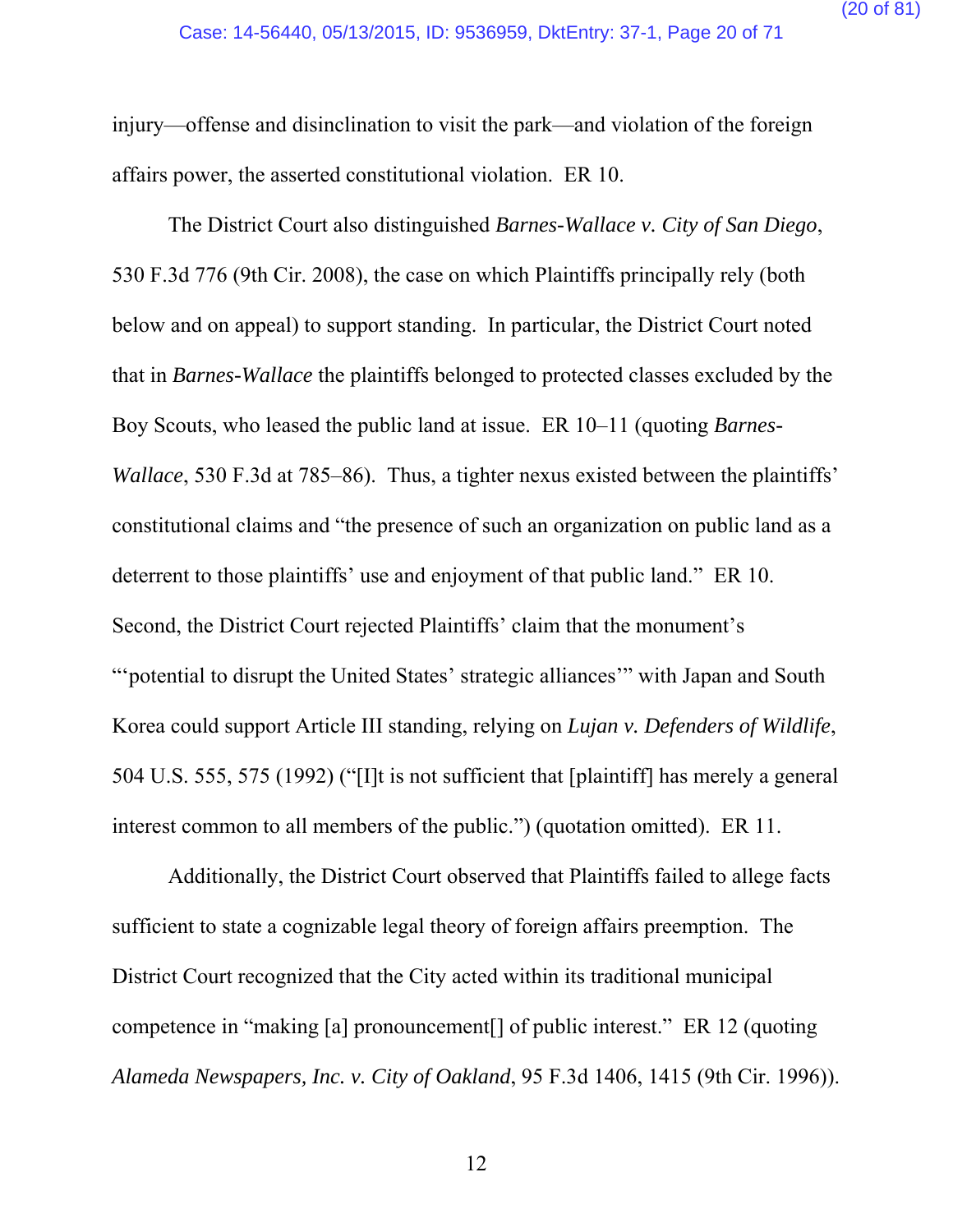injury—offense and disinclination to visit the park—and violation of the foreign affairs power, the asserted constitutional violation. ER 10.

The District Court also distinguished *Barnes-Wallace v. City of San Diego*, 530 F.3d 776 (9th Cir. 2008), the case on which Plaintiffs principally rely (both below and on appeal) to support standing. In particular, the District Court noted that in *Barnes-Wallace* the plaintiffs belonged to protected classes excluded by the Boy Scouts, who leased the public land at issue. ER 10–11 (quoting *Barnes-Wallace*, 530 F.3d at 785–86). Thus, a tighter nexus existed between the plaintiffs' constitutional claims and "the presence of such an organization on public land as a deterrent to those plaintiffs' use and enjoyment of that public land." ER 10. Second, the District Court rejected Plaintiffs' claim that the monument's "'potential to disrupt the United States' strategic alliances'" with Japan and South Korea could support Article III standing, relying on *Lujan v. Defenders of Wildlife*, 504 U.S. 555, 575 (1992) ("[I]t is not sufficient that [plaintiff] has merely a general interest common to all members of the public.") (quotation omitted). ER 11.

Additionally, the District Court observed that Plaintiffs failed to allege facts sufficient to state a cognizable legal theory of foreign affairs preemption. The District Court recognized that the City acted within its traditional municipal competence in "making [a] pronouncement[] of public interest." ER 12 (quoting *Alameda Newspapers, Inc. v. City of Oakland*, 95 F.3d 1406, 1415 (9th Cir. 1996)).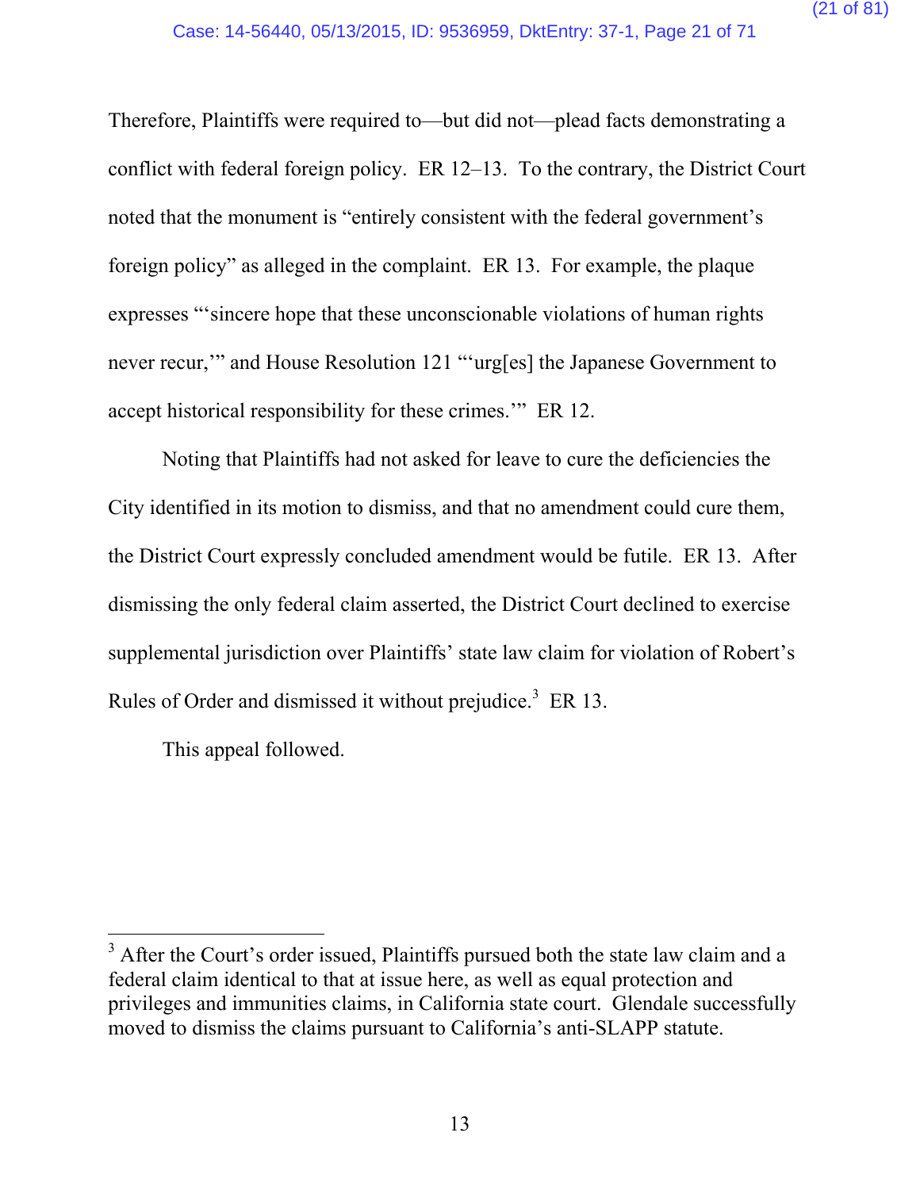Therefore, Plaintiffs were required to—but did not—plead facts demonstrating a conflict with federal foreign policy. ER 12–13. To the contrary, the District Court noted that the monument is "entirely consistent with the federal government's foreign policy" as alleged in the complaint. ER 13. For example, the plaque expresses "'sincere hope that these unconscionable violations of human rights never recur,'" and House Resolution 121 "'urg[es] the Japanese Government to accept historical responsibility for these crimes.'" ER 12.

Noting that Plaintiffs had not asked for leave to cure the deficiencies the City identified in its motion to dismiss, and that no amendment could cure them, the District Court expressly concluded amendment would be futile. ER 13. After dismissing the only federal claim asserted, the District Court declined to exercise supplemental jurisdiction over Plaintiffs' state law claim for violation of Robert's Rules of Order and dismissed it without prejudice.[3] ER 13.

This appeal followed.

---

[3] After the Court's order issued, Plaintiffs pursued both the state law claim and a federal claim identical to that at issue here, as well as equal protection and privileges and immunities claims, in California state court. Glendale successfully moved to dismiss the claims pursuant to California's anti-SLAPP statute.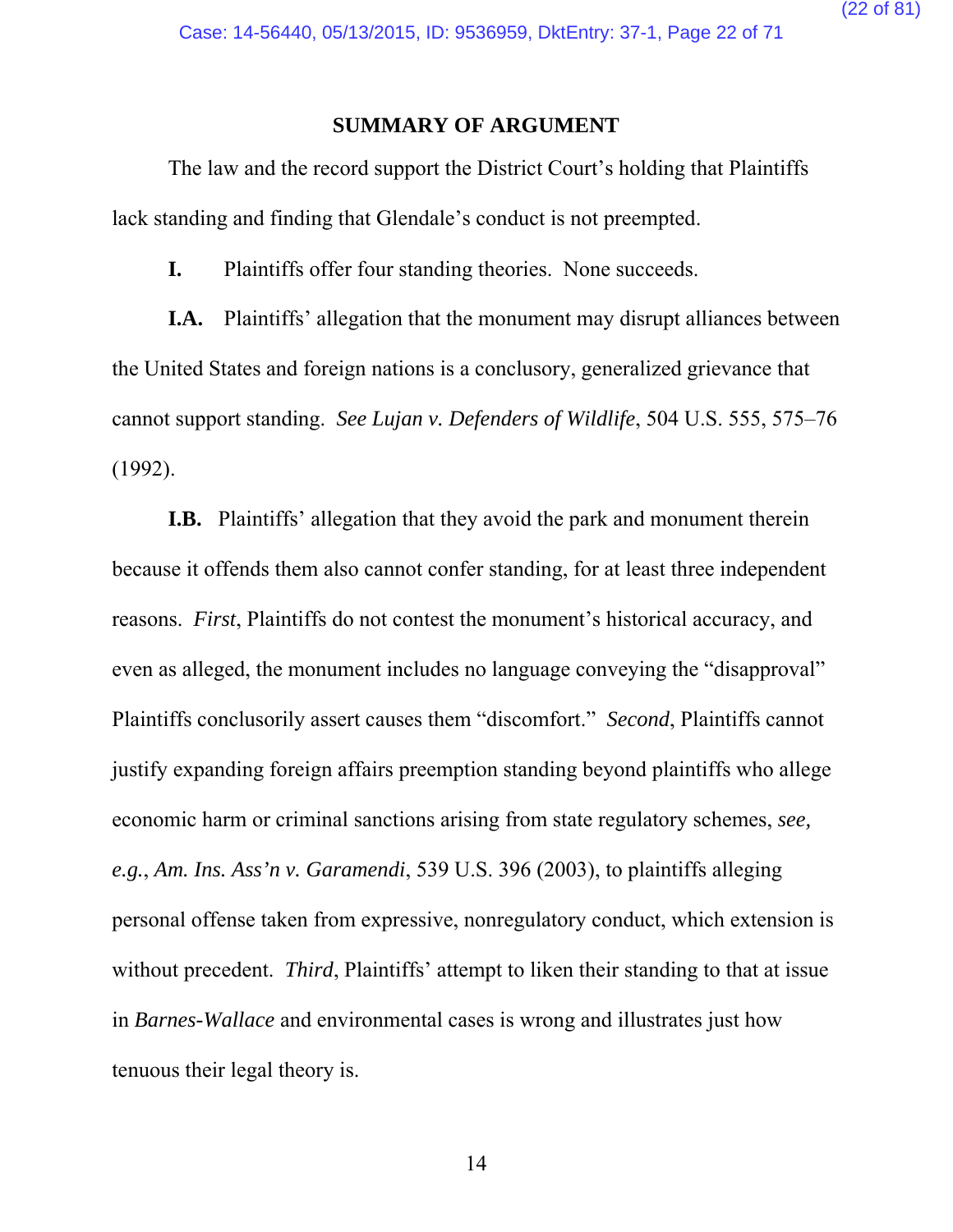## SUMMARY OF ARGUMENT

The law and the record support the District Court's holding that Plaintiffs lack standing and finding that Glendale's conduct is not preempted.

**I.** Plaintiffs offer four standing theories. None succeeds.

**I.A.** Plaintiffs' allegation that the monument may disrupt alliances between the United States and foreign nations is a conclusory, generalized grievance that cannot support standing. *See Lujan v. Defenders of Wildlife*, 504 U.S. 555, 575–76 (1992).

**I.B.** Plaintiffs' allegation that they avoid the park and monument therein because it offends them also cannot confer standing, for at least three independent reasons. *First*, Plaintiffs do not contest the monument's historical accuracy, and even as alleged, the monument includes no language conveying the "disapproval" Plaintiffs conclusorily assert causes them "discomfort." *Second*, Plaintiffs cannot justify expanding foreign affairs preemption standing beyond plaintiffs who allege economic harm or criminal sanctions arising from state regulatory schemes, *see, e.g.*, *Am. Ins. Ass'n v. Garamendi*, 539 U.S. 396 (2003), to plaintiffs alleging personal offense taken from expressive, nonregulatory conduct, which extension is without precedent. *Third*, Plaintiffs' attempt to liken their standing to that at issue in *Barnes-Wallace* and environmental cases is wrong and illustrates just how tenuous their legal theory is.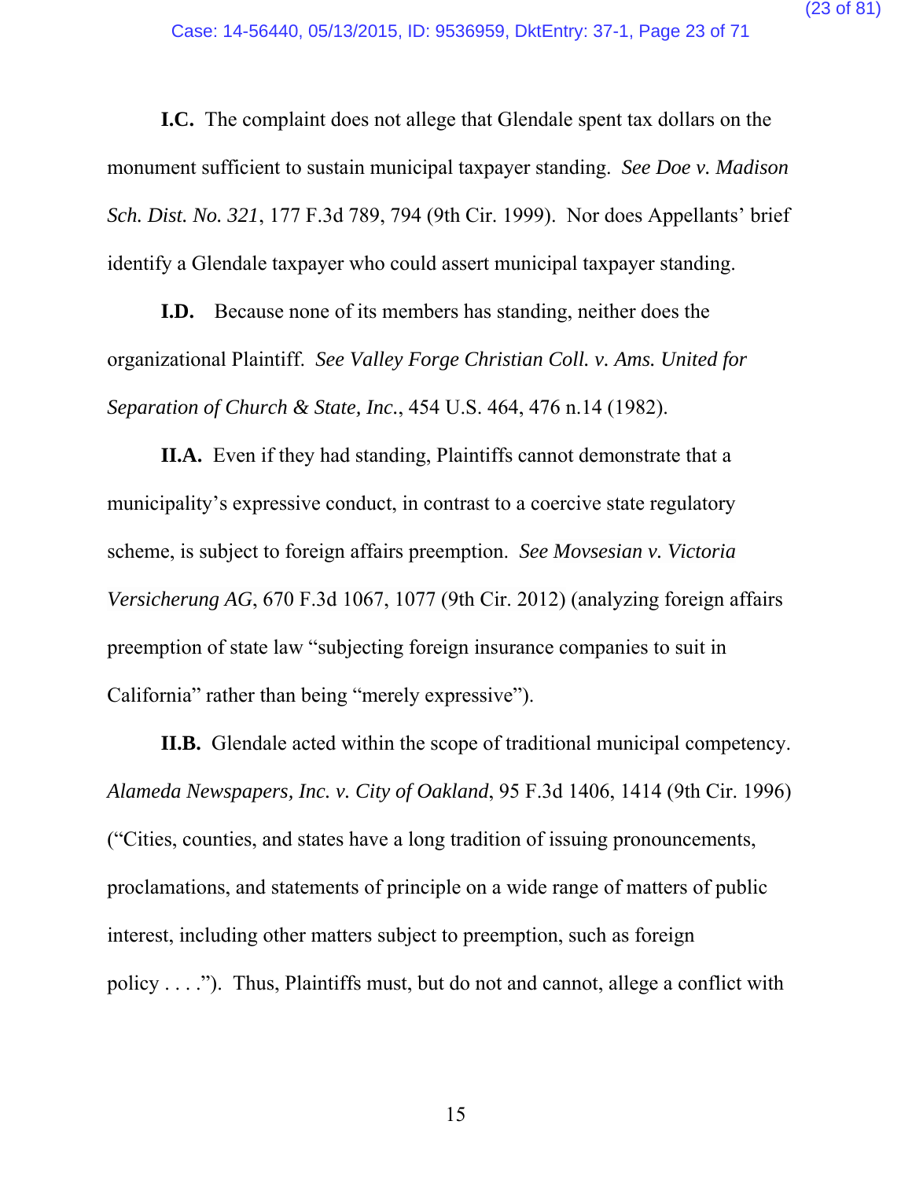**I.C.** The complaint does not allege that Glendale spent tax dollars on the monument sufficient to sustain municipal taxpayer standing. *See Doe v. Madison Sch. Dist. No. 321*, 177 F.3d 789, 794 (9th Cir. 1999). Nor does Appellants' brief identify a Glendale taxpayer who could assert municipal taxpayer standing.

**I.D.** Because none of its members has standing, neither does the organizational Plaintiff. *See Valley Forge Christian Coll. v. Ams. United for Separation of Church & State, Inc.*, 454 U.S. 464, 476 n.14 (1982).

**II.A.** Even if they had standing, Plaintiffs cannot demonstrate that a municipality's expressive conduct, in contrast to a coercive state regulatory scheme, is subject to foreign affairs preemption. *See Movsesian v. Victoria Versicherung AG*, 670 F.3d 1067, 1077 (9th Cir. 2012) (analyzing foreign affairs preemption of state law "subjecting foreign insurance companies to suit in California" rather than being "merely expressive").

**II.B.** Glendale acted within the scope of traditional municipal competency. *Alameda Newspapers, Inc. v. City of Oakland*, 95 F.3d 1406, 1414 (9th Cir. 1996) ("Cities, counties, and states have a long tradition of issuing pronouncements, proclamations, and statements of principle on a wide range of matters of public interest, including other matters subject to preemption, such as foreign policy . . . ."). Thus, Plaintiffs must, but do not and cannot, allege a conflict with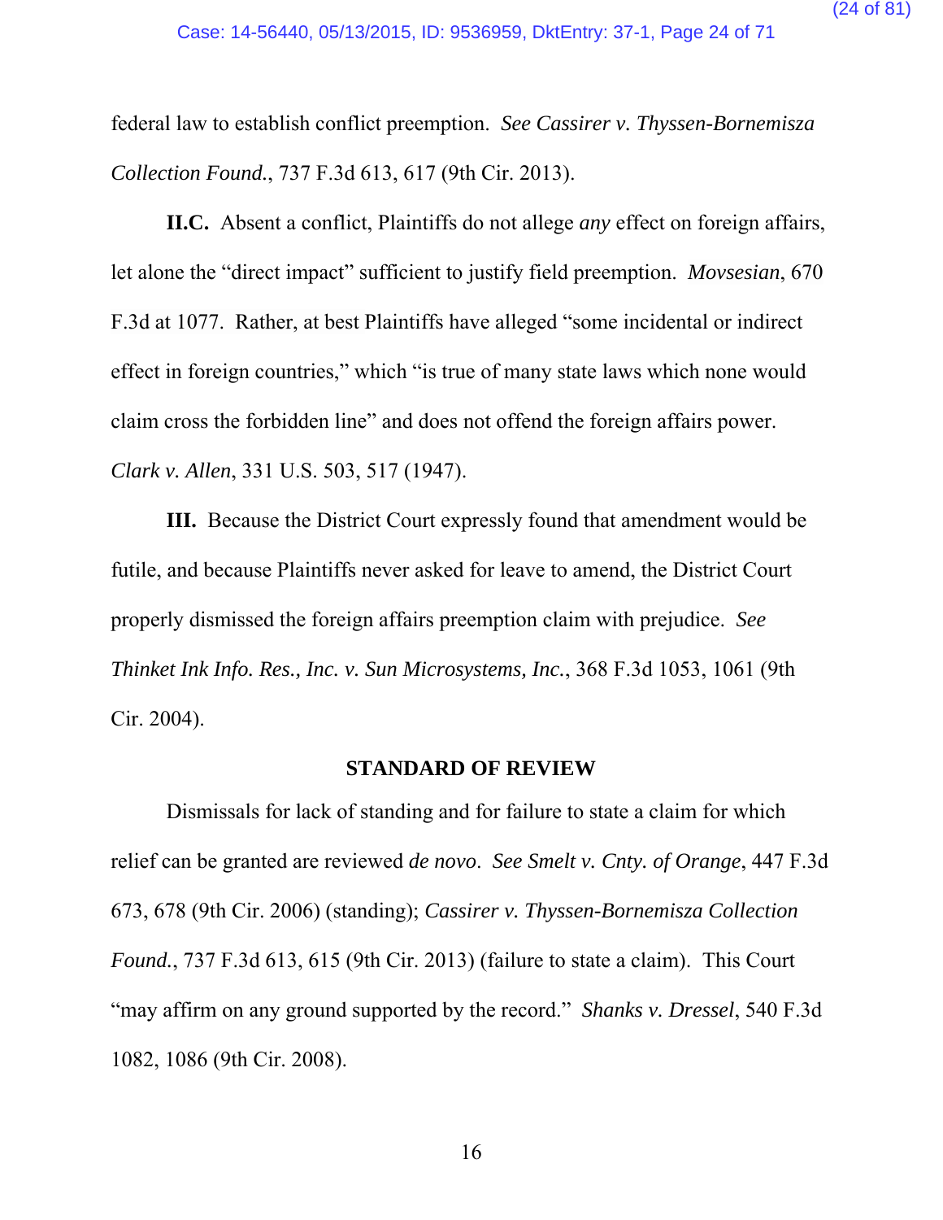federal law to establish conflict preemption. *See Cassirer v. Thyssen-Bornemisza Collection Found.*, 737 F.3d 613, 617 (9th Cir. 2013).

**II.C.** Absent a conflict, Plaintiffs do not allege *any* effect on foreign affairs, let alone the "direct impact" sufficient to justify field preemption. *Movsesian*, 670 F.3d at 1077. Rather, at best Plaintiffs have alleged "some incidental or indirect effect in foreign countries," which "is true of many state laws which none would claim cross the forbidden line" and does not offend the foreign affairs power. *Clark v. Allen*, 331 U.S. 503, 517 (1947).

**III.** Because the District Court expressly found that amendment would be futile, and because Plaintiffs never asked for leave to amend, the District Court properly dismissed the foreign affairs preemption claim with prejudice. *See Thinket Ink Info. Res., Inc. v. Sun Microsystems, Inc.*, 368 F.3d 1053, 1061 (9th Cir. 2004).

## STANDARD OF REVIEW

Dismissals for lack of standing and for failure to state a claim for which relief can be granted are reviewed *de novo*. *See Smelt v. Cnty. of Orange*, 447 F.3d 673, 678 (9th Cir. 2006) (standing); *Cassirer v. Thyssen-Bornemisza Collection Found.*, 737 F.3d 613, 615 (9th Cir. 2013) (failure to state a claim). This Court "may affirm on any ground supported by the record." *Shanks v. Dressel*, 540 F.3d 1082, 1086 (9th Cir. 2008).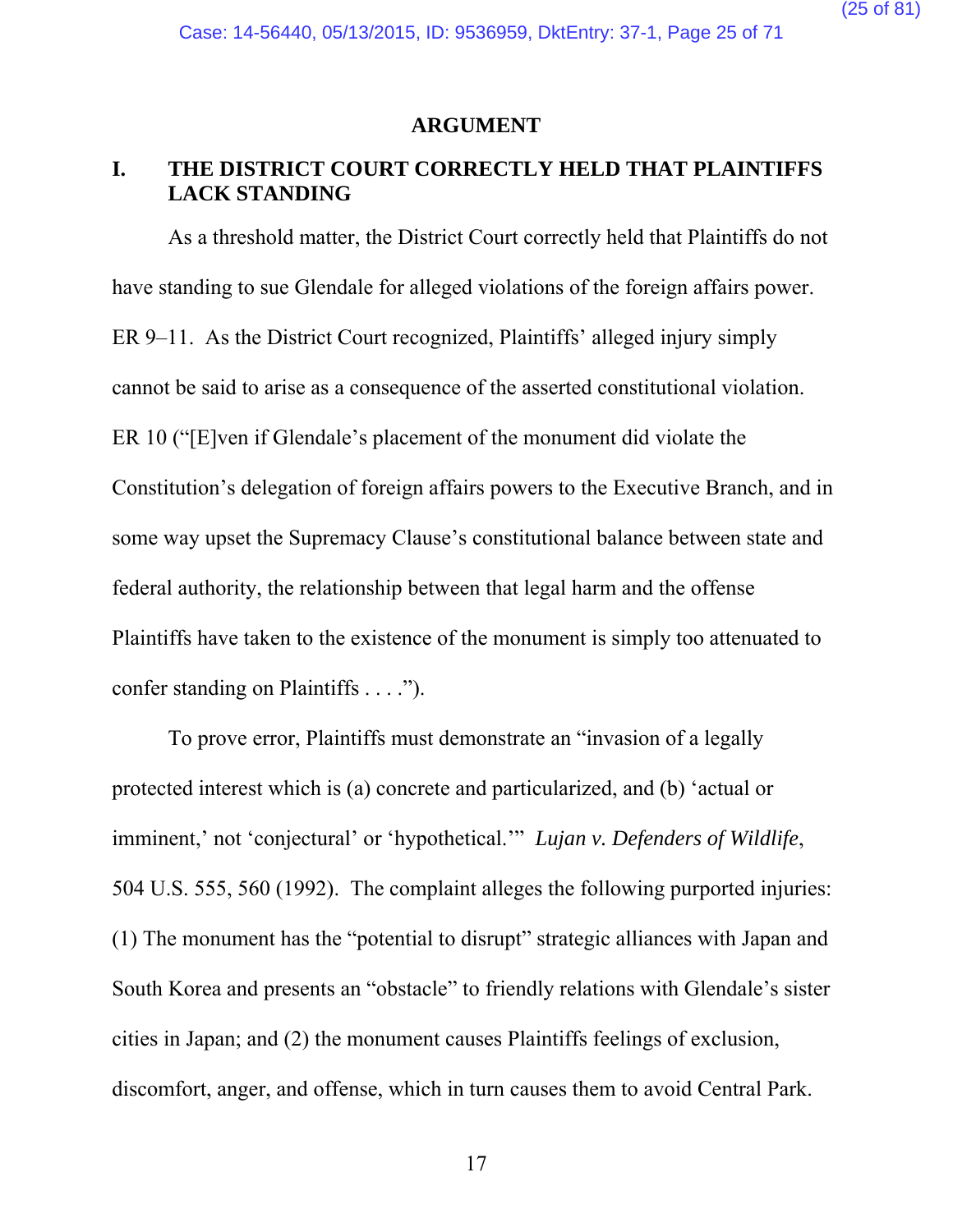# ARGUMENT

## I. THE DISTRICT COURT CORRECTLY HELD THAT PLAINTIFFS LACK STANDING

As a threshold matter, the District Court correctly held that Plaintiffs do not have standing to sue Glendale for alleged violations of the foreign affairs power. ER 9–11. As the District Court recognized, Plaintiffs' alleged injury simply cannot be said to arise as a consequence of the asserted constitutional violation. ER 10 ("[E]ven if Glendale's placement of the monument did violate the Constitution's delegation of foreign affairs powers to the Executive Branch, and in some way upset the Supremacy Clause's constitutional balance between state and federal authority, the relationship between that legal harm and the offense Plaintiffs have taken to the existence of the monument is simply too attenuated to confer standing on Plaintiffs . . . .").

To prove error, Plaintiffs must demonstrate an "invasion of a legally protected interest which is (a) concrete and particularized, and (b) 'actual or imminent,' not 'conjectural' or 'hypothetical.'" *Lujan v. Defenders of Wildlife*, 504 U.S. 555, 560 (1992). The complaint alleges the following purported injuries: (1) The monument has the "potential to disrupt" strategic alliances with Japan and South Korea and presents an "obstacle" to friendly relations with Glendale's sister cities in Japan; and (2) the monument causes Plaintiffs feelings of exclusion, discomfort, anger, and offense, which in turn causes them to avoid Central Park.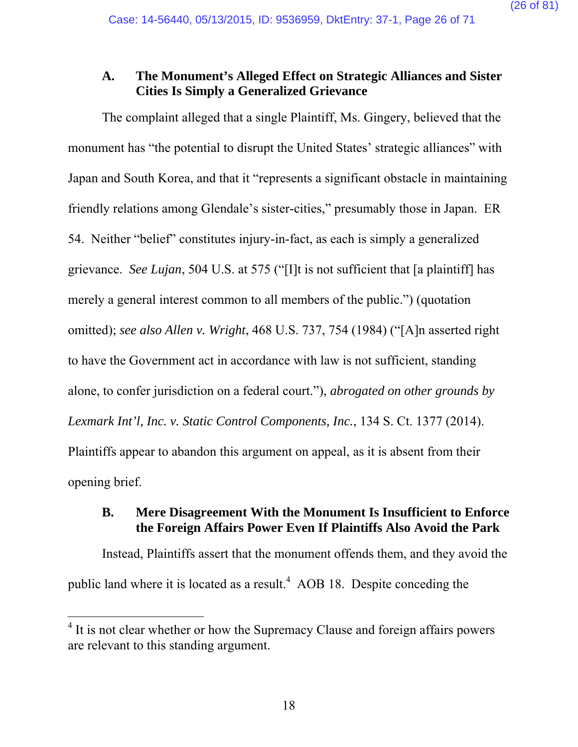### A. The Monument's Alleged Effect on Strategic Alliances and Sister Cities Is Simply a Generalized Grievance

The complaint alleged that a single Plaintiff, Ms. Gingery, believed that the monument has "the potential to disrupt the United States' strategic alliances" with Japan and South Korea, and that it "represents a significant obstacle in maintaining friendly relations among Glendale's sister-cities," presumably those in Japan. ER 54. Neither "belief" constitutes injury-in-fact, as each is simply a generalized grievance. *See Lujan*, 504 U.S. at 575 ("[I]t is not sufficient that [a plaintiff] has merely a general interest common to all members of the public.") (quotation omitted); *see also Allen v. Wright*, 468 U.S. 737, 754 (1984) ("[A]n asserted right to have the Government act in accordance with law is not sufficient, standing alone, to confer jurisdiction on a federal court."), *abrogated on other grounds by Lexmark Int'l, Inc. v. Static Control Components, Inc.*, 134 S. Ct. 1377 (2014). Plaintiffs appear to abandon this argument on appeal, as it is absent from their opening brief.

### B. Mere Disagreement With the Monument Is Insufficient to Enforce the Foreign Affairs Power Even If Plaintiffs Also Avoid the Park

Instead, Plaintiffs assert that the monument offends them, and they avoid the public land where it is located as a result.[4] AOB 18. Despite conceding the

[4] It is not clear whether or how the Supremacy Clause and foreign affairs powers are relevant to this standing argument.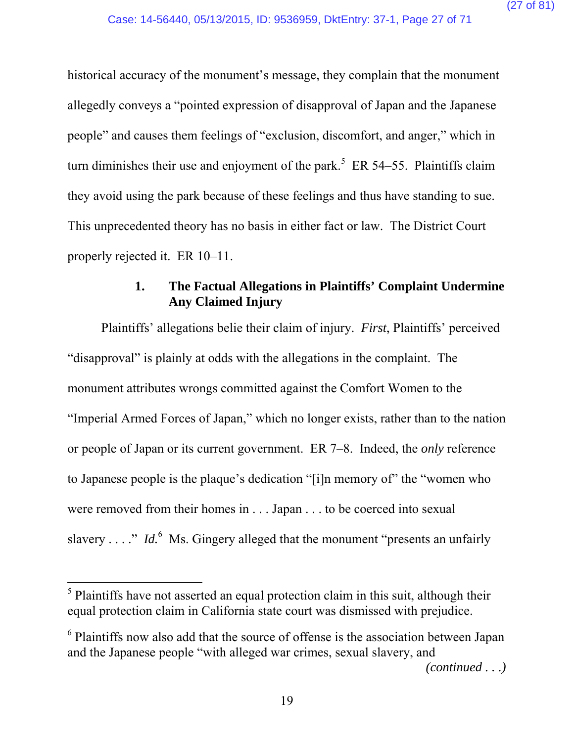historical accuracy of the monument's message, they complain that the monument allegedly conveys a "pointed expression of disapproval of Japan and the Japanese people" and causes them feelings of "exclusion, discomfort, and anger," which in turn diminishes their use and enjoyment of the park.[5] ER 54–55. Plaintiffs claim they avoid using the park because of these feelings and thus have standing to sue. This unprecedented theory has no basis in either fact or law. The District Court properly rejected it. ER 10–11.

### 1. The Factual Allegations in Plaintiffs' Complaint Undermine Any Claimed Injury

Plaintiffs' allegations belie their claim of injury. *First*, Plaintiffs' perceived "disapproval" is plainly at odds with the allegations in the complaint. The monument attributes wrongs committed against the Comfort Women to the "Imperial Armed Forces of Japan," which no longer exists, rather than to the nation or people of Japan or its current government. ER 7–8. Indeed, the *only* reference to Japanese people is the plaque's dedication "[i]n memory of" the "women who were removed from their homes in . . . Japan . . . to be coerced into sexual slavery . . . ." *Id.*[6] Ms. Gingery alleged that the monument "presents an unfairly

---

[5] Plaintiffs have not asserted an equal protection claim in this suit, although their equal protection claim in California state court was dismissed with prejudice.

[6] Plaintiffs now also add that the source of offense is the association between Japan and the Japanese people "with alleged war crimes, sexual slavery, and *(continued . . .)*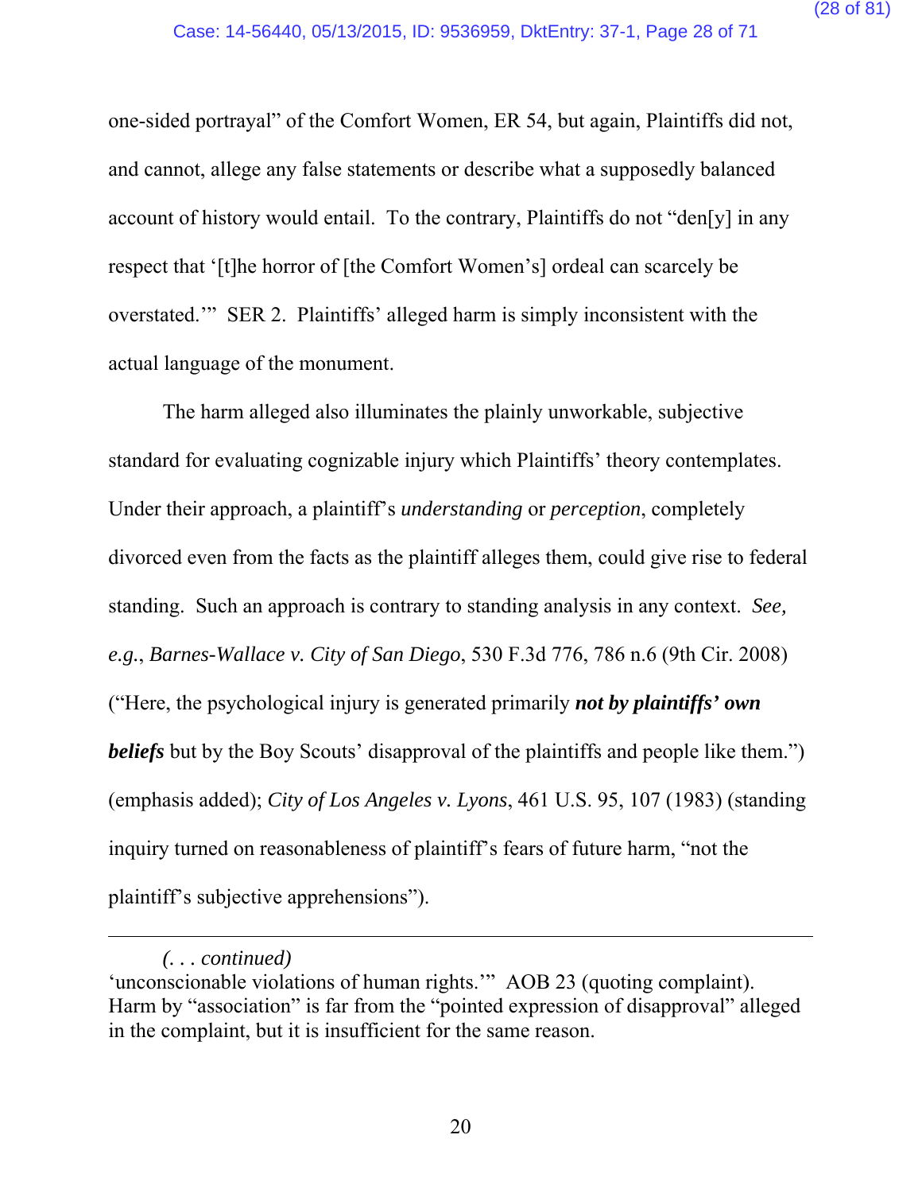one-sided portrayal" of the Comfort Women, ER 54, but again, Plaintiffs did not, and cannot, allege any false statements or describe what a supposedly balanced account of history would entail. To the contrary, Plaintiffs do not "den[y] in any respect that '[t]he horror of [the Comfort Women's] ordeal can scarcely be overstated.'" SER 2. Plaintiffs' alleged harm is simply inconsistent with the actual language of the monument.

The harm alleged also illuminates the plainly unworkable, subjective standard for evaluating cognizable injury which Plaintiffs' theory contemplates. Under their approach, a plaintiff's *understanding* or *perception*, completely divorced even from the facts as the plaintiff alleges them, could give rise to federal standing. Such an approach is contrary to standing analysis in any context. *See, e.g.*, *Barnes-Wallace v. City of San Diego*, 530 F.3d 776, 786 n.6 (9th Cir. 2008) ("Here, the psychological injury is generated primarily ***not by plaintiffs' own beliefs*** but by the Boy Scouts' disapproval of the plaintiffs and people like them.") (emphasis added); *City of Los Angeles v. Lyons*, 461 U.S. 95, 107 (1983) (standing inquiry turned on reasonableness of plaintiff's fears of future harm, "not the plaintiff's subjective apprehensions").

---

*(. . . continued)*
'unconscionable violations of human rights.'" AOB 23 (quoting complaint). Harm by "association" is far from the "pointed expression of disapproval" alleged in the complaint, but it is insufficient for the same reason.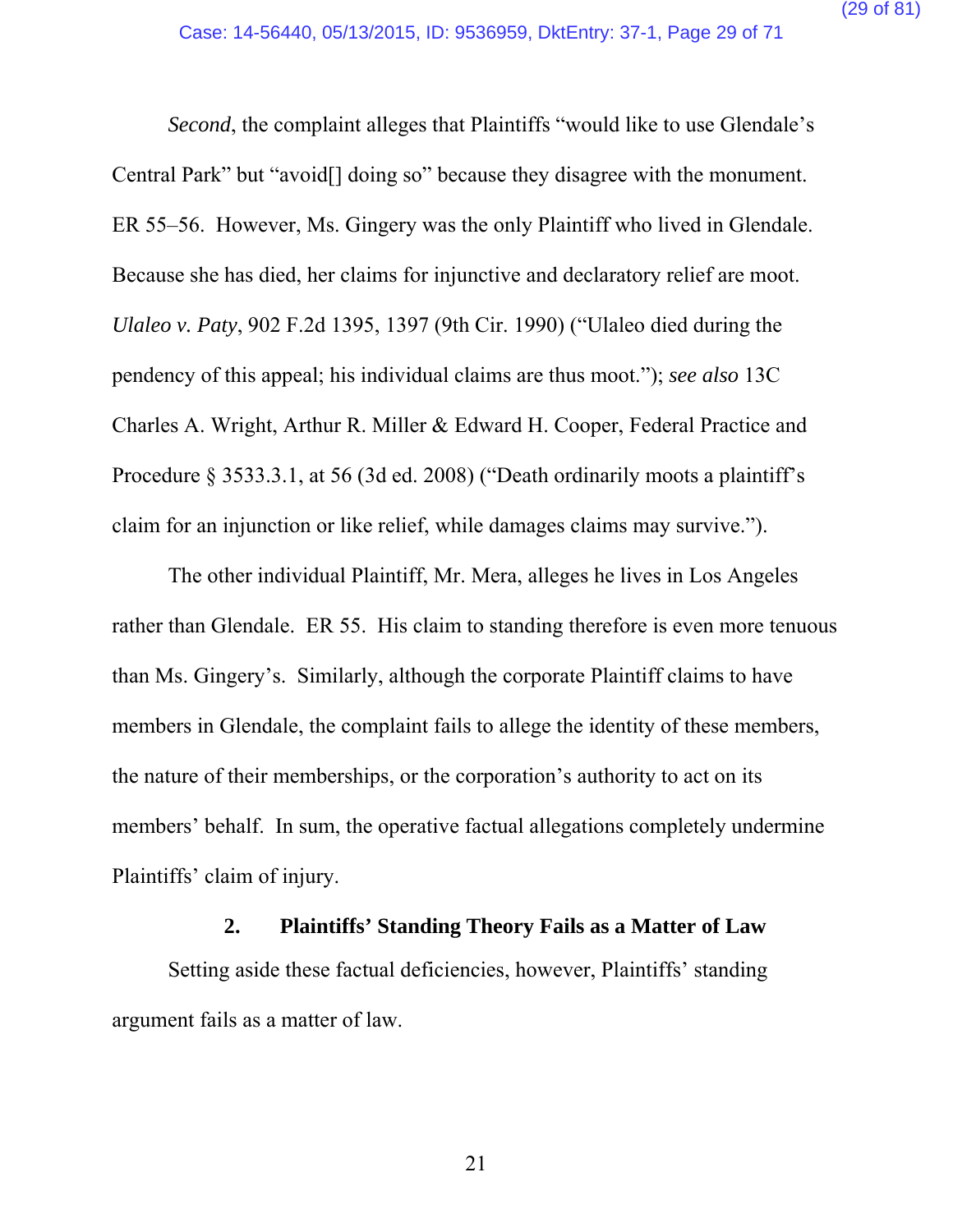*Second*, the complaint alleges that Plaintiffs "would like to use Glendale's Central Park" but "avoid[] doing so" because they disagree with the monument. ER 55–56. However, Ms. Gingery was the only Plaintiff who lived in Glendale. Because she has died, her claims for injunctive and declaratory relief are moot. *Ulaleo v. Paty*, 902 F.2d 1395, 1397 (9th Cir. 1990) ("Ulaleo died during the pendency of this appeal; his individual claims are thus moot."); *see also* 13C Charles A. Wright, Arthur R. Miller & Edward H. Cooper, Federal Practice and Procedure § 3533.3.1, at 56 (3d ed. 2008) ("Death ordinarily moots a plaintiff's claim for an injunction or like relief, while damages claims may survive.").

The other individual Plaintiff, Mr. Mera, alleges he lives in Los Angeles rather than Glendale. ER 55. His claim to standing therefore is even more tenuous than Ms. Gingery's. Similarly, although the corporate Plaintiff claims to have members in Glendale, the complaint fails to allege the identity of these members, the nature of their memberships, or the corporation's authority to act on its members' behalf. In sum, the operative factual allegations completely undermine Plaintiffs' claim of injury.

### 2. Plaintiffs' Standing Theory Fails as a Matter of Law

Setting aside these factual deficiencies, however, Plaintiffs' standing argument fails as a matter of law.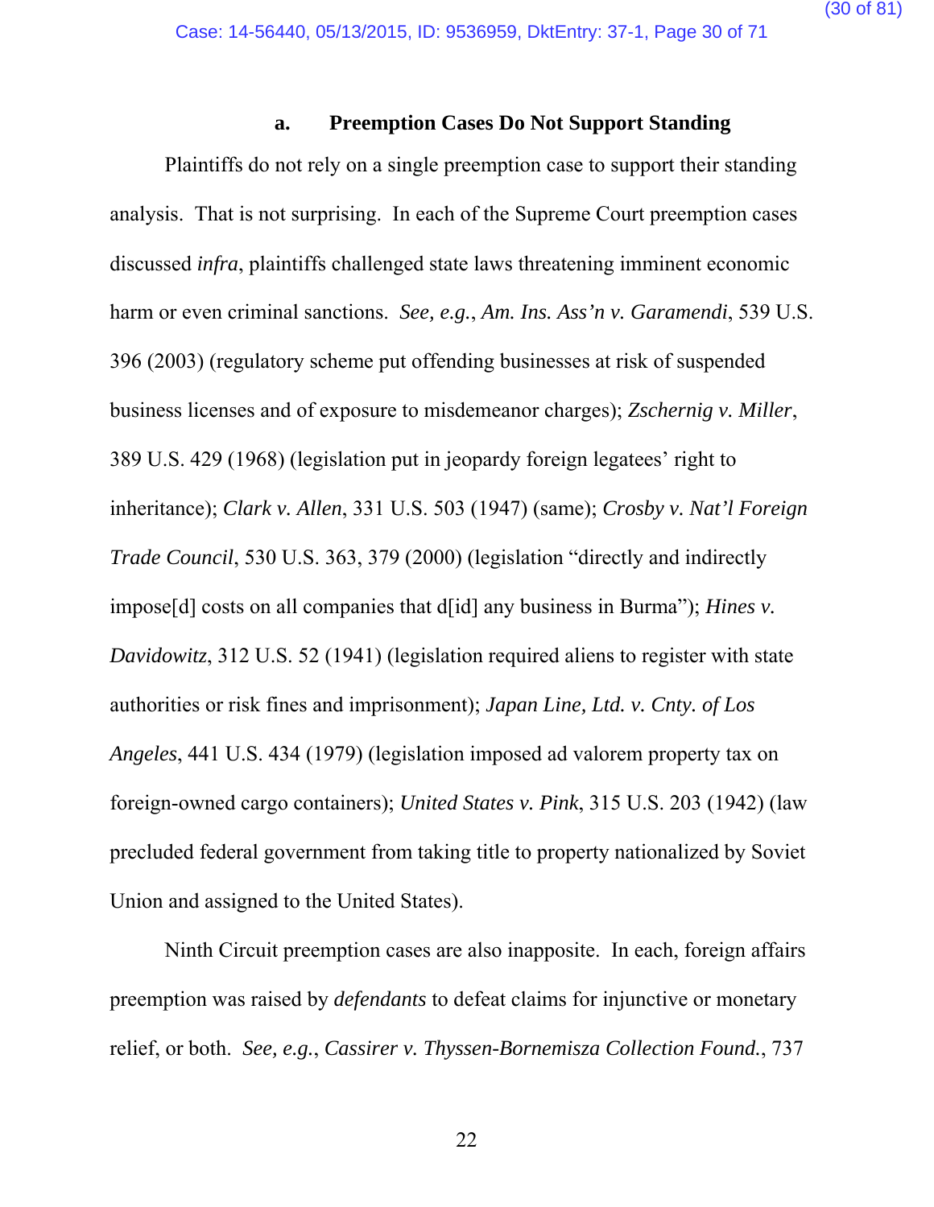### a. Preemption Cases Do Not Support Standing

Plaintiffs do not rely on a single preemption case to support their standing analysis. That is not surprising. In each of the Supreme Court preemption cases discussed *infra*, plaintiffs challenged state laws threatening imminent economic harm or even criminal sanctions. *See, e.g.*, *Am. Ins. Ass'n v. Garamendi*, 539 U.S. 396 (2003) (regulatory scheme put offending businesses at risk of suspended business licenses and of exposure to misdemeanor charges); *Zschernig v. Miller*, 389 U.S. 429 (1968) (legislation put in jeopardy foreign legatees' right to inheritance); *Clark v. Allen*, 331 U.S. 503 (1947) (same); *Crosby v. Nat'l Foreign Trade Council*, 530 U.S. 363, 379 (2000) (legislation "directly and indirectly impose[d] costs on all companies that d[id] any business in Burma"); *Hines v. Davidowitz*, 312 U.S. 52 (1941) (legislation required aliens to register with state authorities or risk fines and imprisonment); *Japan Line, Ltd. v. Cnty. of Los Angeles*, 441 U.S. 434 (1979) (legislation imposed ad valorem property tax on foreign-owned cargo containers); *United States v. Pink*, 315 U.S. 203 (1942) (law precluded federal government from taking title to property nationalized by Soviet Union and assigned to the United States).

Ninth Circuit preemption cases are also inapposite. In each, foreign affairs preemption was raised by *defendants* to defeat claims for injunctive or monetary relief, or both. *See, e.g.*, *Cassirer v. Thyssen-Bornemisza Collection Found.*, 737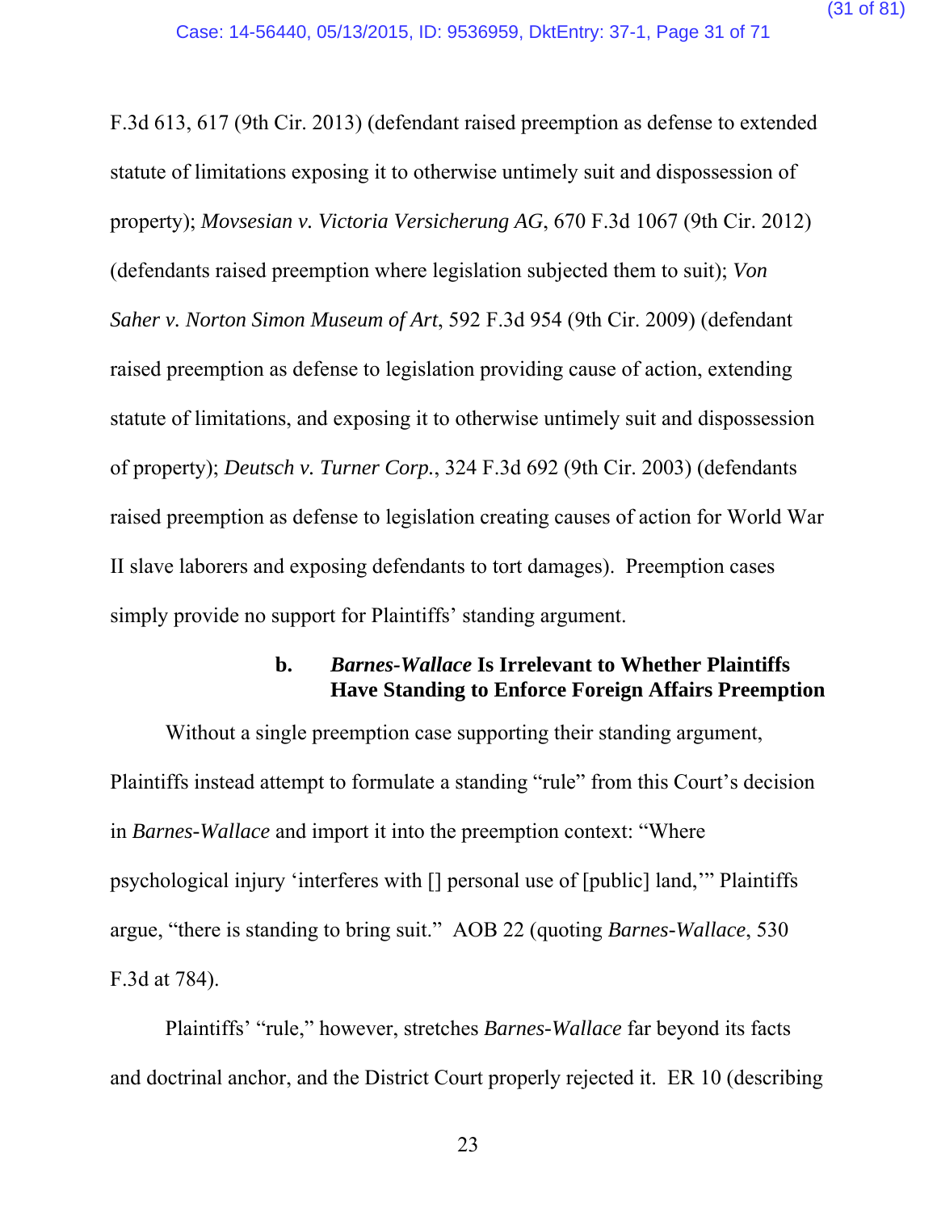F.3d 613, 617 (9th Cir. 2013) (defendant raised preemption as defense to extended statute of limitations exposing it to otherwise untimely suit and dispossession of property); *Movsesian v. Victoria Versicherung AG*, 670 F.3d 1067 (9th Cir. 2012) (defendants raised preemption where legislation subjected them to suit); *Von Saher v. Norton Simon Museum of Art*, 592 F.3d 954 (9th Cir. 2009) (defendant raised preemption as defense to legislation providing cause of action, extending statute of limitations, and exposing it to otherwise untimely suit and dispossession of property); *Deutsch v. Turner Corp.*, 324 F.3d 692 (9th Cir. 2003) (defendants raised preemption as defense to legislation creating causes of action for World War II slave laborers and exposing defendants to tort damages). Preemption cases simply provide no support for Plaintiffs' standing argument.

#### b. *Barnes-Wallace* Is Irrelevant to Whether Plaintiffs Have Standing to Enforce Foreign Affairs Preemption

Without a single preemption case supporting their standing argument, Plaintiffs instead attempt to formulate a standing "rule" from this Court's decision in *Barnes-Wallace* and import it into the preemption context: "Where psychological injury 'interferes with [] personal use of [public] land,'" Plaintiffs argue, "there is standing to bring suit." AOB 22 (quoting *Barnes-Wallace*, 530 F.3d at 784).

Plaintiffs' "rule," however, stretches *Barnes-Wallace* far beyond its facts and doctrinal anchor, and the District Court properly rejected it. ER 10 (describing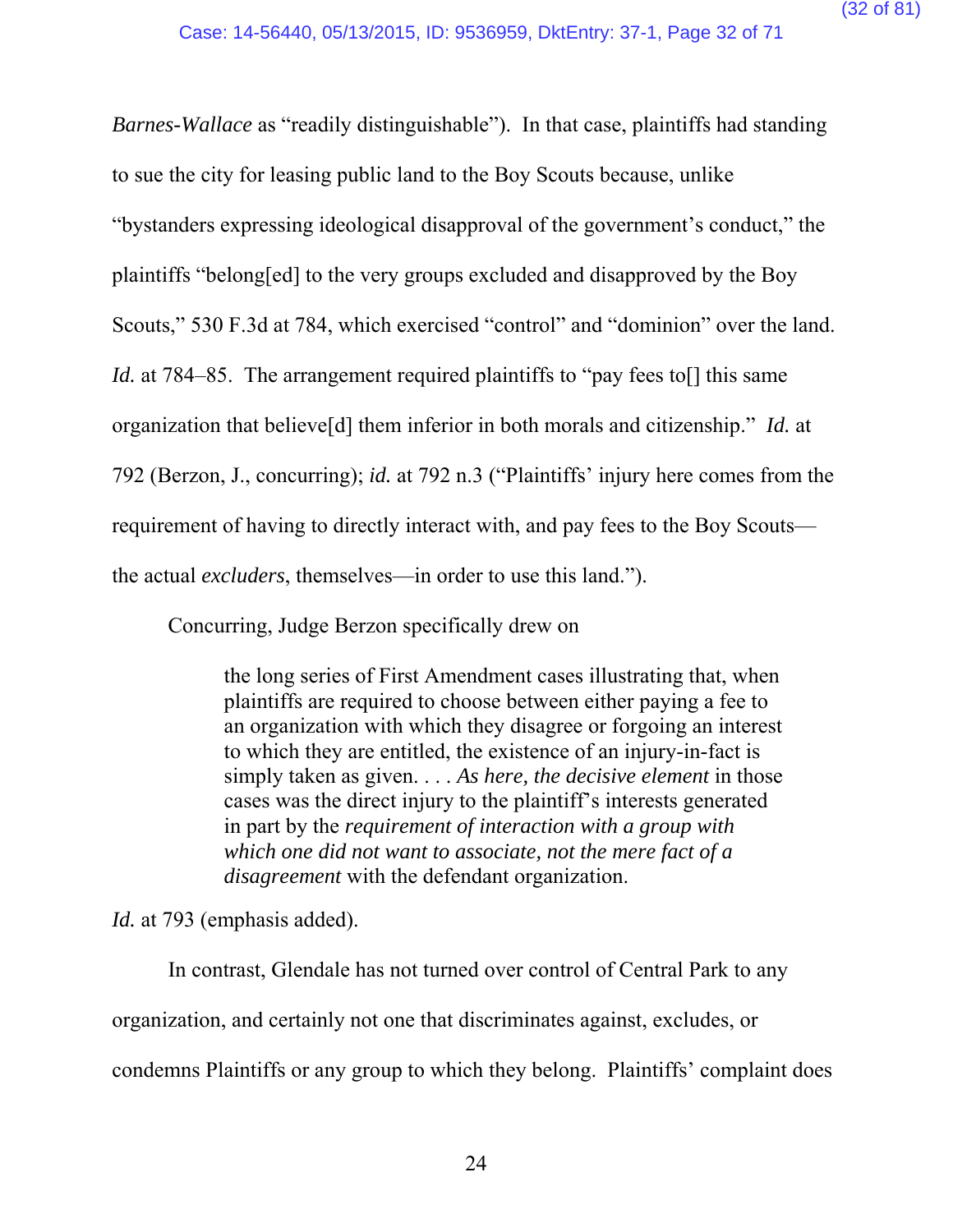*Barnes-Wallace* as "readily distinguishable"). In that case, plaintiffs had standing to sue the city for leasing public land to the Boy Scouts because, unlike "bystanders expressing ideological disapproval of the government's conduct," the plaintiffs "belong[ed] to the very groups excluded and disapproved by the Boy Scouts," 530 F.3d at 784, which exercised "control" and "dominion" over the land. *Id.* at 784–85. The arrangement required plaintiffs to "pay fees to[] this same organization that believe[d] them inferior in both morals and citizenship." *Id.* at 792 (Berzon, J., concurring); *id.* at 792 n.3 ("Plaintiffs' injury here comes from the requirement of having to directly interact with, and pay fees to the Boy Scouts—the actual *excluders*, themselves—in order to use this land.").

Concurring, Judge Berzon specifically drew on

> the long series of First Amendment cases illustrating that, when plaintiffs are required to choose between either paying a fee to an organization with which they disagree or forgoing an interest to which they are entitled, the existence of an injury-in-fact is simply taken as given. . . . *As here, the decisive element* in those cases was the direct injury to the plaintiff's interests generated in part by the *requirement of interaction with a group with which one did not want to associate, not the mere fact of a disagreement* with the defendant organization.

*Id.* at 793 (emphasis added).

In contrast, Glendale has not turned over control of Central Park to any organization, and certainly not one that discriminates against, excludes, or condemns Plaintiffs or any group to which they belong. Plaintiffs' complaint does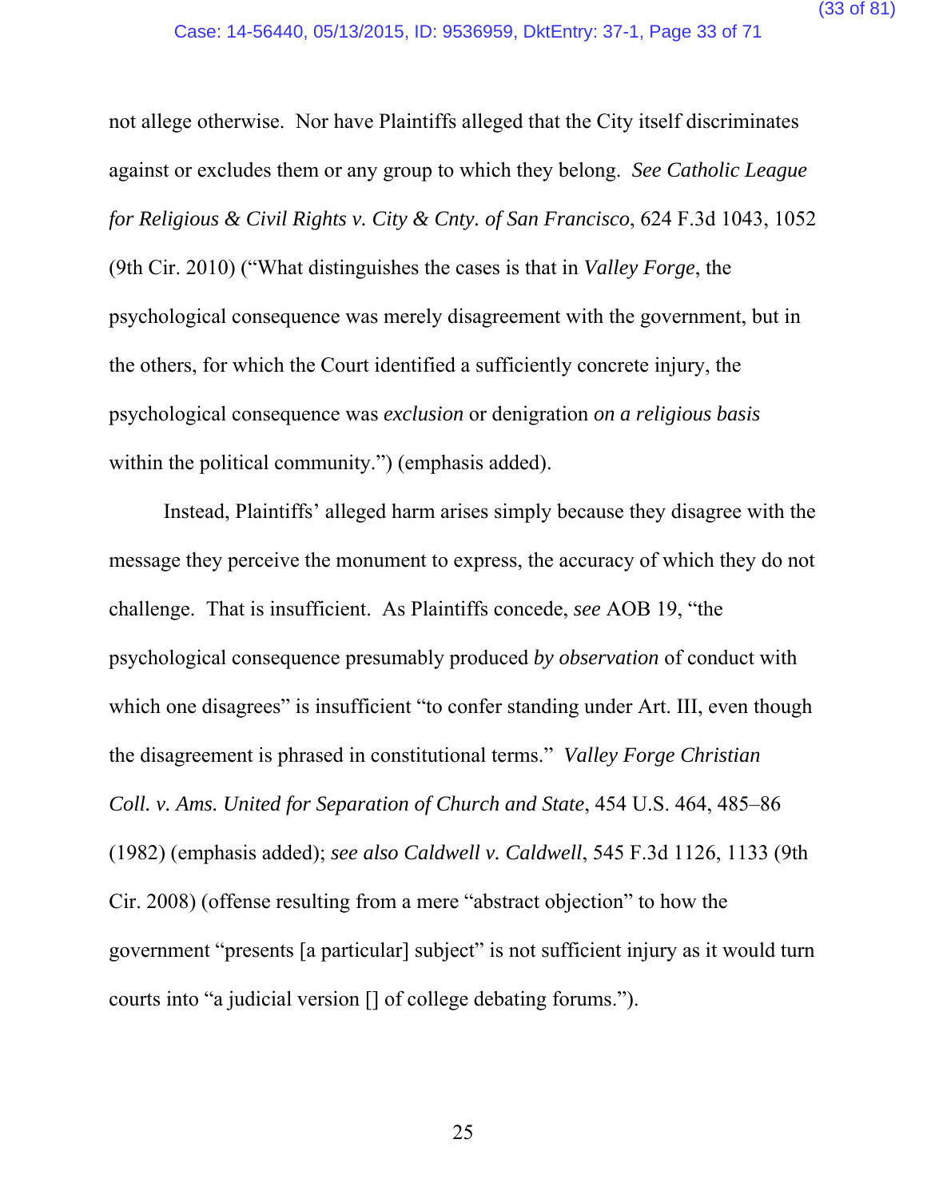not allege otherwise. Nor have Plaintiffs alleged that the City itself discriminates against or excludes them or any group to which they belong. *See Catholic League for Religious & Civil Rights v. City & Cnty. of San Francisco*, 624 F.3d 1043, 1052 (9th Cir. 2010) ("What distinguishes the cases is that in *Valley Forge*, the psychological consequence was merely disagreement with the government, but in the others, for which the Court identified a sufficiently concrete injury, the psychological consequence was *exclusion* or denigration *on a religious basis* within the political community.") (emphasis added).

Instead, Plaintiffs' alleged harm arises simply because they disagree with the message they perceive the monument to express, the accuracy of which they do not challenge. That is insufficient. As Plaintiffs concede, *see* AOB 19, "the psychological consequence presumably produced *by observation* of conduct with which one disagrees" is insufficient "to confer standing under Art. III, even though the disagreement is phrased in constitutional terms." *Valley Forge Christian Coll. v. Ams. United for Separation of Church and State*, 454 U.S. 464, 485–86 (1982) (emphasis added); *see also Caldwell v. Caldwell*, 545 F.3d 1126, 1133 (9th Cir. 2008) (offense resulting from a mere "abstract objection" to how the government "presents [a particular] subject" is not sufficient injury as it would turn courts into "a judicial version [] of college debating forums.").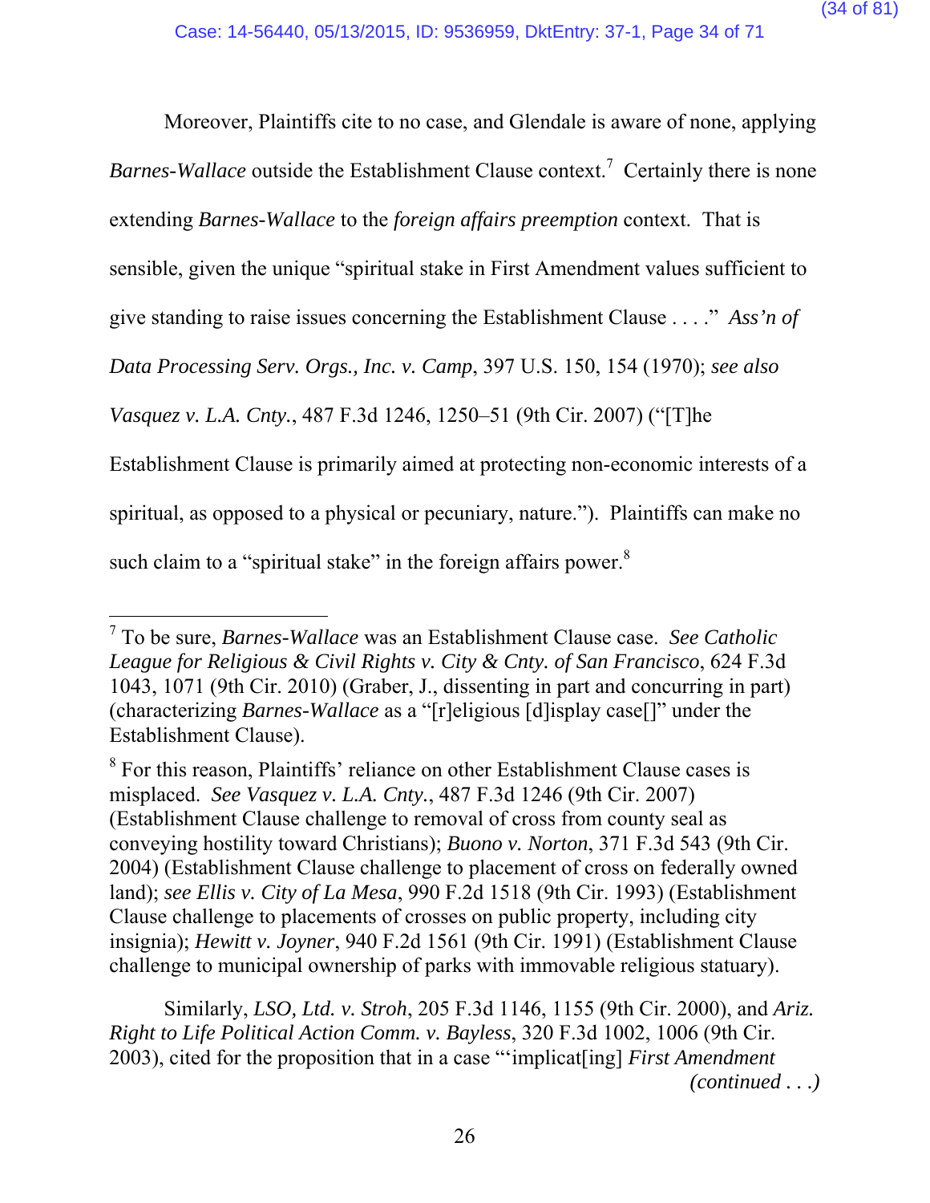Moreover, Plaintiffs cite to no case, and Glendale is aware of none, applying *Barnes-Wallace* outside the Establishment Clause context.[7] Certainly there is none extending *Barnes-Wallace* to the *foreign affairs preemption* context. That is sensible, given the unique "spiritual stake in First Amendment values sufficient to give standing to raise issues concerning the Establishment Clause . . . ." *Ass'n of Data Processing Serv. Orgs., Inc. v. Camp*, 397 U.S. 150, 154 (1970); *see also Vasquez v. L.A. Cnty.*, 487 F.3d 1246, 1250–51 (9th Cir. 2007) ("[T]he Establishment Clause is primarily aimed at protecting non-economic interests of a spiritual, as opposed to a physical or pecuniary, nature."). Plaintiffs can make no such claim to a "spiritual stake" in the foreign affairs power.[8]

---

[7] To be sure, *Barnes-Wallace* was an Establishment Clause case. *See Catholic League for Religious & Civil Rights v. City & Cnty. of San Francisco*, 624 F.3d 1043, 1071 (9th Cir. 2010) (Graber, J., dissenting in part and concurring in part) (characterizing *Barnes-Wallace* as a "[r]eligious [d]isplay case[]" under the Establishment Clause).

[8] For this reason, Plaintiffs' reliance on other Establishment Clause cases is misplaced. *See Vasquez v. L.A. Cnty.*, 487 F.3d 1246 (9th Cir. 2007) (Establishment Clause challenge to removal of cross from county seal as conveying hostility toward Christians); *Buono v. Norton*, 371 F.3d 543 (9th Cir. 2004) (Establishment Clause challenge to placement of cross on federally owned land); *see Ellis v. City of La Mesa*, 990 F.2d 1518 (9th Cir. 1993) (Establishment Clause challenge to placements of crosses on public property, including city insignia); *Hewitt v. Joyner*, 940 F.2d 1561 (9th Cir. 1991) (Establishment Clause challenge to municipal ownership of parks with immovable religious statuary).

Similarly, *LSO, Ltd. v. Stroh*, 205 F.3d 1146, 1155 (9th Cir. 2000), and *Ariz. Right to Life Political Action Comm. v. Bayless*, 320 F.3d 1002, 1006 (9th Cir. 2003), cited for the proposition that in a case "'implicat[ing] *First Amendment*

*(continued . . .)*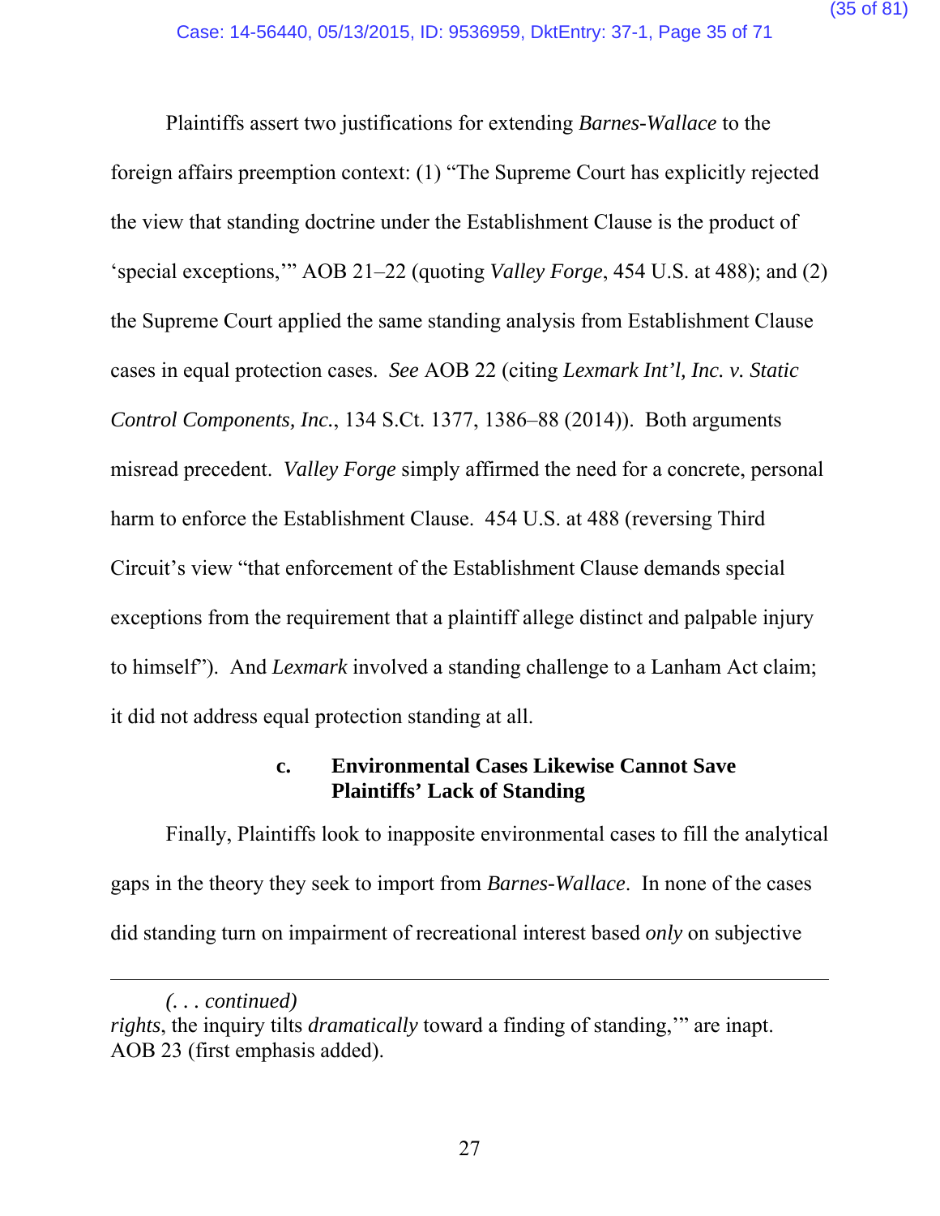Plaintiffs assert two justifications for extending *Barnes-Wallace* to the foreign affairs preemption context: (1) "The Supreme Court has explicitly rejected the view that standing doctrine under the Establishment Clause is the product of 'special exceptions,'" AOB 21–22 (quoting *Valley Forge*, 454 U.S. at 488); and (2) the Supreme Court applied the same standing analysis from Establishment Clause cases in equal protection cases. *See* AOB 22 (citing *Lexmark Int'l, Inc. v. Static Control Components, Inc.*, 134 S.Ct. 1377, 1386–88 (2014)). Both arguments misread precedent. *Valley Forge* simply affirmed the need for a concrete, personal harm to enforce the Establishment Clause. 454 U.S. at 488 (reversing Third Circuit's view "that enforcement of the Establishment Clause demands special exceptions from the requirement that a plaintiff allege distinct and palpable injury to himself"). And *Lexmark* involved a standing challenge to a Lanham Act claim; it did not address equal protection standing at all.

### c. Environmental Cases Likewise Cannot Save Plaintiffs' Lack of Standing

Finally, Plaintiffs look to inapposite environmental cases to fill the analytical gaps in the theory they seek to import from *Barnes-Wallace*. In none of the cases did standing turn on impairment of recreational interest based *only* on subjective

---

*(. . . continued)*
*rights*, the inquiry tilts *dramatically* toward a finding of standing,'" are inapt. AOB 23 (first emphasis added).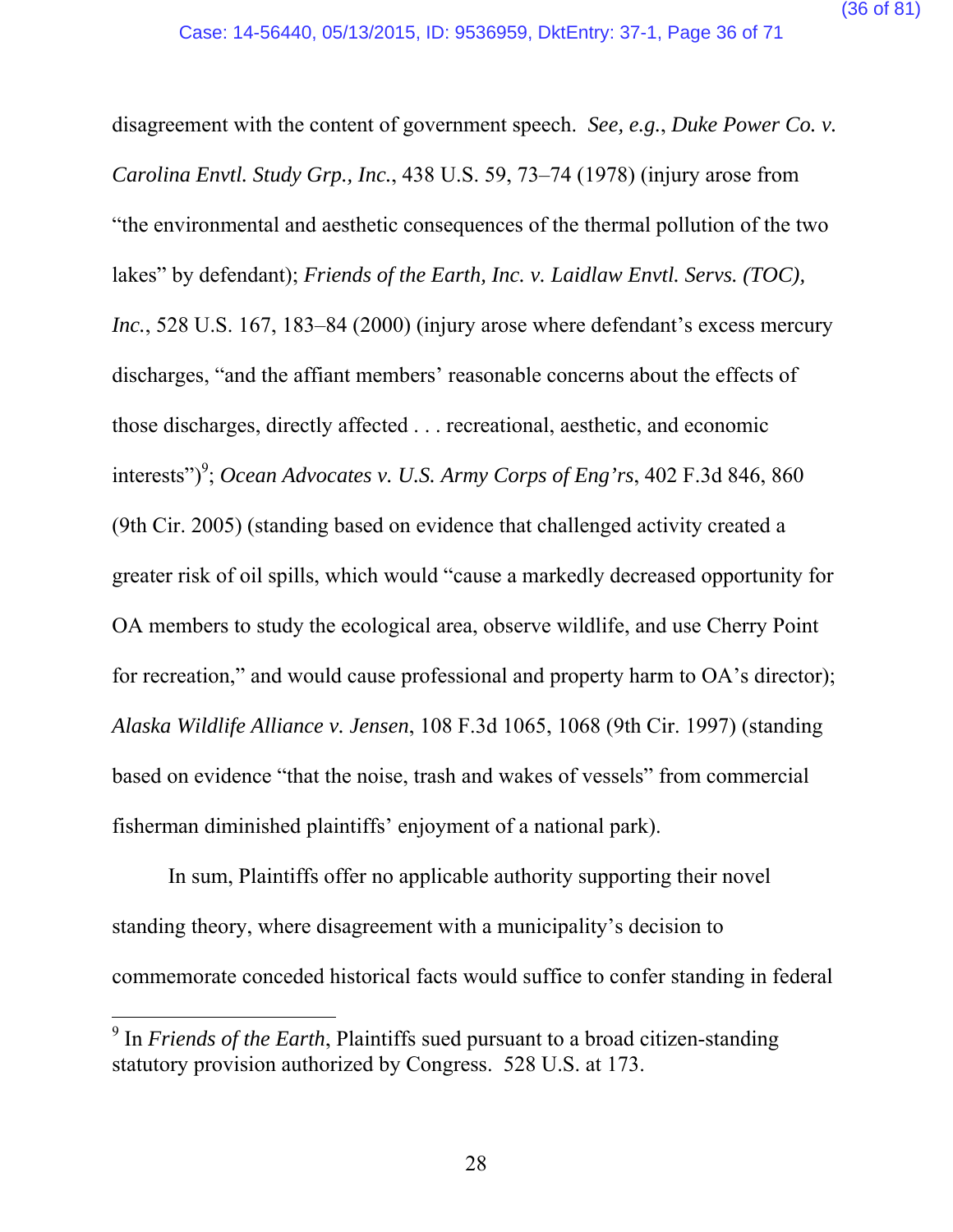disagreement with the content of government speech. *See, e.g.*, *Duke Power Co. v. Carolina Envtl. Study Grp., Inc.*, 438 U.S. 59, 73–74 (1978) (injury arose from "the environmental and aesthetic consequences of the thermal pollution of the two lakes" by defendant); *Friends of the Earth, Inc. v. Laidlaw Envtl. Servs. (TOC), Inc.*, 528 U.S. 167, 183–84 (2000) (injury arose where defendant's excess mercury discharges, "and the affiant members' reasonable concerns about the effects of those discharges, directly affected . . . recreational, aesthetic, and economic interests")[9]; *Ocean Advocates v. U.S. Army Corps of Eng'rs*, 402 F.3d 846, 860 (9th Cir. 2005) (standing based on evidence that challenged activity created a greater risk of oil spills, which would "cause a markedly decreased opportunity for OA members to study the ecological area, observe wildlife, and use Cherry Point for recreation," and would cause professional and property harm to OA's director); *Alaska Wildlife Alliance v. Jensen*, 108 F.3d 1065, 1068 (9th Cir. 1997) (standing based on evidence "that the noise, trash and wakes of vessels" from commercial fisherman diminished plaintiffs' enjoyment of a national park).

In sum, Plaintiffs offer no applicable authority supporting their novel standing theory, where disagreement with a municipality's decision to commemorate conceded historical facts would suffice to confer standing in federal

---

[9] In *Friends of the Earth*, Plaintiffs sued pursuant to a broad citizen-standing statutory provision authorized by Congress. 528 U.S. at 173.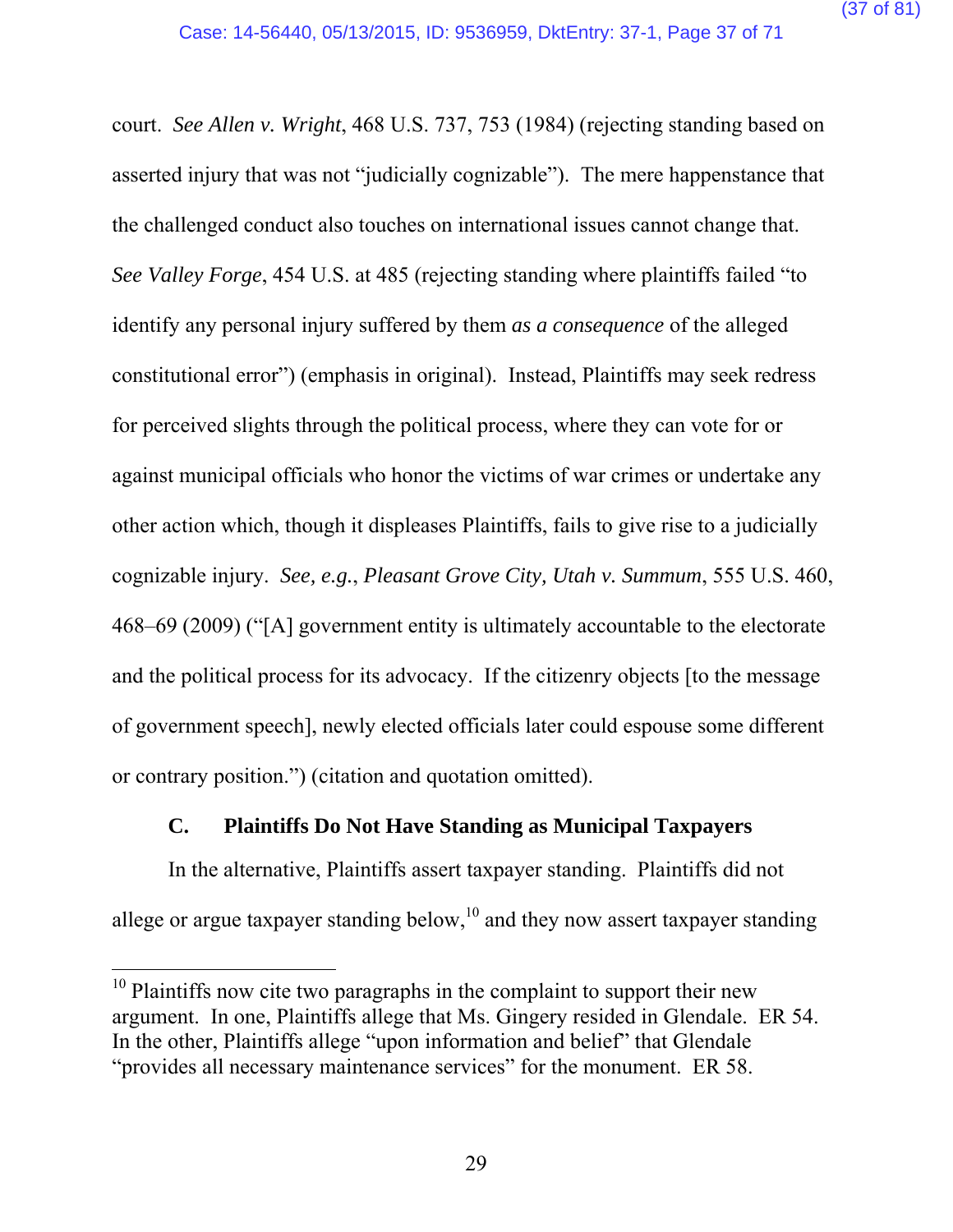court. *See Allen v. Wright*, 468 U.S. 737, 753 (1984) (rejecting standing based on asserted injury that was not "judicially cognizable"). The mere happenstance that the challenged conduct also touches on international issues cannot change that. *See Valley Forge*, 454 U.S. at 485 (rejecting standing where plaintiffs failed "to identify any personal injury suffered by them *as a consequence* of the alleged constitutional error") (emphasis in original). Instead, Plaintiffs may seek redress for perceived slights through the political process, where they can vote for or against municipal officials who honor the victims of war crimes or undertake any other action which, though it displeases Plaintiffs, fails to give rise to a judicially cognizable injury. *See, e.g.*, *Pleasant Grove City, Utah v. Summum*, 555 U.S. 460, 468–69 (2009) ("[A] government entity is ultimately accountable to the electorate and the political process for its advocacy. If the citizenry objects [to the message of government speech], newly elected officials later could espouse some different or contrary position.") (citation and quotation omitted).

### C. Plaintiffs Do Not Have Standing as Municipal Taxpayers

In the alternative, Plaintiffs assert taxpayer standing. Plaintiffs did not allege or argue taxpayer standing below,[10] and they now assert taxpayer standing

---

[10] Plaintiffs now cite two paragraphs in the complaint to support their new argument. In one, Plaintiffs allege that Ms. Gingery resided in Glendale. ER 54. In the other, Plaintiffs allege "upon information and belief" that Glendale "provides all necessary maintenance services" for the monument. ER 58.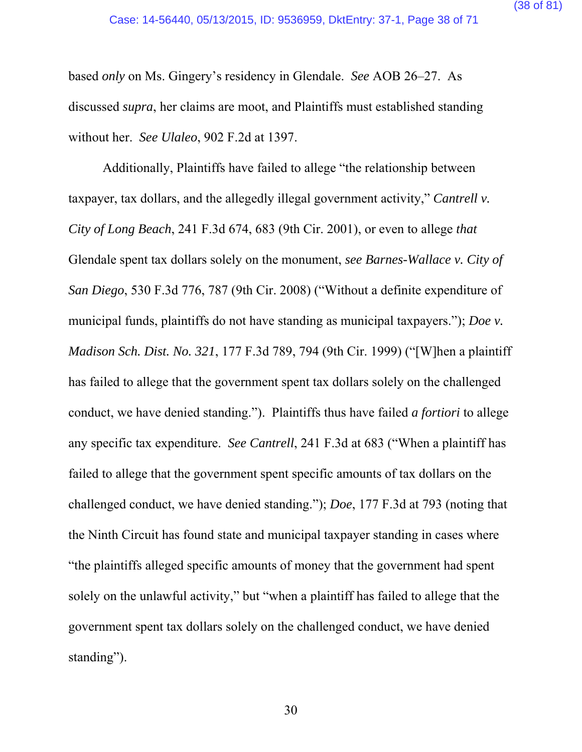based *only* on Ms. Gingery's residency in Glendale. *See* AOB 26–27. As discussed *supra*, her claims are moot, and Plaintiffs must established standing without her. *See Ulaleo*, 902 F.2d at 1397.

Additionally, Plaintiffs have failed to allege "the relationship between taxpayer, tax dollars, and the allegedly illegal government activity," *Cantrell v. City of Long Beach*, 241 F.3d 674, 683 (9th Cir. 2001), or even to allege *that* Glendale spent tax dollars solely on the monument, *see Barnes-Wallace v. City of San Diego*, 530 F.3d 776, 787 (9th Cir. 2008) ("Without a definite expenditure of municipal funds, plaintiffs do not have standing as municipal taxpayers."); *Doe v. Madison Sch. Dist. No. 321*, 177 F.3d 789, 794 (9th Cir. 1999) ("[W]hen a plaintiff has failed to allege that the government spent tax dollars solely on the challenged conduct, we have denied standing."). Plaintiffs thus have failed *a fortiori* to allege any specific tax expenditure. *See Cantrell*, 241 F.3d at 683 ("When a plaintiff has failed to allege that the government spent specific amounts of tax dollars on the challenged conduct, we have denied standing."); *Doe*, 177 F.3d at 793 (noting that the Ninth Circuit has found state and municipal taxpayer standing in cases where "the plaintiffs alleged specific amounts of money that the government had spent solely on the unlawful activity," but "when a plaintiff has failed to allege that the government spent tax dollars solely on the challenged conduct, we have denied standing").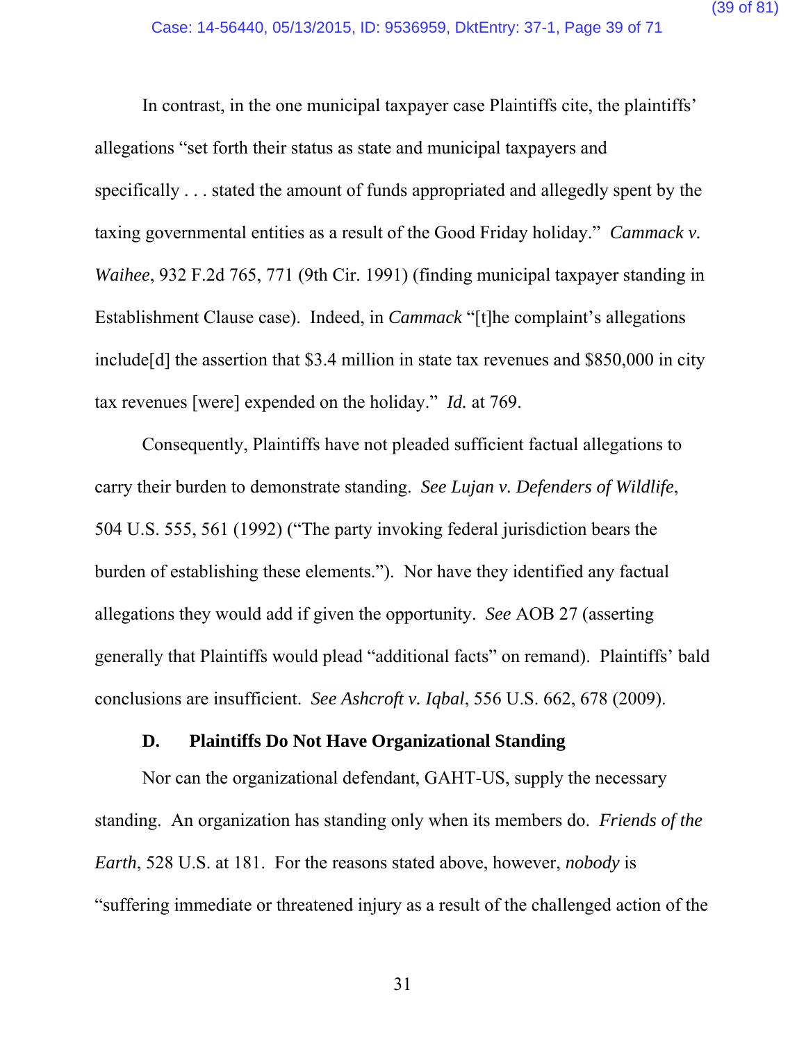In contrast, in the one municipal taxpayer case Plaintiffs cite, the plaintiffs' allegations "set forth their status as state and municipal taxpayers and specifically . . . stated the amount of funds appropriated and allegedly spent by the taxing governmental entities as a result of the Good Friday holiday." *Cammack v. Waihee*, 932 F.2d 765, 771 (9th Cir. 1991) (finding municipal taxpayer standing in Establishment Clause case). Indeed, in *Cammack* "[t]he complaint's allegations include[d] the assertion that $3.4 million in state tax revenues and $850,000 in city tax revenues [were] expended on the holiday." *Id.* at 769.

Consequently, Plaintiffs have not pleaded sufficient factual allegations to carry their burden to demonstrate standing. *See Lujan v. Defenders of Wildlife*, 504 U.S. 555, 561 (1992) ("The party invoking federal jurisdiction bears the burden of establishing these elements."). Nor have they identified any factual allegations they would add if given the opportunity. *See* AOB 27 (asserting generally that Plaintiffs would plead "additional facts" on remand). Plaintiffs' bald conclusions are insufficient. *See Ashcroft v. Iqbal*, 556 U.S. 662, 678 (2009).

### D. Plaintiffs Do Not Have Organizational Standing

Nor can the organizational defendant, GAHT-US, supply the necessary standing. An organization has standing only when its members do. *Friends of the Earth*, 528 U.S. at 181. For the reasons stated above, however, *nobody* is "suffering immediate or threatened injury as a result of the challenged action of the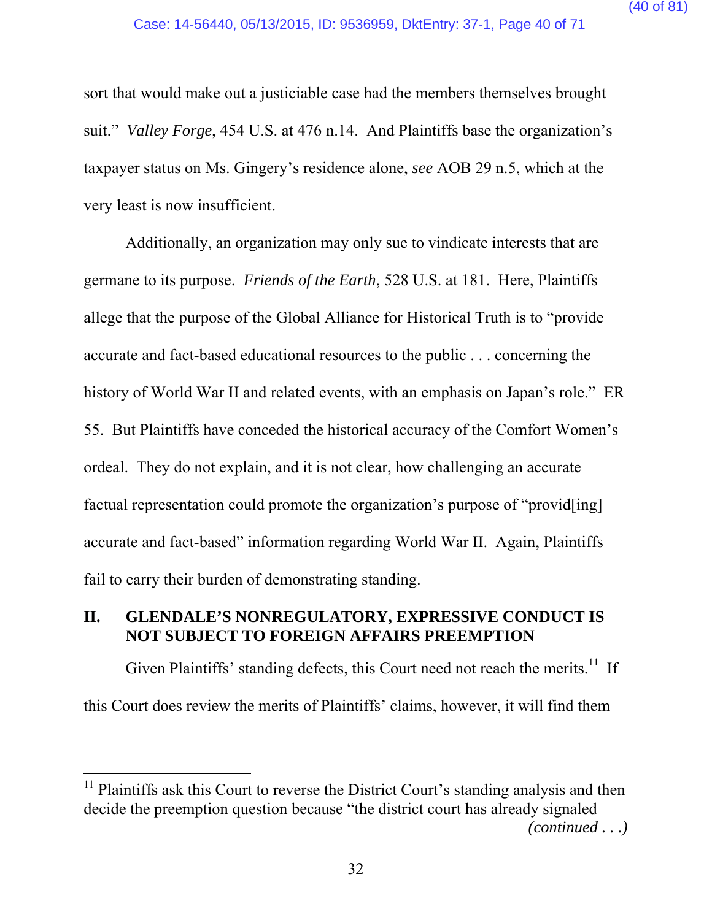sort that would make out a justiciable case had the members themselves brought suit." *Valley Forge*, 454 U.S. at 476 n.14. And Plaintiffs base the organization's taxpayer status on Ms. Gingery's residence alone, *see* AOB 29 n.5, which at the very least is now insufficient.

Additionally, an organization may only sue to vindicate interests that are germane to its purpose. *Friends of the Earth*, 528 U.S. at 181. Here, Plaintiffs allege that the purpose of the Global Alliance for Historical Truth is to "provide accurate and fact-based educational resources to the public . . . concerning the history of World War II and related events, with an emphasis on Japan's role." ER 55. But Plaintiffs have conceded the historical accuracy of the Comfort Women's ordeal. They do not explain, and it is not clear, how challenging an accurate factual representation could promote the organization's purpose of "provid[ing] accurate and fact-based" information regarding World War II. Again, Plaintiffs fail to carry their burden of demonstrating standing.

## II. GLENDALE'S NONREGULATORY, EXPRESSIVE CONDUCT IS NOT SUBJECT TO FOREIGN AFFAIRS PREEMPTION

Given Plaintiffs' standing defects, this Court need not reach the merits.[11] If this Court does review the merits of Plaintiffs' claims, however, it will find them

[11] Plaintiffs ask this Court to reverse the District Court's standing analysis and then decide the preemption question because "the district court has already signaled *(continued . . .)*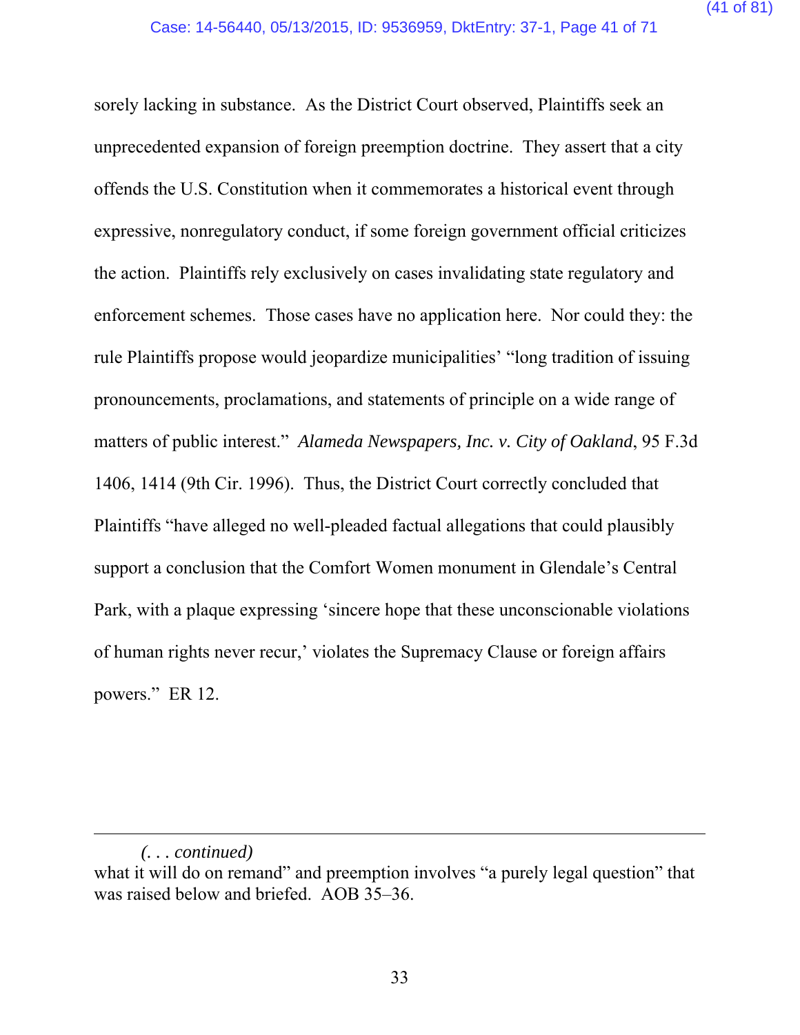sorely lacking in substance. As the District Court observed, Plaintiffs seek an unprecedented expansion of foreign preemption doctrine. They assert that a city offends the U.S. Constitution when it commemorates a historical event through expressive, nonregulatory conduct, if some foreign government official criticizes the action. Plaintiffs rely exclusively on cases invalidating state regulatory and enforcement schemes. Those cases have no application here. Nor could they: the rule Plaintiffs propose would jeopardize municipalities' "long tradition of issuing pronouncements, proclamations, and statements of principle on a wide range of matters of public interest." *Alameda Newspapers, Inc. v. City of Oakland*, 95 F.3d 1406, 1414 (9th Cir. 1996). Thus, the District Court correctly concluded that Plaintiffs "have alleged no well-pleaded factual allegations that could plausibly support a conclusion that the Comfort Women monument in Glendale's Central Park, with a plaque expressing 'sincere hope that these unconscionable violations of human rights never recur,' violates the Supremacy Clause or foreign affairs powers." ER 12.

---

*(. . . continued)*
what it will do on remand" and preemption involves "a purely legal question" that was raised below and briefed. AOB 35–36.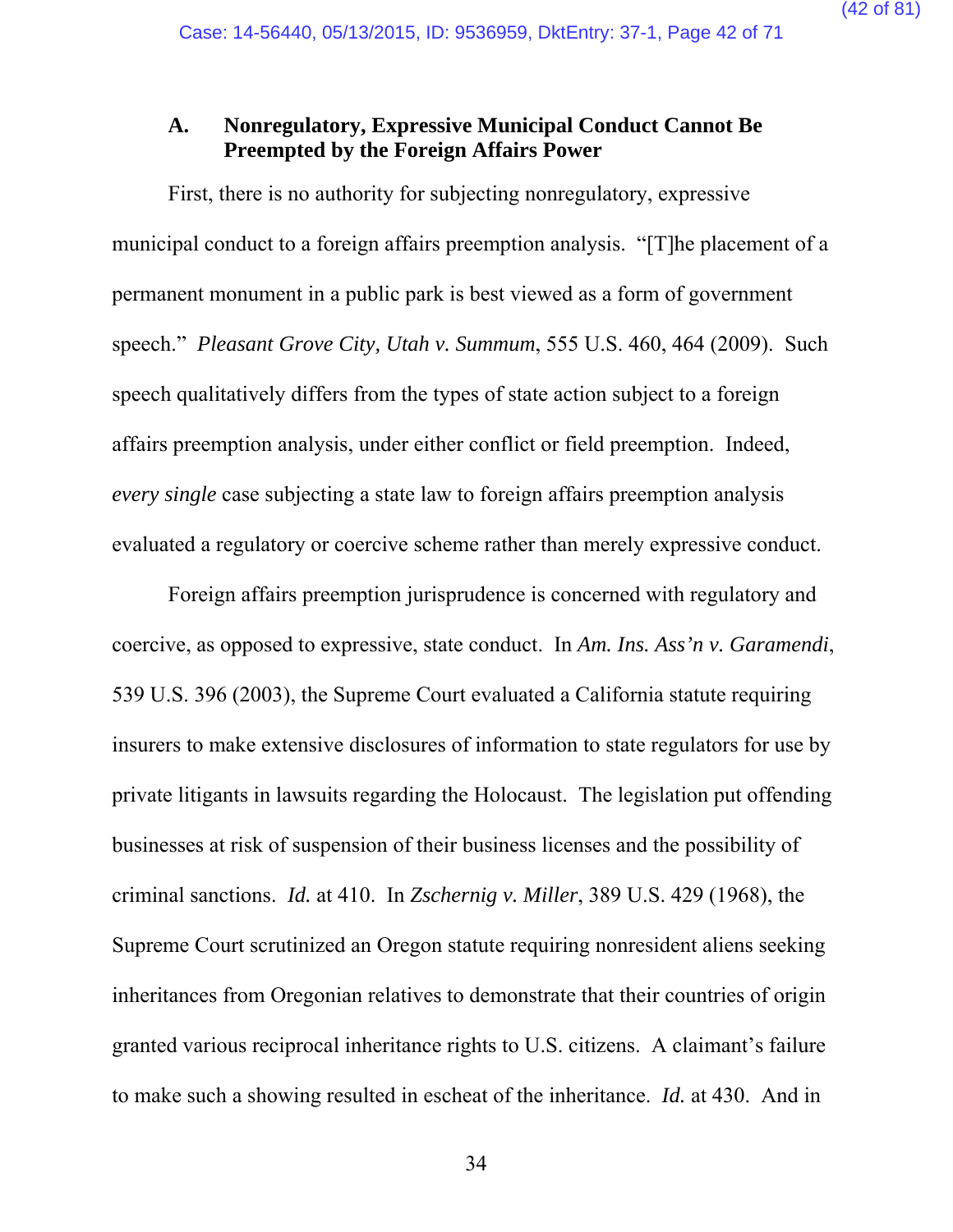### A. Nonregulatory, Expressive Municipal Conduct Cannot Be Preempted by the Foreign Affairs Power

First, there is no authority for subjecting nonregulatory, expressive municipal conduct to a foreign affairs preemption analysis. "[T]he placement of a permanent monument in a public park is best viewed as a form of government speech." *Pleasant Grove City, Utah v. Summum*, 555 U.S. 460, 464 (2009). Such speech qualitatively differs from the types of state action subject to a foreign affairs preemption analysis, under either conflict or field preemption. Indeed, *every single* case subjecting a state law to foreign affairs preemption analysis evaluated a regulatory or coercive scheme rather than merely expressive conduct.

Foreign affairs preemption jurisprudence is concerned with regulatory and coercive, as opposed to expressive, state conduct. In *Am. Ins. Ass'n v. Garamendi*, 539 U.S. 396 (2003), the Supreme Court evaluated a California statute requiring insurers to make extensive disclosures of information to state regulators for use by private litigants in lawsuits regarding the Holocaust. The legislation put offending businesses at risk of suspension of their business licenses and the possibility of criminal sanctions. *Id.* at 410. In *Zschernig v. Miller*, 389 U.S. 429 (1968), the Supreme Court scrutinized an Oregon statute requiring nonresident aliens seeking inheritances from Oregonian relatives to demonstrate that their countries of origin granted various reciprocal inheritance rights to U.S. citizens. A claimant's failure to make such a showing resulted in escheat of the inheritance. *Id.* at 430. And in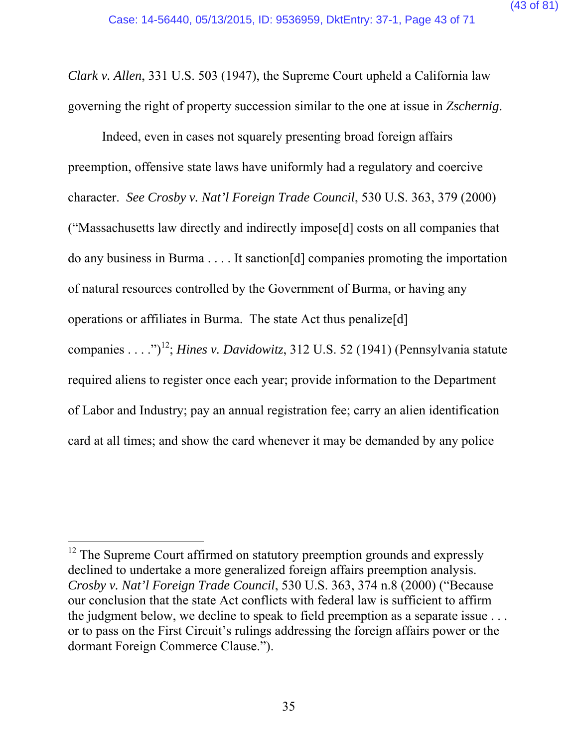*Clark v. Allen*, 331 U.S. 503 (1947), the Supreme Court upheld a California law governing the right of property succession similar to the one at issue in *Zschernig*.

Indeed, even in cases not squarely presenting broad foreign affairs preemption, offensive state laws have uniformly had a regulatory and coercive character. *See Crosby v. Nat'l Foreign Trade Council*, 530 U.S. 363, 379 (2000) ("Massachusetts law directly and indirectly impose[d] costs on all companies that do any business in Burma . . . . It sanction[d] companies promoting the importation of natural resources controlled by the Government of Burma, or having any operations or affiliates in Burma. The state Act thus penalize[d] companies . . . .")[12]; *Hines v. Davidowitz*, 312 U.S. 52 (1941) (Pennsylvania statute required aliens to register once each year; provide information to the Department of Labor and Industry; pay an annual registration fee; carry an alien identification card at all times; and show the card whenever it may be demanded by any police

---

[12] The Supreme Court affirmed on statutory preemption grounds and expressly declined to undertake a more generalized foreign affairs preemption analysis. *Crosby v. Nat'l Foreign Trade Council*, 530 U.S. 363, 374 n.8 (2000) ("Because our conclusion that the state Act conflicts with federal law is sufficient to affirm the judgment below, we decline to speak to field preemption as a separate issue . . . or to pass on the First Circuit's rulings addressing the foreign affairs power or the dormant Foreign Commerce Clause.").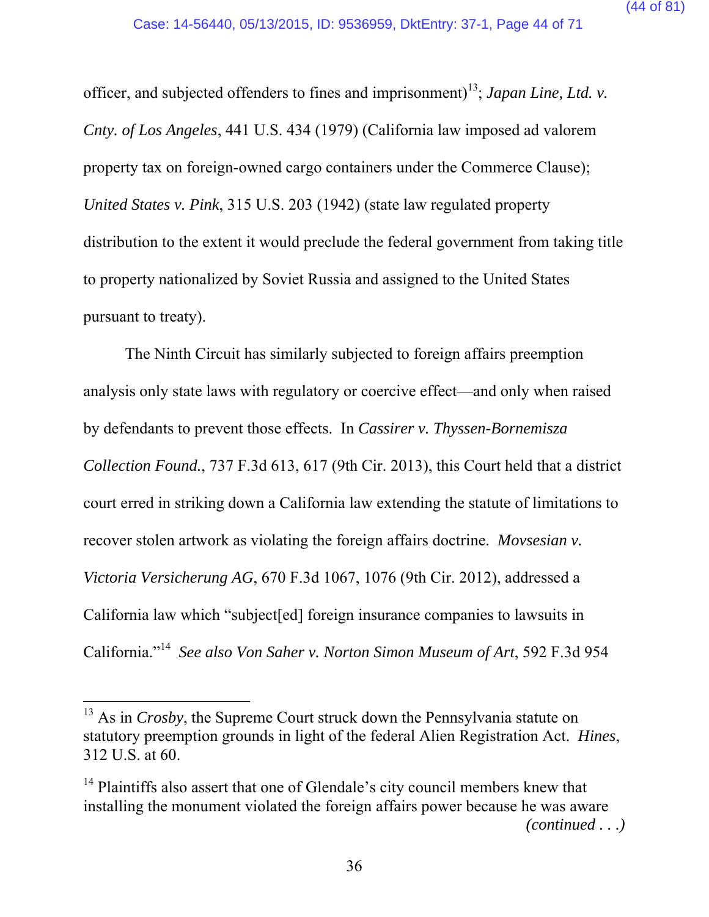officer, and subjected offenders to fines and imprisonment)[13]; *Japan Line, Ltd. v. Cnty. of Los Angeles*, 441 U.S. 434 (1979) (California law imposed ad valorem property tax on foreign-owned cargo containers under the Commerce Clause); *United States v. Pink*, 315 U.S. 203 (1942) (state law regulated property distribution to the extent it would preclude the federal government from taking title to property nationalized by Soviet Russia and assigned to the United States pursuant to treaty).

The Ninth Circuit has similarly subjected to foreign affairs preemption analysis only state laws with regulatory or coercive effect—and only when raised by defendants to prevent those effects. In *Cassirer v. Thyssen-Bornemisza Collection Found.*, 737 F.3d 613, 617 (9th Cir. 2013), this Court held that a district court erred in striking down a California law extending the statute of limitations to recover stolen artwork as violating the foreign affairs doctrine. *Movsesian v. Victoria Versicherung AG*, 670 F.3d 1067, 1076 (9th Cir. 2012), addressed a California law which "subject[ed] foreign insurance companies to lawsuits in California."[14] *See also Von Saher v. Norton Simon Museum of Art*, 592 F.3d 954

---

[13] As in *Crosby*, the Supreme Court struck down the Pennsylvania statute on statutory preemption grounds in light of the federal Alien Registration Act. *Hines*, 312 U.S. at 60.

[14] Plaintiffs also assert that one of Glendale's city council members knew that installing the monument violated the foreign affairs power because he was aware *(continued . . .)*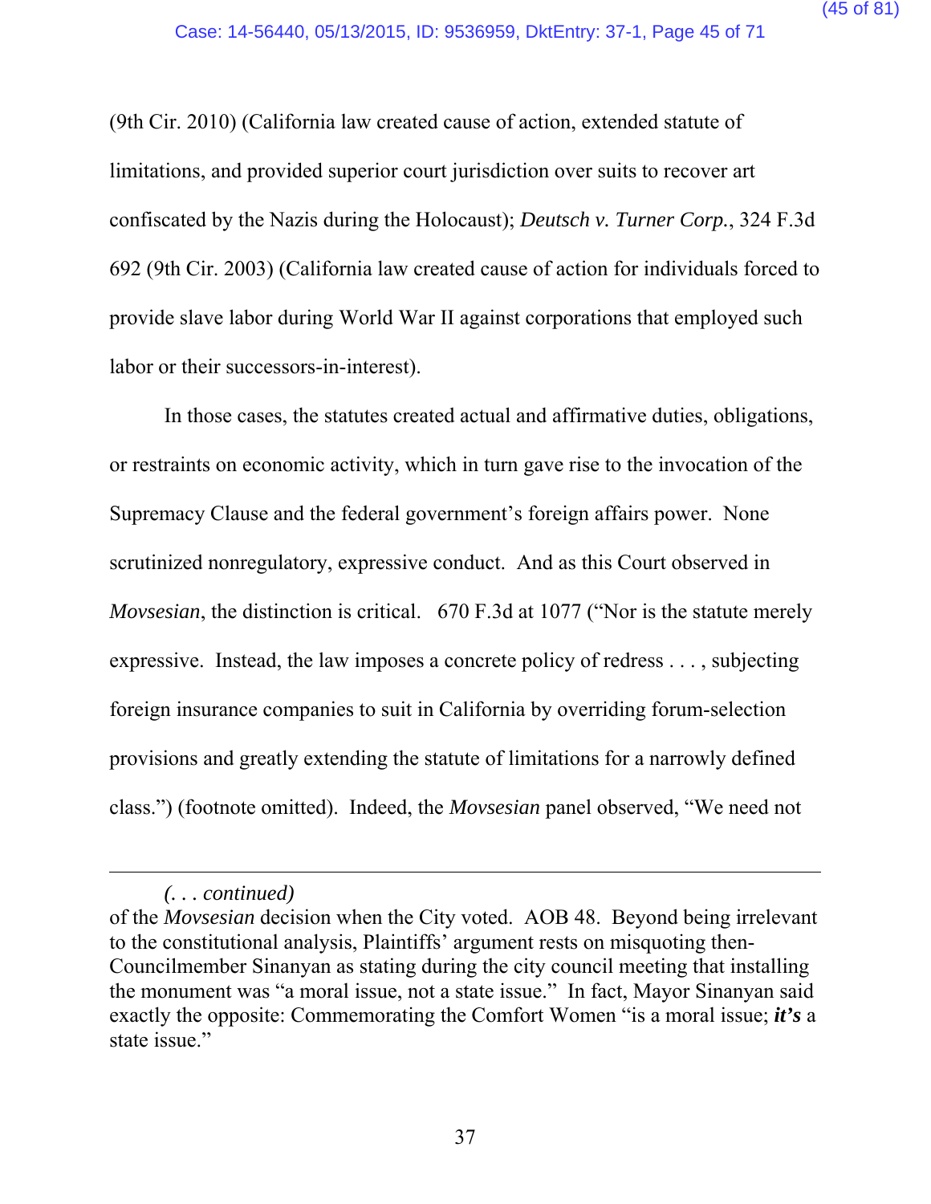(9th Cir. 2010) (California law created cause of action, extended statute of limitations, and provided superior court jurisdiction over suits to recover art confiscated by the Nazis during the Holocaust); *Deutsch v. Turner Corp.*, 324 F.3d 692 (9th Cir. 2003) (California law created cause of action for individuals forced to provide slave labor during World War II against corporations that employed such labor or their successors-in-interest).

In those cases, the statutes created actual and affirmative duties, obligations, or restraints on economic activity, which in turn gave rise to the invocation of the Supremacy Clause and the federal government's foreign affairs power. None scrutinized nonregulatory, expressive conduct. And as this Court observed in *Movsesian*, the distinction is critical. 670 F.3d at 1077 ("Nor is the statute merely expressive. Instead, the law imposes a concrete policy of redress . . . , subjecting foreign insurance companies to suit in California by overriding forum-selection provisions and greatly extending the statute of limitations for a narrowly defined class.") (footnote omitted). Indeed, the *Movsesian* panel observed, "We need not

---

*(. . . continued)*
of the *Movsesian* decision when the City voted. AOB 48. Beyond being irrelevant to the constitutional analysis, Plaintiffs' argument rests on misquoting then-Councilmember Sinanyan as stating during the city council meeting that installing the monument was "a moral issue, not a state issue." In fact, Mayor Sinanyan said exactly the opposite: Commemorating the Comfort Women "is a moral issue; ***it's*** a state issue."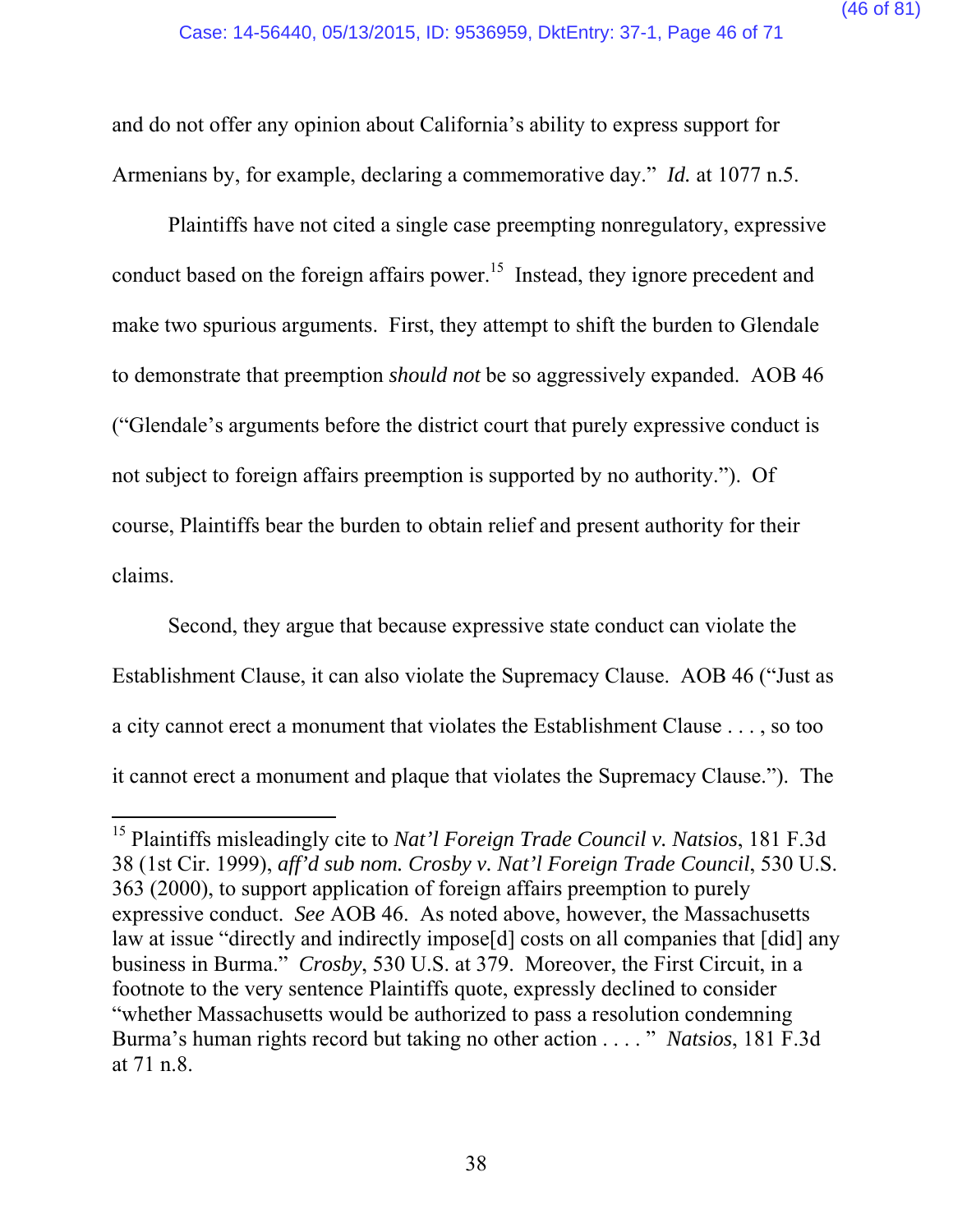and do not offer any opinion about California's ability to express support for Armenians by, for example, declaring a commemorative day." *Id.* at 1077 n.5.

Plaintiffs have not cited a single case preempting nonregulatory, expressive conduct based on the foreign affairs power.[15] Instead, they ignore precedent and make two spurious arguments. First, they attempt to shift the burden to Glendale to demonstrate that preemption *should not* be so aggressively expanded. AOB 46 ("Glendale's arguments before the district court that purely expressive conduct is not subject to foreign affairs preemption is supported by no authority."). Of course, Plaintiffs bear the burden to obtain relief and present authority for their claims.

Second, they argue that because expressive state conduct can violate the Establishment Clause, it can also violate the Supremacy Clause. AOB 46 ("Just as a city cannot erect a monument that violates the Establishment Clause . . . , so too it cannot erect a monument and plaque that violates the Supremacy Clause."). The

---

[15] Plaintiffs misleadingly cite to *Nat'l Foreign Trade Council v. Natsios*, 181 F.3d 38 (1st Cir. 1999), *aff'd sub nom. Crosby v. Nat'l Foreign Trade Council*, 530 U.S. 363 (2000), to support application of foreign affairs preemption to purely expressive conduct. *See* AOB 46. As noted above, however, the Massachusetts law at issue "directly and indirectly impose[d] costs on all companies that [did] any business in Burma." *Crosby*, 530 U.S. at 379. Moreover, the First Circuit, in a footnote to the very sentence Plaintiffs quote, expressly declined to consider "whether Massachusetts would be authorized to pass a resolution condemning Burma's human rights record but taking no other action . . . . " *Natsios*, 181 F.3d at 71 n.8.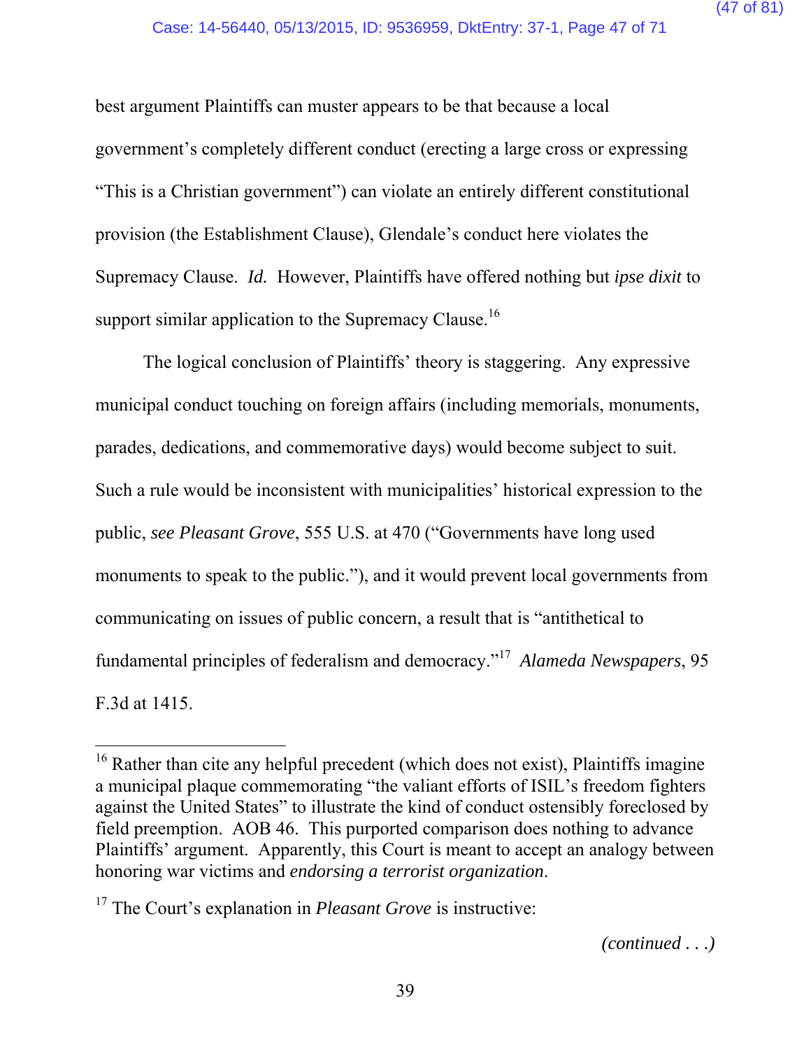best argument Plaintiffs can muster appears to be that because a local government's completely different conduct (erecting a large cross or expressing "This is a Christian government") can violate an entirely different constitutional provision (the Establishment Clause), Glendale's conduct here violates the Supremacy Clause. *Id.* However, Plaintiffs have offered nothing but *ipse dixit* to support similar application to the Supremacy Clause.[16]

The logical conclusion of Plaintiffs' theory is staggering. Any expressive municipal conduct touching on foreign affairs (including memorials, monuments, parades, dedications, and commemorative days) would become subject to suit. Such a rule would be inconsistent with municipalities' historical expression to the public, *see Pleasant Grove*, 555 U.S. at 470 ("Governments have long used monuments to speak to the public."), and it would prevent local governments from communicating on issues of public concern, a result that is "antithetical to fundamental principles of federalism and democracy."[17] *Alameda Newspapers*, 95 F.3d at 1415.

---

[16] Rather than cite any helpful precedent (which does not exist), Plaintiffs imagine a municipal plaque commemorating "the valiant efforts of ISIL's freedom fighters against the United States" to illustrate the kind of conduct ostensibly foreclosed by field preemption. AOB 46. This purported comparison does nothing to advance Plaintiffs' argument. Apparently, this Court is meant to accept an analogy between honoring war victims and *endorsing a terrorist organization*.

[17] The Court's explanation in *Pleasant Grove* is instructive:

*(continued . . .)*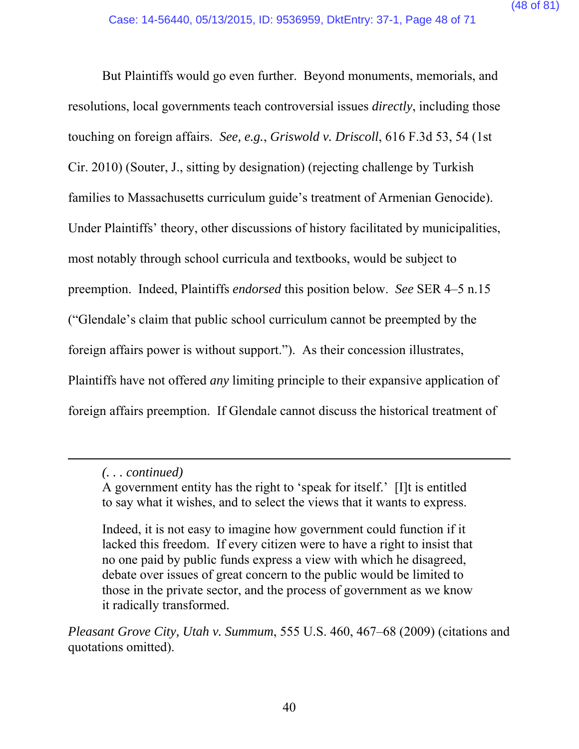But Plaintiffs would go even further. Beyond monuments, memorials, and resolutions, local governments teach controversial issues *directly*, including those touching on foreign affairs. *See, e.g.*, *Griswold v. Driscoll*, 616 F.3d 53, 54 (1st Cir. 2010) (Souter, J., sitting by designation) (rejecting challenge by Turkish families to Massachusetts curriculum guide's treatment of Armenian Genocide). Under Plaintiffs' theory, other discussions of history facilitated by municipalities, most notably through school curricula and textbooks, would be subject to preemption. Indeed, Plaintiffs *endorsed* this position below. *See* SER 4–5 n.15 ("Glendale's claim that public school curriculum cannot be preempted by the foreign affairs power is without support."). As their concession illustrates, Plaintiffs have not offered *any* limiting principle to their expansive application of foreign affairs preemption. If Glendale cannot discuss the historical treatment of

---

*(. . . continued)*

> A government entity has the right to 'speak for itself.' [I]t is entitled to say what it wishes, and to select the views that it wants to express.
>
> Indeed, it is not easy to imagine how government could function if it lacked this freedom. If every citizen were to have a right to insist that no one paid by public funds express a view with which he disagreed, debate over issues of great concern to the public would be limited to those in the private sector, and the process of government as we know it radically transformed.

*Pleasant Grove City, Utah v. Summum*, 555 U.S. 460, 467–68 (2009) (citations and quotations omitted).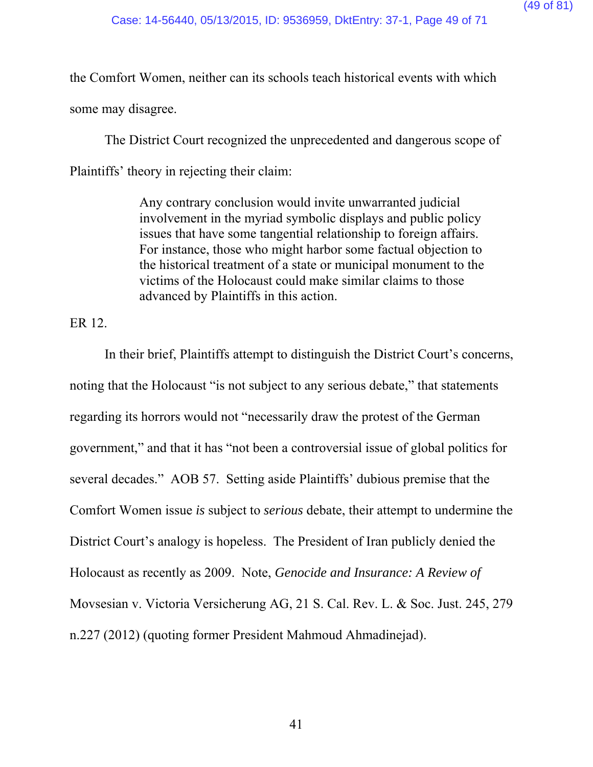the Comfort Women, neither can its schools teach historical events with which some may disagree.

The District Court recognized the unprecedented and dangerous scope of Plaintiffs' theory in rejecting their claim:

> Any contrary conclusion would invite unwarranted judicial involvement in the myriad symbolic displays and public policy issues that have some tangential relationship to foreign affairs. For instance, those who might harbor some factual objection to the historical treatment of a state or municipal monument to the victims of the Holocaust could make similar claims to those advanced by Plaintiffs in this action.

ER 12.

In their brief, Plaintiffs attempt to distinguish the District Court's concerns, noting that the Holocaust "is not subject to any serious debate," that statements regarding its horrors would not "necessarily draw the protest of the German government," and that it has "not been a controversial issue of global politics for several decades." AOB 57. Setting aside Plaintiffs' dubious premise that the Comfort Women issue *is* subject to *serious* debate, their attempt to undermine the District Court's analogy is hopeless. The President of Iran publicly denied the Holocaust as recently as 2009. Note, *Genocide and Insurance: A Review of* Movsesian v. Victoria Versicherung AG, 21 S. Cal. Rev. L. & Soc. Just. 245, 279 n.227 (2012) (quoting former President Mahmoud Ahmadinejad).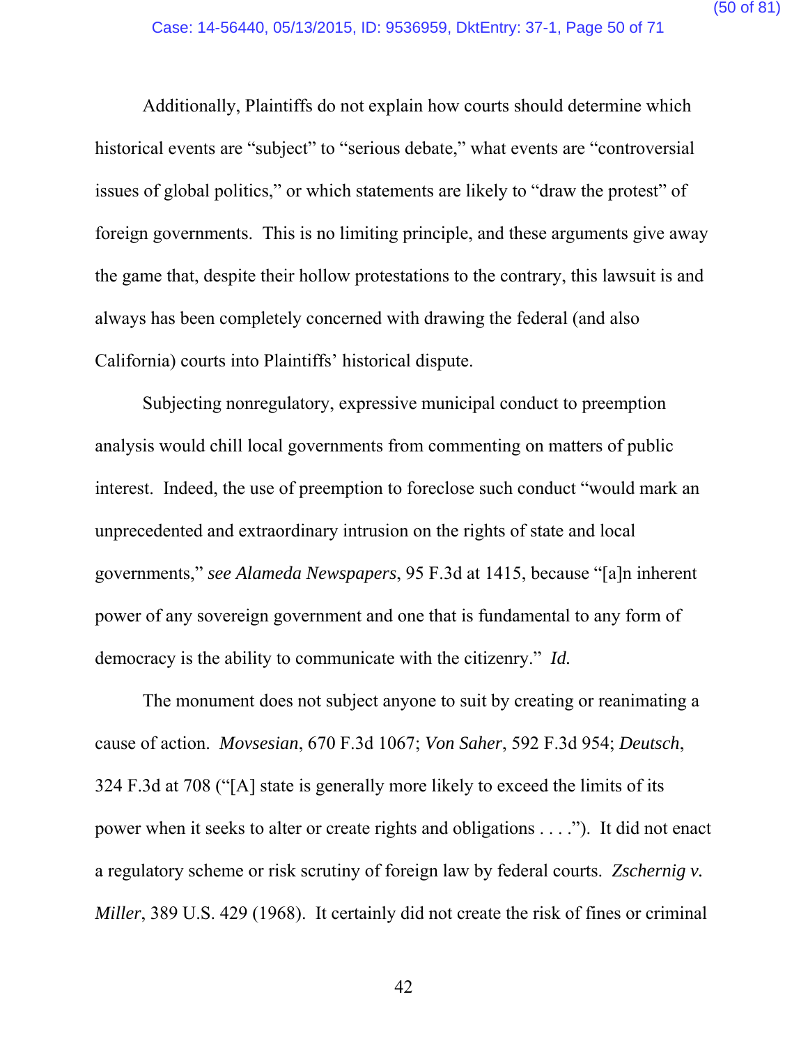Additionally, Plaintiffs do not explain how courts should determine which historical events are "subject" to "serious debate," what events are "controversial issues of global politics," or which statements are likely to "draw the protest" of foreign governments. This is no limiting principle, and these arguments give away the game that, despite their hollow protestations to the contrary, this lawsuit is and always has been completely concerned with drawing the federal (and also California) courts into Plaintiffs' historical dispute.

Subjecting nonregulatory, expressive municipal conduct to preemption analysis would chill local governments from commenting on matters of public interest. Indeed, the use of preemption to foreclose such conduct "would mark an unprecedented and extraordinary intrusion on the rights of state and local governments," *see Alameda Newspapers*, 95 F.3d at 1415, because "[a]n inherent power of any sovereign government and one that is fundamental to any form of democracy is the ability to communicate with the citizenry." *Id.*

The monument does not subject anyone to suit by creating or reanimating a cause of action. *Movsesian*, 670 F.3d 1067; *Von Saher*, 592 F.3d 954; *Deutsch*, 324 F.3d at 708 ("[A] state is generally more likely to exceed the limits of its power when it seeks to alter or create rights and obligations . . . ."). It did not enact a regulatory scheme or risk scrutiny of foreign law by federal courts. *Zschernig v. Miller*, 389 U.S. 429 (1968). It certainly did not create the risk of fines or criminal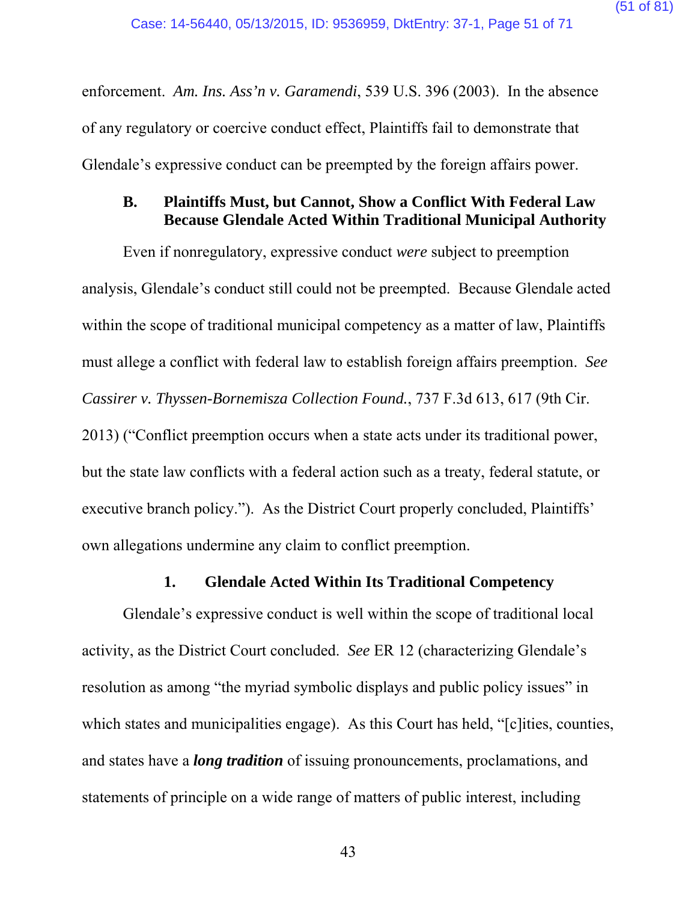enforcement. *Am. Ins. Ass'n v. Garamendi*, 539 U.S. 396 (2003). In the absence of any regulatory or coercive conduct effect, Plaintiffs fail to demonstrate that Glendale's expressive conduct can be preempted by the foreign affairs power.

### B. Plaintiffs Must, but Cannot, Show a Conflict With Federal Law Because Glendale Acted Within Traditional Municipal Authority

Even if nonregulatory, expressive conduct *were* subject to preemption analysis, Glendale's conduct still could not be preempted. Because Glendale acted within the scope of traditional municipal competency as a matter of law, Plaintiffs must allege a conflict with federal law to establish foreign affairs preemption. *See Cassirer v. Thyssen-Bornemisza Collection Found.*, 737 F.3d 613, 617 (9th Cir. 2013) ("Conflict preemption occurs when a state acts under its traditional power, but the state law conflicts with a federal action such as a treaty, federal statute, or executive branch policy."). As the District Court properly concluded, Plaintiffs' own allegations undermine any claim to conflict preemption.

#### 1. Glendale Acted Within Its Traditional Competency

Glendale's expressive conduct is well within the scope of traditional local activity, as the District Court concluded. *See* ER 12 (characterizing Glendale's resolution as among "the myriad symbolic displays and public policy issues" in which states and municipalities engage). As this Court has held, "[c]ities, counties, and states have a ***long tradition*** of issuing pronouncements, proclamations, and statements of principle on a wide range of matters of public interest, including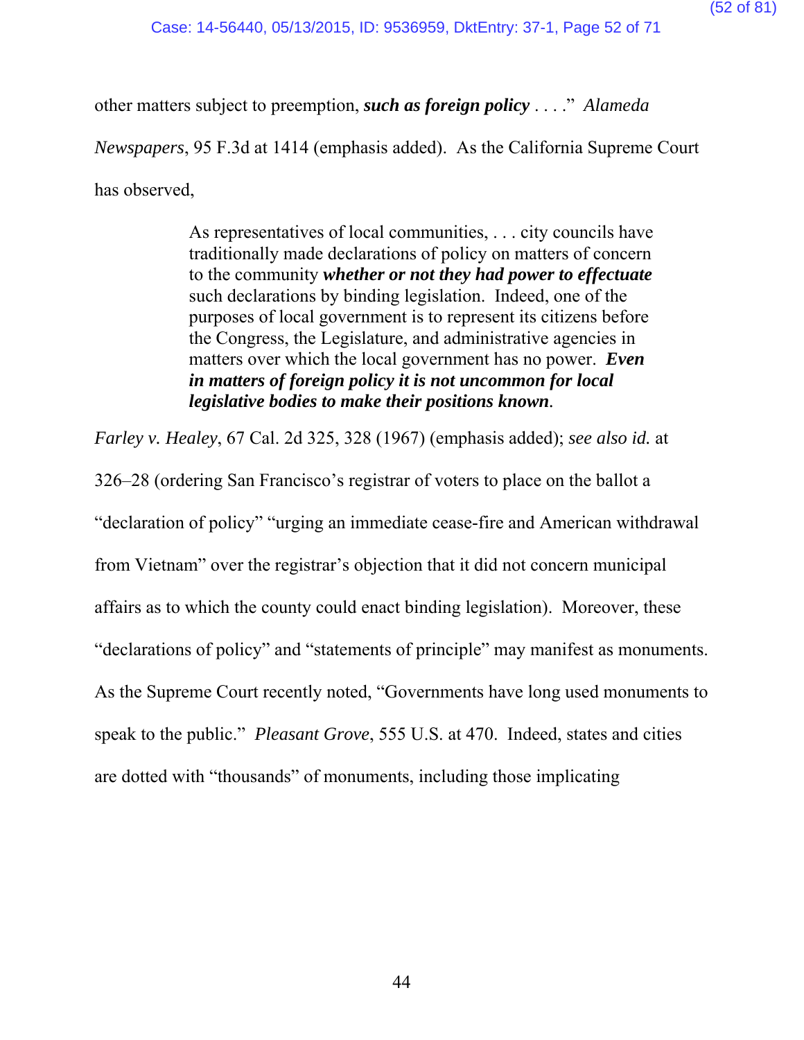other matters subject to preemption, ***such as foreign policy*** . . . ." *Alameda Newspapers*, 95 F.3d at 1414 (emphasis added). As the California Supreme Court has observed,

> As representatives of local communities, . . . city councils have traditionally made declarations of policy on matters of concern to the community ***whether or not they had power to effectuate*** such declarations by binding legislation. Indeed, one of the purposes of local government is to represent its citizens before the Congress, the Legislature, and administrative agencies in matters over which the local government has no power. ***Even in matters of foreign policy it is not uncommon for local legislative bodies to make their positions known***.

*Farley v. Healey*, 67 Cal. 2d 325, 328 (1967) (emphasis added); *see also id.* at 326–28 (ordering San Francisco's registrar of voters to place on the ballot a "declaration of policy" "urging an immediate cease-fire and American withdrawal from Vietnam" over the registrar's objection that it did not concern municipal affairs as to which the county could enact binding legislation). Moreover, these "declarations of policy" and "statements of principle" may manifest as monuments. As the Supreme Court recently noted, "Governments have long used monuments to speak to the public." *Pleasant Grove*, 555 U.S. at 470. Indeed, states and cities are dotted with "thousands" of monuments, including those implicating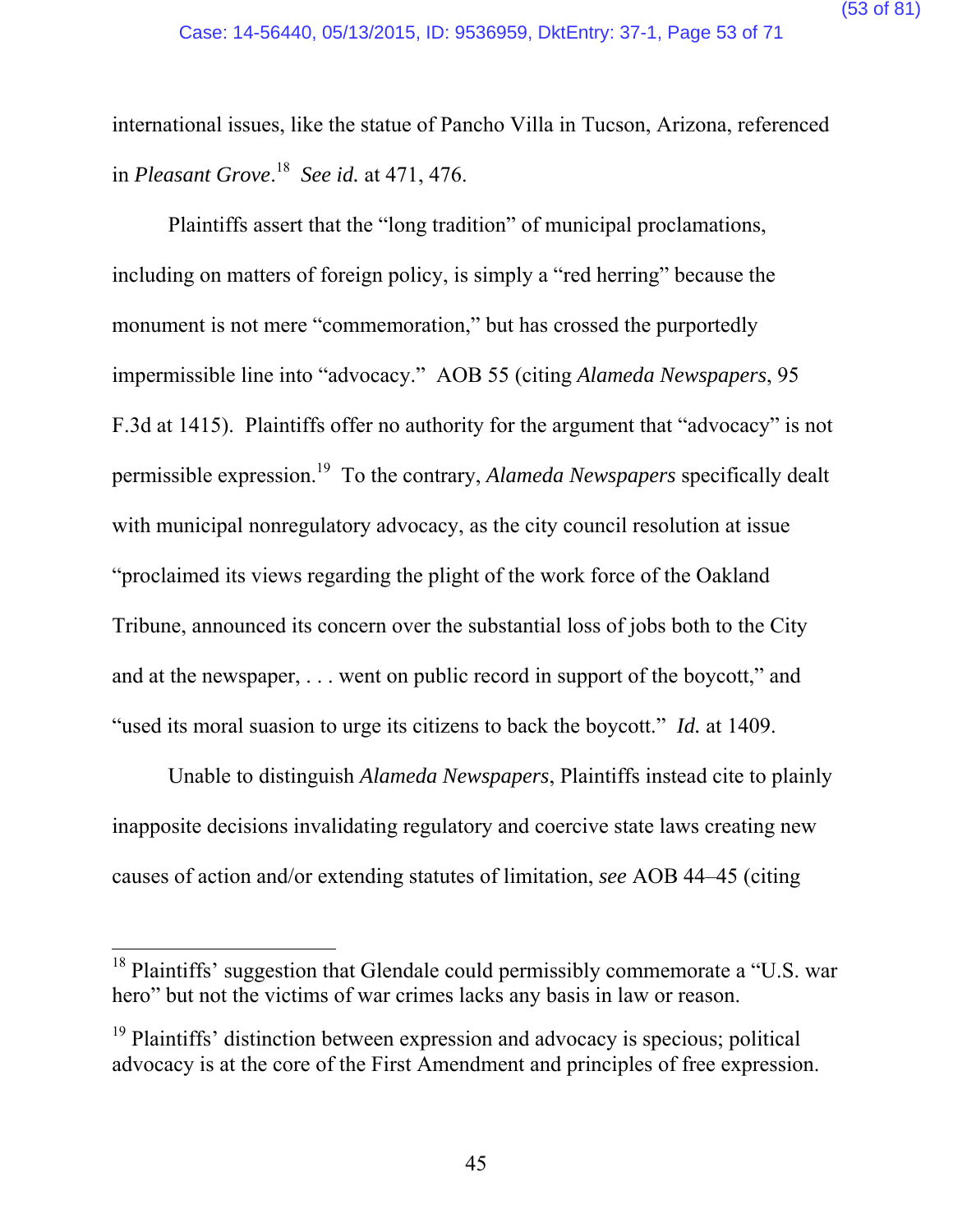international issues, like the statue of Pancho Villa in Tucson, Arizona, referenced in *Pleasant Grove*.[18] *See id.* at 471, 476.

Plaintiffs assert that the "long tradition" of municipal proclamations, including on matters of foreign policy, is simply a "red herring" because the monument is not mere "commemoration," but has crossed the purportedly impermissible line into "advocacy." AOB 55 (citing *Alameda Newspapers*, 95 F.3d at 1415). Plaintiffs offer no authority for the argument that "advocacy" is not permissible expression.[19] To the contrary, *Alameda Newspapers* specifically dealt with municipal nonregulatory advocacy, as the city council resolution at issue "proclaimed its views regarding the plight of the work force of the Oakland Tribune, announced its concern over the substantial loss of jobs both to the City and at the newspaper, . . . went on public record in support of the boycott," and "used its moral suasion to urge its citizens to back the boycott." *Id.* at 1409.

Unable to distinguish *Alameda Newspapers*, Plaintiffs instead cite to plainly inapposite decisions invalidating regulatory and coercive state laws creating new causes of action and/or extending statutes of limitation, *see* AOB 44–45 (citing

---

[18] Plaintiffs' suggestion that Glendale could permissibly commemorate a "U.S. war hero" but not the victims of war crimes lacks any basis in law or reason.

[19] Plaintiffs' distinction between expression and advocacy is specious; political advocacy is at the core of the First Amendment and principles of free expression.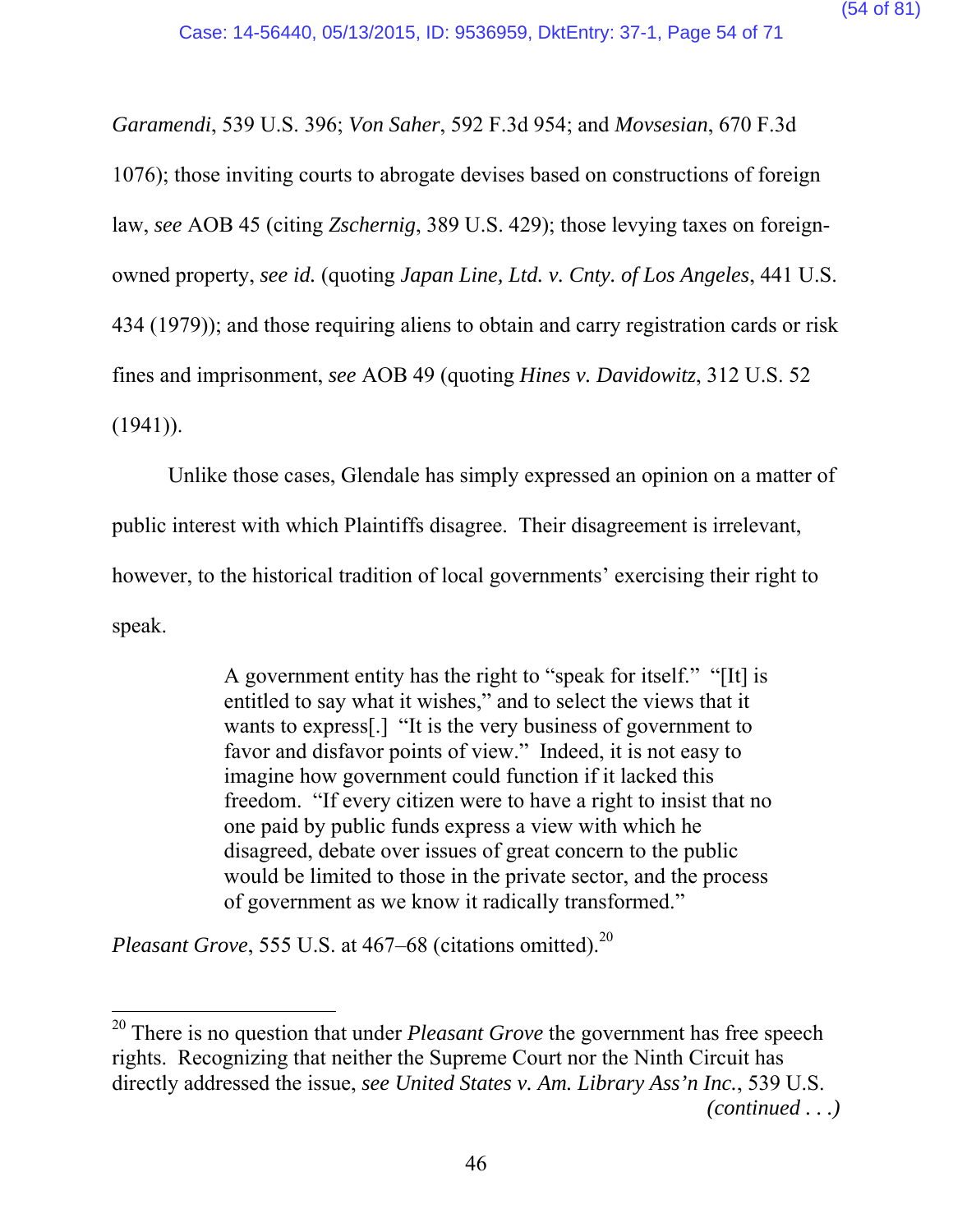*Garamendi*, 539 U.S. 396; *Von Saher*, 592 F.3d 954; and *Movsesian*, 670 F.3d 1076); those inviting courts to abrogate devises based on constructions of foreign law, *see* AOB 45 (citing *Zschernig*, 389 U.S. 429); those levying taxes on foreign-owned property, *see id.* (quoting *Japan Line, Ltd. v. Cnty. of Los Angeles*, 441 U.S. 434 (1979)); and those requiring aliens to obtain and carry registration cards or risk fines and imprisonment, *see* AOB 49 (quoting *Hines v. Davidowitz*, 312 U.S. 52 (1941)).

Unlike those cases, Glendale has simply expressed an opinion on a matter of public interest with which Plaintiffs disagree. Their disagreement is irrelevant, however, to the historical tradition of local governments' exercising their right to speak.

> A government entity has the right to "speak for itself." "[It] is entitled to say what it wishes," and to select the views that it wants to express[.] "It is the very business of government to favor and disfavor points of view." Indeed, it is not easy to imagine how government could function if it lacked this freedom. "If every citizen were to have a right to insist that no one paid by public funds express a view with which he disagreed, debate over issues of great concern to the public would be limited to those in the private sector, and the process of government as we know it radically transformed."

*Pleasant Grove*, 555 U.S. at 467–68 (citations omitted).[20]

---

[20] There is no question that under *Pleasant Grove* the government has free speech rights. Recognizing that neither the Supreme Court nor the Ninth Circuit has directly addressed the issue, *see United States v. Am. Library Ass'n Inc.*, 539 U.S. *(continued . . .)*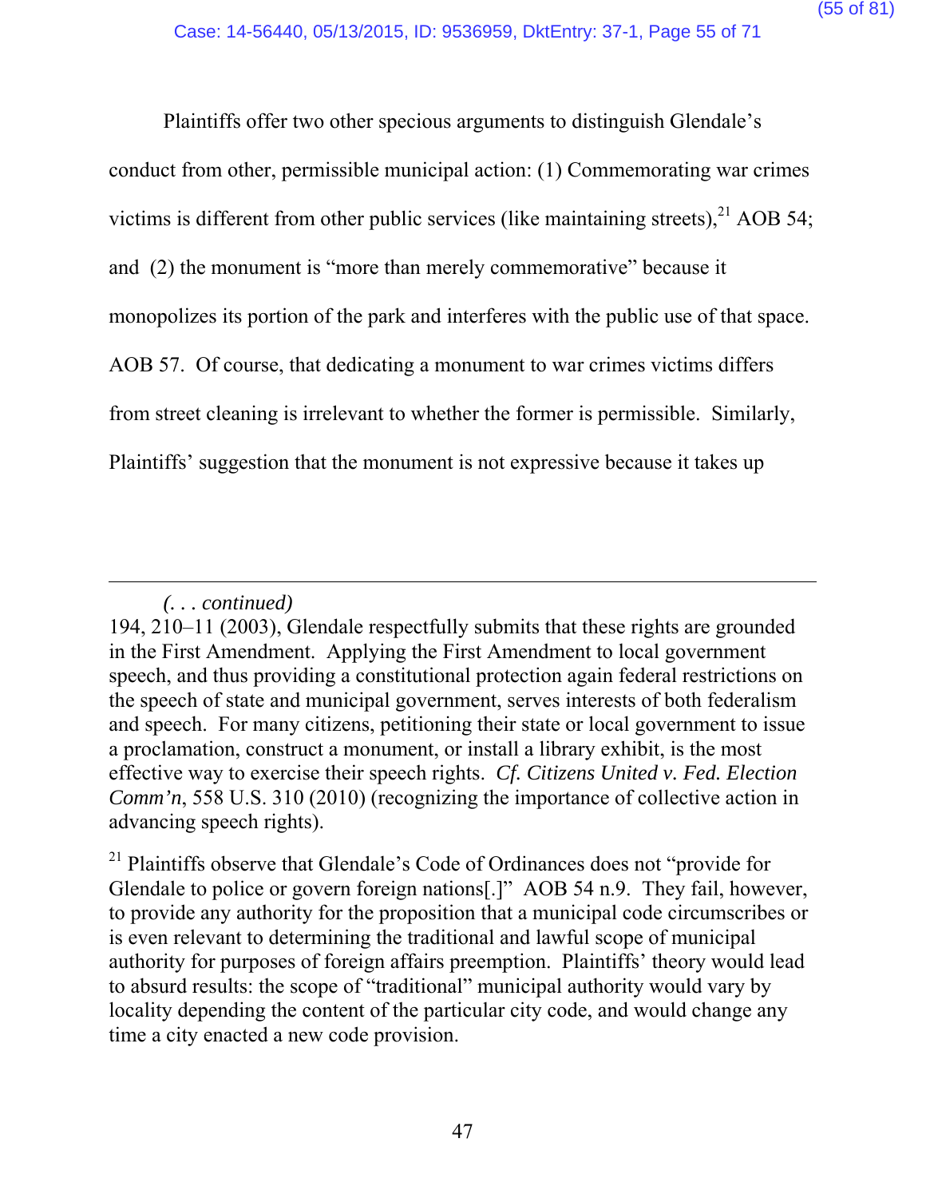Plaintiffs offer two other specious arguments to distinguish Glendale's conduct from other, permissible municipal action: (1) Commemorating war crimes victims is different from other public services (like maintaining streets),[21] AOB 54; and (2) the monument is "more than merely commemorative" because it monopolizes its portion of the park and interferes with the public use of that space. AOB 57. Of course, that dedicating a monument to war crimes victims differs from street cleaning is irrelevant to whether the former is permissible. Similarly, Plaintiffs' suggestion that the monument is not expressive because it takes up

---

*(. . . continued)*
194, 210–11 (2003), Glendale respectfully submits that these rights are grounded in the First Amendment. Applying the First Amendment to local government speech, and thus providing a constitutional protection again federal restrictions on the speech of state and municipal government, serves interests of both federalism and speech. For many citizens, petitioning their state or local government to issue a proclamation, construct a monument, or install a library exhibit, is the most effective way to exercise their speech rights. *Cf. Citizens United v. Fed. Election Comm'n*, 558 U.S. 310 (2010) (recognizing the importance of collective action in advancing speech rights).

[21] Plaintiffs observe that Glendale's Code of Ordinances does not "provide for Glendale to police or govern foreign nations[.]" AOB 54 n.9. They fail, however, to provide any authority for the proposition that a municipal code circumscribes or is even relevant to determining the traditional and lawful scope of municipal authority for purposes of foreign affairs preemption. Plaintiffs' theory would lead to absurd results: the scope of "traditional" municipal authority would vary by locality depending the content of the particular city code, and would change any time a city enacted a new code provision.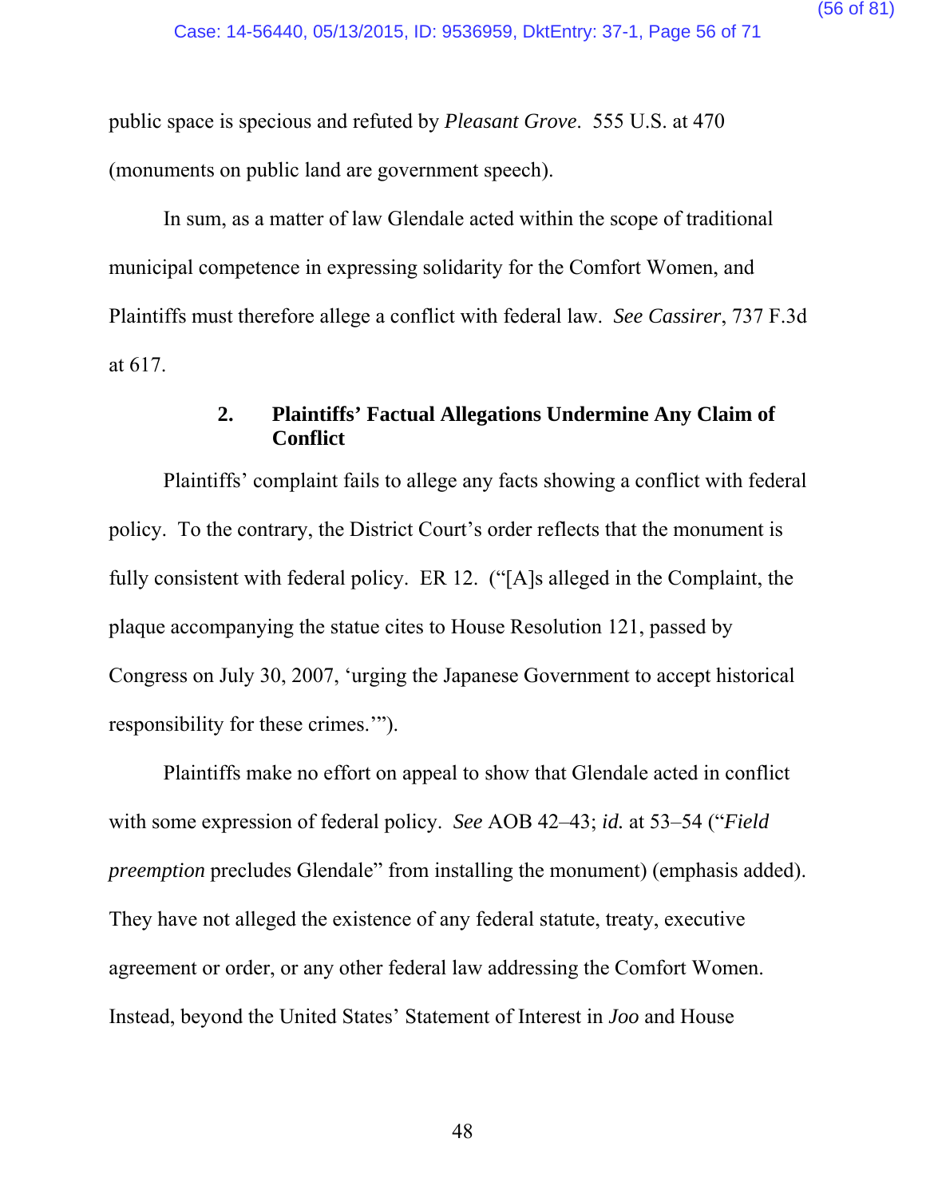public space is specious and refuted by *Pleasant Grove*. 555 U.S. at 470 (monuments on public land are government speech).

In sum, as a matter of law Glendale acted within the scope of traditional municipal competence in expressing solidarity for the Comfort Women, and Plaintiffs must therefore allege a conflict with federal law. *See Cassirer*, 737 F.3d at 617.

### 2. Plaintiffs' Factual Allegations Undermine Any Claim of Conflict

Plaintiffs' complaint fails to allege any facts showing a conflict with federal policy. To the contrary, the District Court's order reflects that the monument is fully consistent with federal policy. ER 12. ("[A]s alleged in the Complaint, the plaque accompanying the statue cites to House Resolution 121, passed by Congress on July 30, 2007, 'urging the Japanese Government to accept historical responsibility for these crimes.'").

Plaintiffs make no effort on appeal to show that Glendale acted in conflict with some expression of federal policy. *See* AOB 42–43; *id.* at 53–54 ("*Field preemption* precludes Glendale" from installing the monument) (emphasis added). They have not alleged the existence of any federal statute, treaty, executive agreement or order, or any other federal law addressing the Comfort Women. Instead, beyond the United States' Statement of Interest in *Joo* and House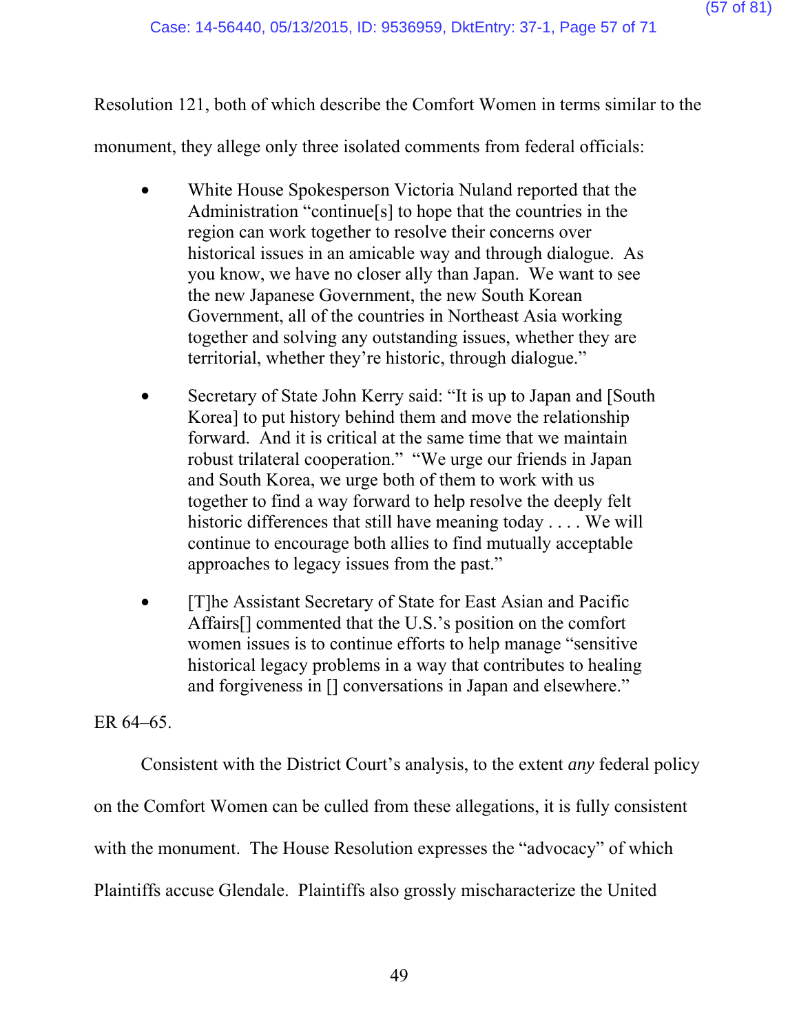Resolution 121, both of which describe the Comfort Women in terms similar to the monument, they allege only three isolated comments from federal officials:

- White House Spokesperson Victoria Nuland reported that the Administration "continue[s] to hope that the countries in the region can work together to resolve their concerns over historical issues in an amicable way and through dialogue. As you know, we have no closer ally than Japan. We want to see the new Japanese Government, the new South Korean Government, all of the countries in Northeast Asia working together and solving any outstanding issues, whether they are territorial, whether they're historic, through dialogue."

- Secretary of State John Kerry said: "It is up to Japan and [South Korea] to put history behind them and move the relationship forward. And it is critical at the same time that we maintain robust trilateral cooperation." "We urge our friends in Japan and South Korea, we urge both of them to work with us together to find a way forward to help resolve the deeply felt historic differences that still have meaning today . . . . We will continue to encourage both allies to find mutually acceptable approaches to legacy issues from the past."

- [T]he Assistant Secretary of State for East Asian and Pacific Affairs[] commented that the U.S.'s position on the comfort women issues is to continue efforts to help manage "sensitive historical legacy problems in a way that contributes to healing and forgiveness in [] conversations in Japan and elsewhere."

ER 64–65.

Consistent with the District Court's analysis, to the extent *any* federal policy on the Comfort Women can be culled from these allegations, it is fully consistent with the monument. The House Resolution expresses the "advocacy" of which Plaintiffs accuse Glendale. Plaintiffs also grossly mischaracterize the United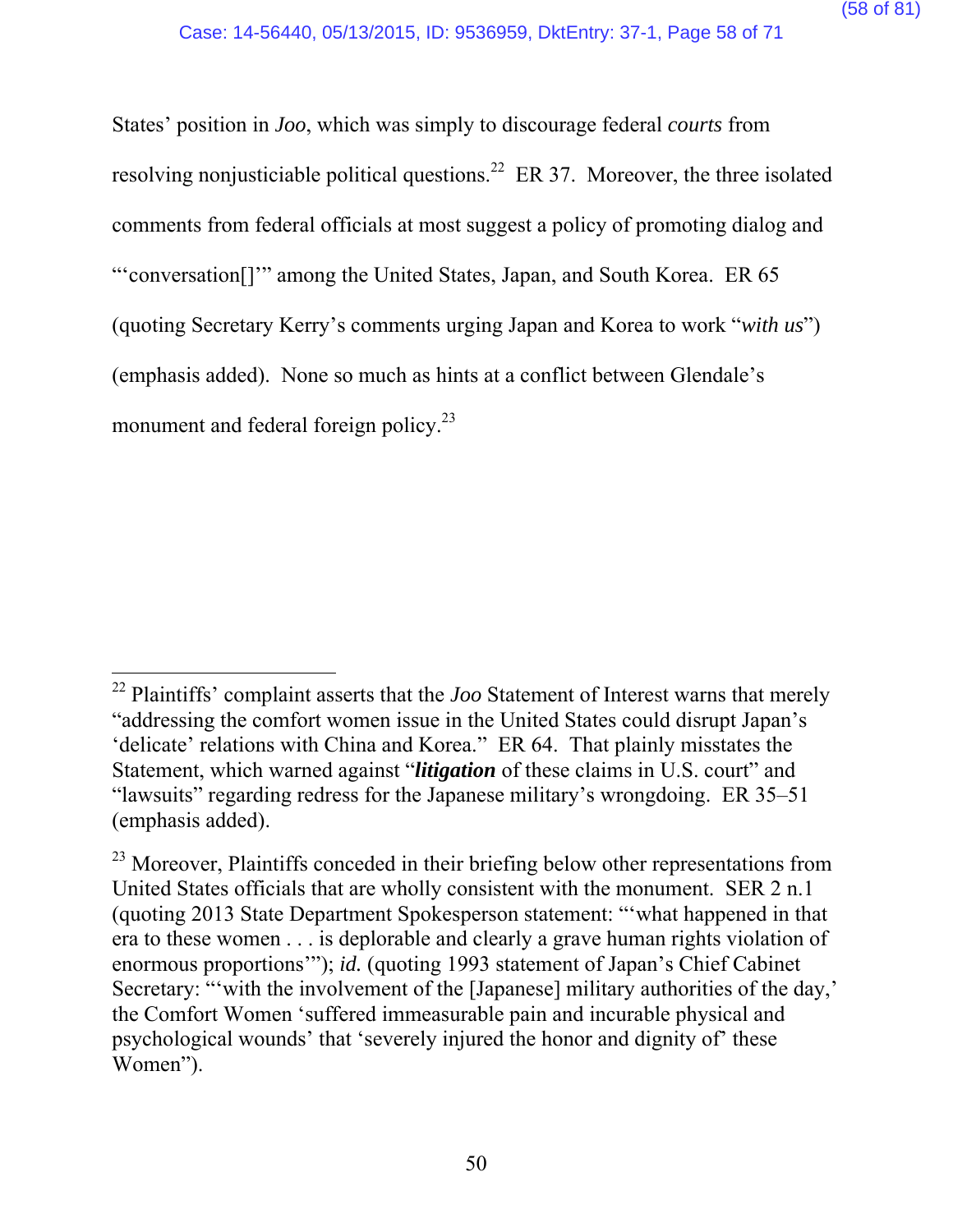States' position in *Joo*, which was simply to discourage federal *courts* from resolving nonjusticiable political questions.[22] ER 37. Moreover, the three isolated comments from federal officials at most suggest a policy of promoting dialog and "'conversation[]'" among the United States, Japan, and South Korea. ER 65 (quoting Secretary Kerry's comments urging Japan and Korea to work "*with us*") (emphasis added). None so much as hints at a conflict between Glendale's monument and federal foreign policy.[23]

---

[22] Plaintiffs' complaint asserts that the *Joo* Statement of Interest warns that merely "addressing the comfort women issue in the United States could disrupt Japan's 'delicate' relations with China and Korea." ER 64. That plainly misstates the Statement, which warned against "***litigation*** of these claims in U.S. court" and "lawsuits" regarding redress for the Japanese military's wrongdoing. ER 35–51 (emphasis added).

[23] Moreover, Plaintiffs conceded in their briefing below other representations from United States officials that are wholly consistent with the monument. SER 2 n.1 (quoting 2013 State Department Spokesperson statement: "'what happened in that era to these women . . . is deplorable and clearly a grave human rights violation of enormous proportions'"); *id.* (quoting 1993 statement of Japan's Chief Cabinet Secretary: "'with the involvement of the [Japanese] military authorities of the day,' the Comfort Women 'suffered immeasurable pain and incurable physical and psychological wounds' that 'severely injured the honor and dignity of' these Women").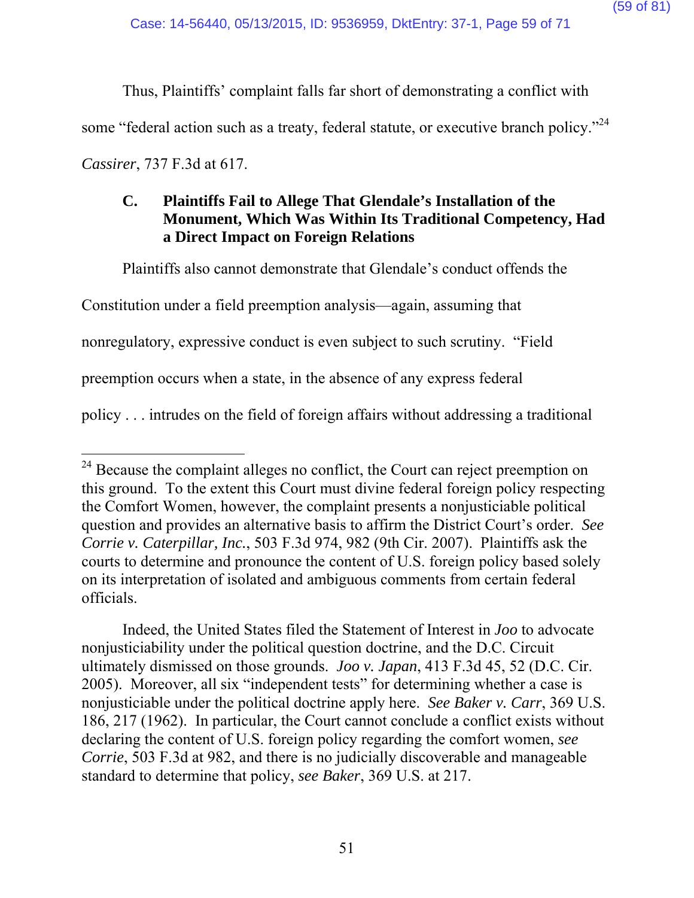Thus, Plaintiffs' complaint falls far short of demonstrating a conflict with some "federal action such as a treaty, federal statute, or executive branch policy."[24] *Cassirer*, 737 F.3d at 617.

### C. Plaintiffs Fail to Allege That Glendale's Installation of the Monument, Which Was Within Its Traditional Competency, Had a Direct Impact on Foreign Relations

Plaintiffs also cannot demonstrate that Glendale's conduct offends the Constitution under a field preemption analysis—again, assuming that nonregulatory, expressive conduct is even subject to such scrutiny. "Field preemption occurs when a state, in the absence of any express federal policy . . . intrudes on the field of foreign affairs without addressing a traditional

---

[24] Because the complaint alleges no conflict, the Court can reject preemption on this ground. To the extent this Court must divine federal foreign policy respecting the Comfort Women, however, the complaint presents a nonjusticiable political question and provides an alternative basis to affirm the District Court's order. *See Corrie v. Caterpillar, Inc.*, 503 F.3d 974, 982 (9th Cir. 2007). Plaintiffs ask the courts to determine and pronounce the content of U.S. foreign policy based solely on its interpretation of isolated and ambiguous comments from certain federal officials.

Indeed, the United States filed the Statement of Interest in *Joo* to advocate nonjusticiability under the political question doctrine, and the D.C. Circuit ultimately dismissed on those grounds. *Joo v. Japan*, 413 F.3d 45, 52 (D.C. Cir. 2005). Moreover, all six "independent tests" for determining whether a case is nonjusticiable under the political doctrine apply here. *See Baker v. Carr*, 369 U.S. 186, 217 (1962). In particular, the Court cannot conclude a conflict exists without declaring the content of U.S. foreign policy regarding the comfort women, *see Corrie*, 503 F.3d at 982, and there is no judicially discoverable and manageable standard to determine that policy, *see Baker*, 369 U.S. at 217.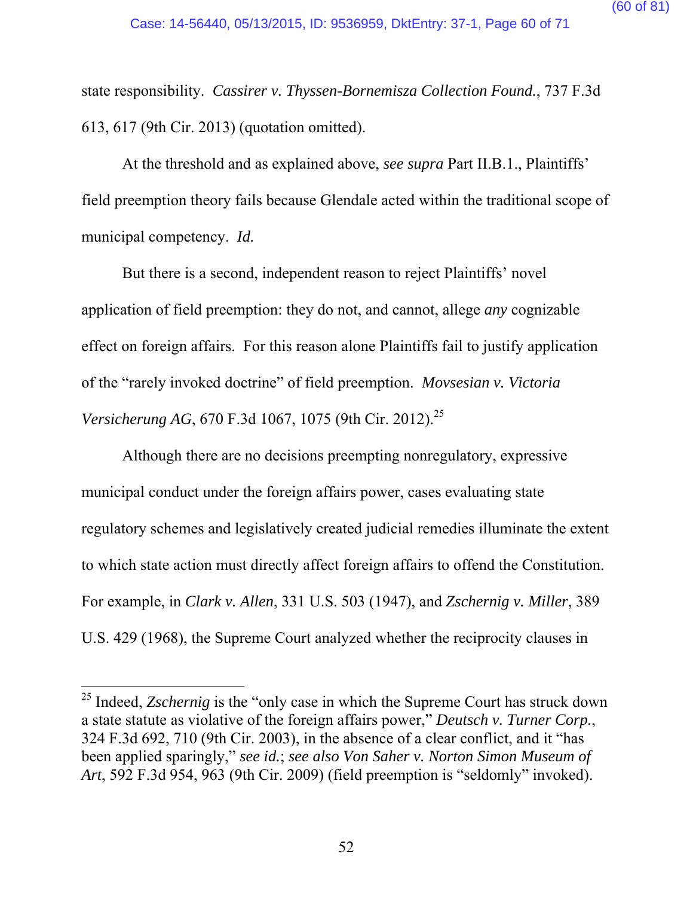state responsibility. *Cassirer v. Thyssen-Bornemisza Collection Found.*, 737 F.3d 613, 617 (9th Cir. 2013) (quotation omitted).

At the threshold and as explained above, *see supra* Part II.B.1., Plaintiffs' field preemption theory fails because Glendale acted within the traditional scope of municipal competency. *Id.*

But there is a second, independent reason to reject Plaintiffs' novel application of field preemption: they do not, and cannot, allege *any* cognizable effect on foreign affairs. For this reason alone Plaintiffs fail to justify application of the "rarely invoked doctrine" of field preemption. *Movsesian v. Victoria Versicherung AG*, 670 F.3d 1067, 1075 (9th Cir. 2012).[25]

Although there are no decisions preempting nonregulatory, expressive municipal conduct under the foreign affairs power, cases evaluating state regulatory schemes and legislatively created judicial remedies illuminate the extent to which state action must directly affect foreign affairs to offend the Constitution. For example, in *Clark v. Allen*, 331 U.S. 503 (1947), and *Zschernig v. Miller*, 389 U.S. 429 (1968), the Supreme Court analyzed whether the reciprocity clauses in

---

[25] Indeed, *Zschernig* is the "only case in which the Supreme Court has struck down a state statute as violative of the foreign affairs power," *Deutsch v. Turner Corp.*, 324 F.3d 692, 710 (9th Cir. 2003), in the absence of a clear conflict, and it "has been applied sparingly," *see id.*; *see also Von Saher v. Norton Simon Museum of Art*, 592 F.3d 954, 963 (9th Cir. 2009) (field preemption is "seldomly" invoked).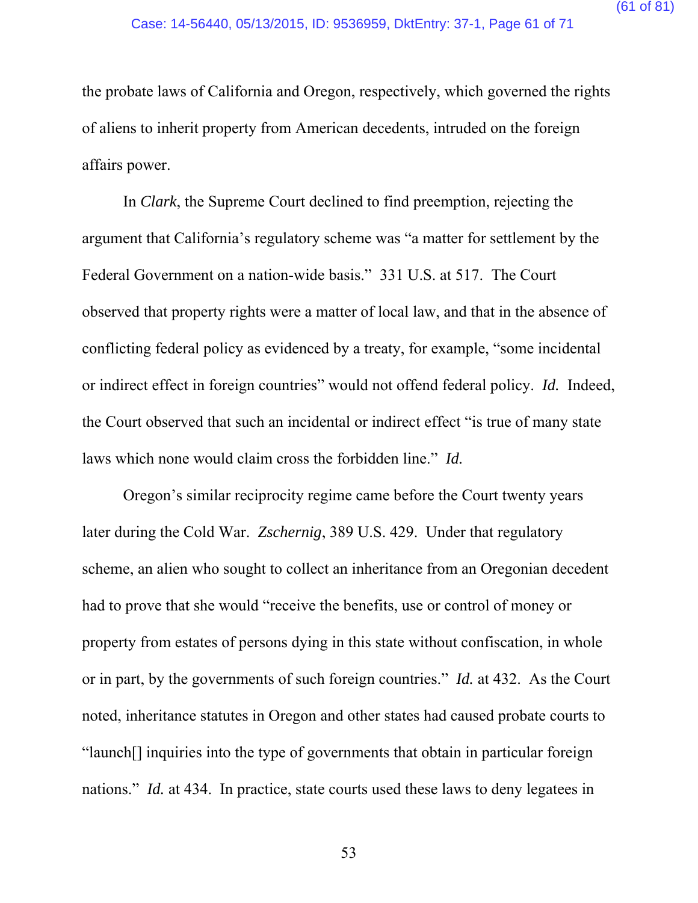the probate laws of California and Oregon, respectively, which governed the rights of aliens to inherit property from American decedents, intruded on the foreign affairs power.

In *Clark*, the Supreme Court declined to find preemption, rejecting the argument that California's regulatory scheme was "a matter for settlement by the Federal Government on a nation-wide basis." 331 U.S. at 517. The Court observed that property rights were a matter of local law, and that in the absence of conflicting federal policy as evidenced by a treaty, for example, "some incidental or indirect effect in foreign countries" would not offend federal policy. *Id.* Indeed, the Court observed that such an incidental or indirect effect "is true of many state laws which none would claim cross the forbidden line." *Id.*

Oregon's similar reciprocity regime came before the Court twenty years later during the Cold War. *Zschernig*, 389 U.S. 429. Under that regulatory scheme, an alien who sought to collect an inheritance from an Oregonian decedent had to prove that she would "receive the benefits, use or control of money or property from estates of persons dying in this state without confiscation, in whole or in part, by the governments of such foreign countries." *Id.* at 432. As the Court noted, inheritance statutes in Oregon and other states had caused probate courts to "launch[] inquiries into the type of governments that obtain in particular foreign nations." *Id.* at 434. In practice, state courts used these laws to deny legatees in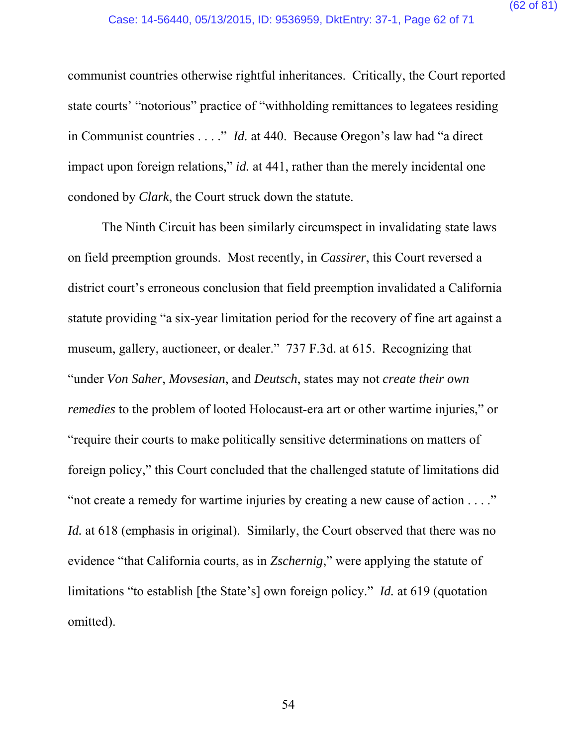communist countries otherwise rightful inheritances. Critically, the Court reported state courts' "notorious" practice of "withholding remittances to legatees residing in Communist countries . . . ." *Id.* at 440. Because Oregon's law had "a direct impact upon foreign relations," *id.* at 441, rather than the merely incidental one condoned by *Clark*, the Court struck down the statute.

The Ninth Circuit has been similarly circumspect in invalidating state laws on field preemption grounds. Most recently, in *Cassirer*, this Court reversed a district court's erroneous conclusion that field preemption invalidated a California statute providing "a six-year limitation period for the recovery of fine art against a museum, gallery, auctioneer, or dealer." 737 F.3d. at 615. Recognizing that "under *Von Saher*, *Movsesian*, and *Deutsch*, states may not *create their own remedies* to the problem of looted Holocaust-era art or other wartime injuries," or "require their courts to make politically sensitive determinations on matters of foreign policy," this Court concluded that the challenged statute of limitations did "not create a remedy for wartime injuries by creating a new cause of action . . . ." *Id.* at 618 (emphasis in original). Similarly, the Court observed that there was no evidence "that California courts, as in *Zschernig*," were applying the statute of limitations "to establish [the State's] own foreign policy." *Id.* at 619 (quotation omitted).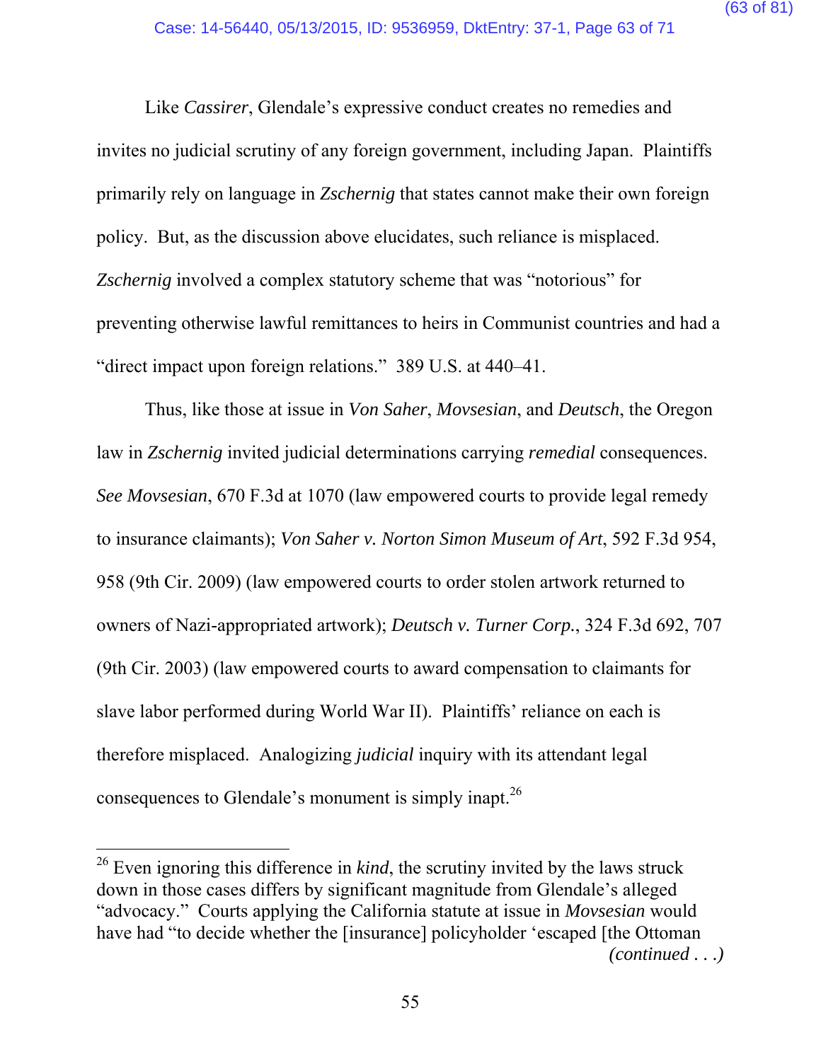Like *Cassirer*, Glendale's expressive conduct creates no remedies and invites no judicial scrutiny of any foreign government, including Japan. Plaintiffs primarily rely on language in *Zschernig* that states cannot make their own foreign policy. But, as the discussion above elucidates, such reliance is misplaced. *Zschernig* involved a complex statutory scheme that was "notorious" for preventing otherwise lawful remittances to heirs in Communist countries and had a "direct impact upon foreign relations." 389 U.S. at 440–41.

Thus, like those at issue in *Von Saher*, *Movsesian*, and *Deutsch*, the Oregon law in *Zschernig* invited judicial determinations carrying *remedial* consequences. *See Movsesian*, 670 F.3d at 1070 (law empowered courts to provide legal remedy to insurance claimants); *Von Saher v. Norton Simon Museum of Art*, 592 F.3d 954, 958 (9th Cir. 2009) (law empowered courts to order stolen artwork returned to owners of Nazi-appropriated artwork); *Deutsch v. Turner Corp.*, 324 F.3d 692, 707 (9th Cir. 2003) (law empowered courts to award compensation to claimants for slave labor performed during World War II). Plaintiffs' reliance on each is therefore misplaced. Analogizing *judicial* inquiry with its attendant legal consequences to Glendale's monument is simply inapt.[26]

---

[26] Even ignoring this difference in *kind*, the scrutiny invited by the laws struck down in those cases differs by significant magnitude from Glendale's alleged "advocacy." Courts applying the California statute at issue in *Movsesian* would have had "to decide whether the [insurance] policyholder 'escaped [the Ottoman *(continued . . .)*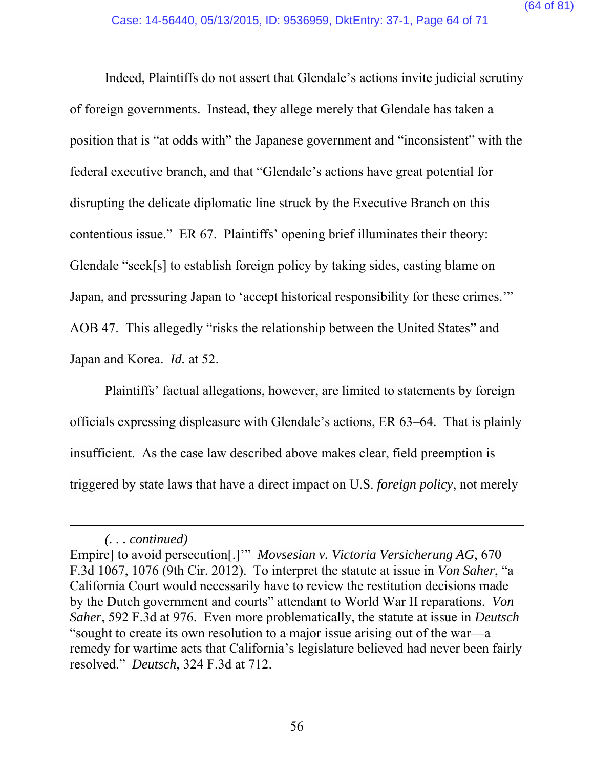Indeed, Plaintiffs do not assert that Glendale's actions invite judicial scrutiny of foreign governments. Instead, they allege merely that Glendale has taken a position that is "at odds with" the Japanese government and "inconsistent" with the federal executive branch, and that "Glendale's actions have great potential for disrupting the delicate diplomatic line struck by the Executive Branch on this contentious issue." ER 67. Plaintiffs' opening brief illuminates their theory: Glendale "seek[s] to establish foreign policy by taking sides, casting blame on Japan, and pressuring Japan to 'accept historical responsibility for these crimes.'" AOB 47. This allegedly "risks the relationship between the United States" and Japan and Korea. *Id.* at 52.

Plaintiffs' factual allegations, however, are limited to statements by foreign officials expressing displeasure with Glendale's actions, ER 63–64. That is plainly insufficient. As the case law described above makes clear, field preemption is triggered by state laws that have a direct impact on U.S. *foreign policy*, not merely

---

*(. . . continued)*
Empire] to avoid persecution[.]'" *Movsesian v. Victoria Versicherung AG*, 670 F.3d 1067, 1076 (9th Cir. 2012). To interpret the statute at issue in *Von Saher*, "a California Court would necessarily have to review the restitution decisions made by the Dutch government and courts" attendant to World War II reparations. *Von Saher*, 592 F.3d at 976. Even more problematically, the statute at issue in *Deutsch* "sought to create its own resolution to a major issue arising out of the war—a remedy for wartime acts that California's legislature believed had never been fairly resolved." *Deutsch*, 324 F.3d at 712.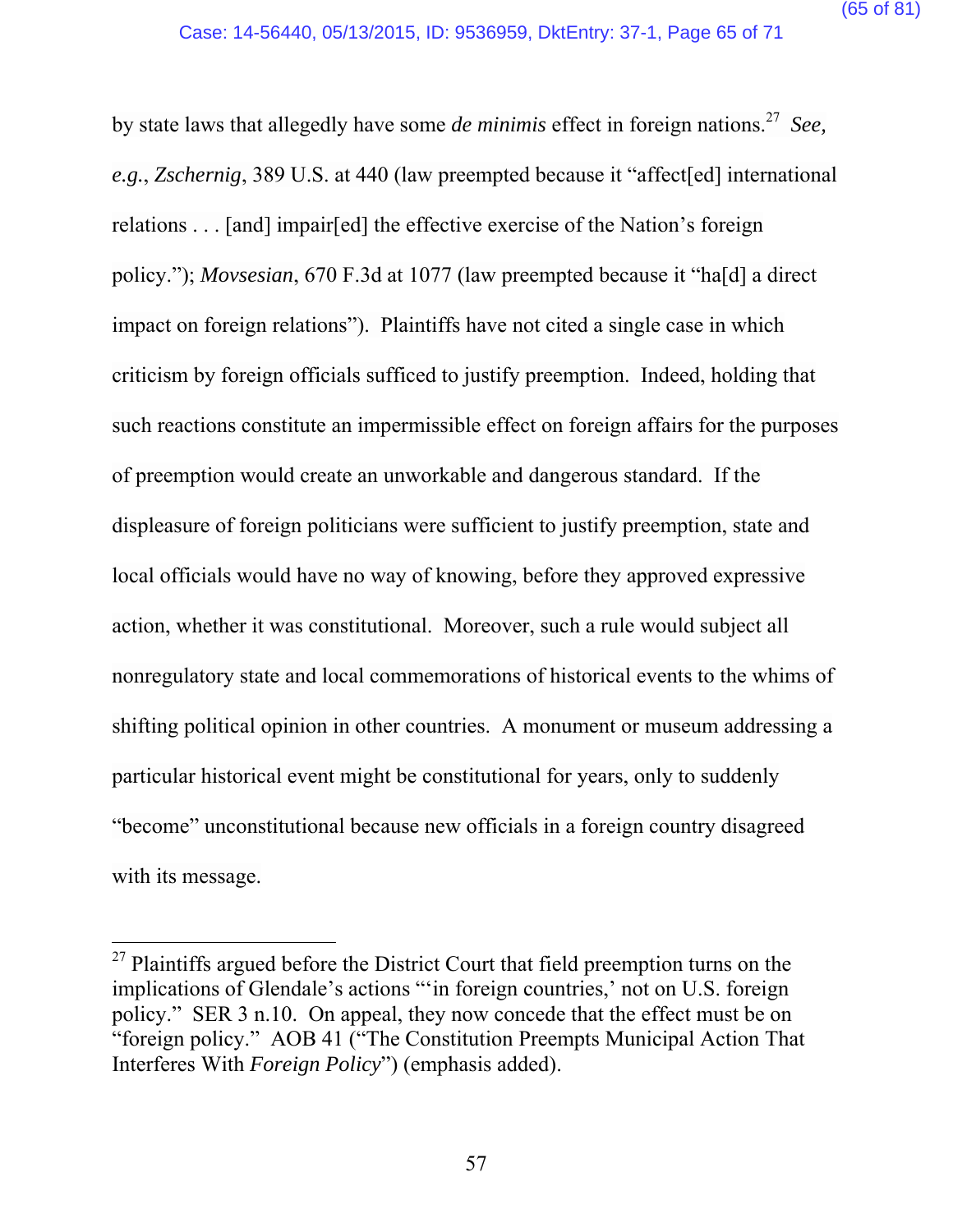by state laws that allegedly have some *de minimis* effect in foreign nations.[27] *See, e.g.*, *Zschernig*, 389 U.S. at 440 (law preempted because it "affect[ed] international relations . . . [and] impair[ed] the effective exercise of the Nation's foreign policy."); *Movsesian*, 670 F.3d at 1077 (law preempted because it "ha[d] a direct impact on foreign relations"). Plaintiffs have not cited a single case in which criticism by foreign officials sufficed to justify preemption. Indeed, holding that such reactions constitute an impermissible effect on foreign affairs for the purposes of preemption would create an unworkable and dangerous standard. If the displeasure of foreign politicians were sufficient to justify preemption, state and local officials would have no way of knowing, before they approved expressive action, whether it was constitutional. Moreover, such a rule would subject all nonregulatory state and local commemorations of historical events to the whims of shifting political opinion in other countries. A monument or museum addressing a particular historical event might be constitutional for years, only to suddenly "become" unconstitutional because new officials in a foreign country disagreed with its message.

[27] Plaintiffs argued before the District Court that field preemption turns on the implications of Glendale's actions "'in foreign countries,' not on U.S. foreign policy." SER 3 n.10. On appeal, they now concede that the effect must be on "foreign policy." AOB 41 ("The Constitution Preempts Municipal Action That Interferes With *Foreign Policy*") (emphasis added).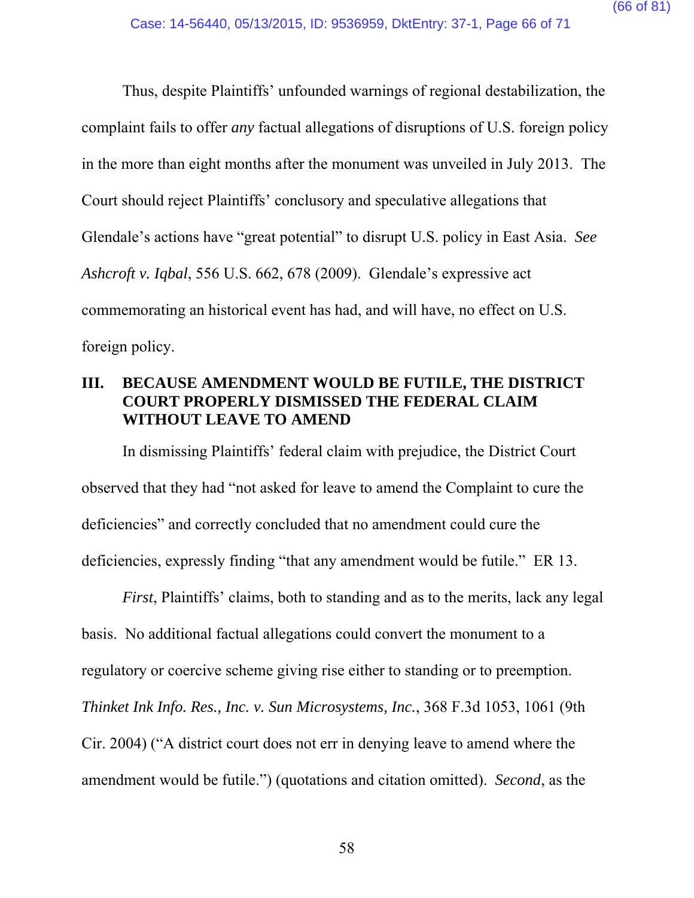Thus, despite Plaintiffs' unfounded warnings of regional destabilization, the complaint fails to offer *any* factual allegations of disruptions of U.S. foreign policy in the more than eight months after the monument was unveiled in July 2013. The Court should reject Plaintiffs' conclusory and speculative allegations that Glendale's actions have "great potential" to disrupt U.S. policy in East Asia. *See Ashcroft v. Iqbal*, 556 U.S. 662, 678 (2009). Glendale's expressive act commemorating an historical event has had, and will have, no effect on U.S. foreign policy.

## III. BECAUSE AMENDMENT WOULD BE FUTILE, THE DISTRICT COURT PROPERLY DISMISSED THE FEDERAL CLAIM WITHOUT LEAVE TO AMEND

In dismissing Plaintiffs' federal claim with prejudice, the District Court observed that they had "not asked for leave to amend the Complaint to cure the deficiencies" and correctly concluded that no amendment could cure the deficiencies, expressly finding "that any amendment would be futile." ER 13.

*First*, Plaintiffs' claims, both to standing and as to the merits, lack any legal basis. No additional factual allegations could convert the monument to a regulatory or coercive scheme giving rise either to standing or to preemption. *Thinket Ink Info. Res., Inc. v. Sun Microsystems, Inc.*, 368 F.3d 1053, 1061 (9th Cir. 2004) ("A district court does not err in denying leave to amend where the amendment would be futile.") (quotations and citation omitted). *Second*, as the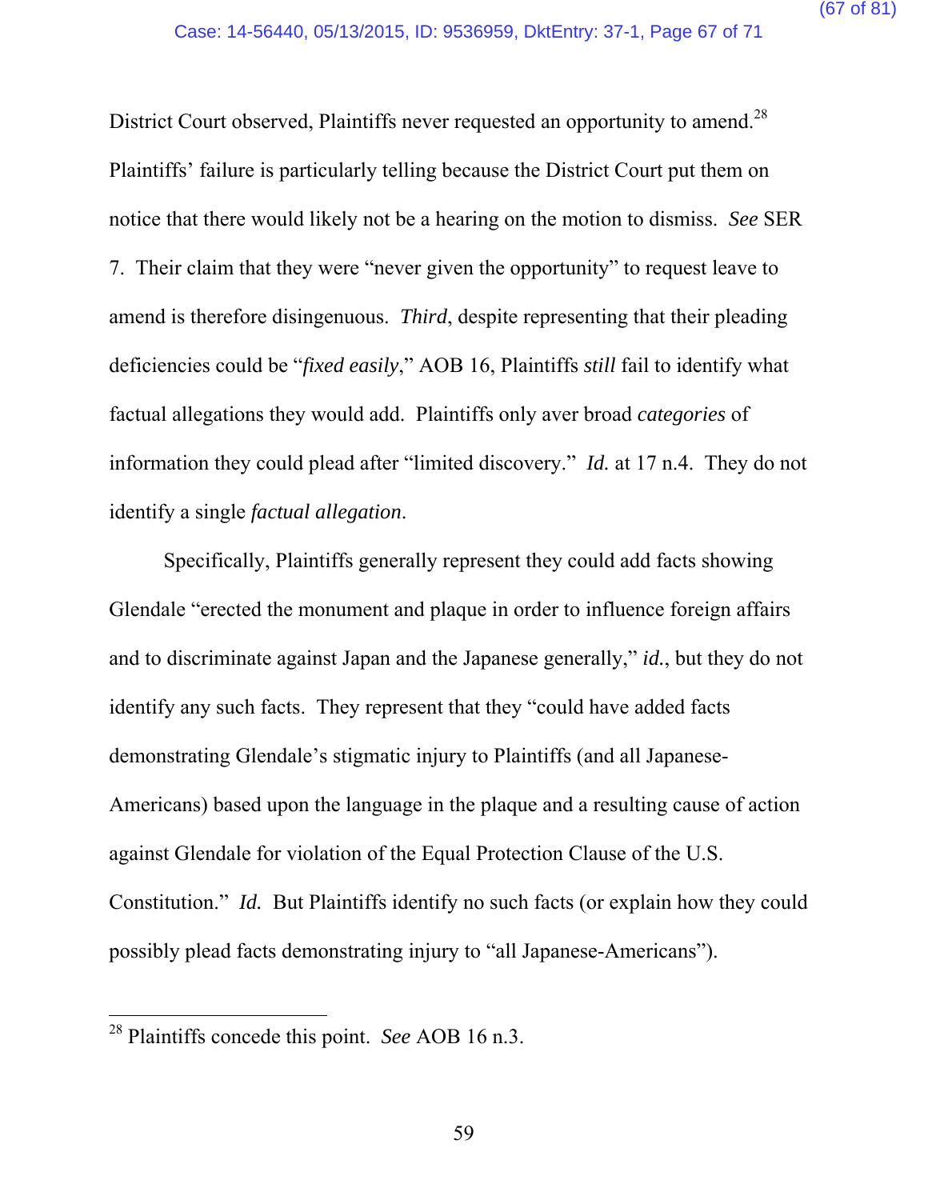District Court observed, Plaintiffs never requested an opportunity to amend.[28] Plaintiffs' failure is particularly telling because the District Court put them on notice that there would likely not be a hearing on the motion to dismiss. *See* SER 7. Their claim that they were "never given the opportunity" to request leave to amend is therefore disingenuous. *Third*, despite representing that their pleading deficiencies could be "*fixed easily*," AOB 16, Plaintiffs *still* fail to identify what factual allegations they would add. Plaintiffs only aver broad *categories* of information they could plead after "limited discovery." *Id.* at 17 n.4. They do not identify a single *factual allegation*.

Specifically, Plaintiffs generally represent they could add facts showing Glendale "erected the monument and plaque in order to influence foreign affairs and to discriminate against Japan and the Japanese generally," *id.*, but they do not identify any such facts. They represent that they "could have added facts demonstrating Glendale's stigmatic injury to Plaintiffs (and all Japanese-Americans) based upon the language in the plaque and a resulting cause of action against Glendale for violation of the Equal Protection Clause of the U.S. Constitution." *Id.* But Plaintiffs identify no such facts (or explain how they could possibly plead facts demonstrating injury to "all Japanese-Americans").

---

[28] Plaintiffs concede this point. *See* AOB 16 n.3.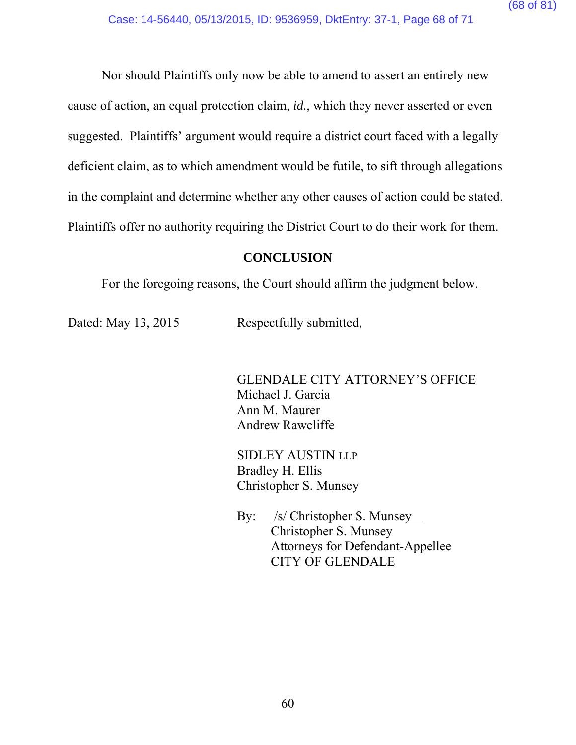Nor should Plaintiffs only now be able to amend to assert an entirely new cause of action, an equal protection claim, *id.*, which they never asserted or even suggested. Plaintiffs' argument would require a district court faced with a legally deficient claim, as to which amendment would be futile, to sift through allegations in the complaint and determine whether any other causes of action could be stated. Plaintiffs offer no authority requiring the District Court to do their work for them.

## CONCLUSION

For the foregoing reasons, the Court should affirm the judgment below.

Dated: May 13, 2015

Respectfully submitted,

GLENDALE CITY ATTORNEY'S OFFICE
Michael J. Garcia
Ann M. Maurer
Andrew Rawcliffe

SIDLEY AUSTIN LLP
Bradley H. Ellis
Christopher S. Munsey

By: /s/ Christopher S. Munsey
Christopher S. Munsey
Attorneys for Defendant-Appellee
CITY OF GLENDALE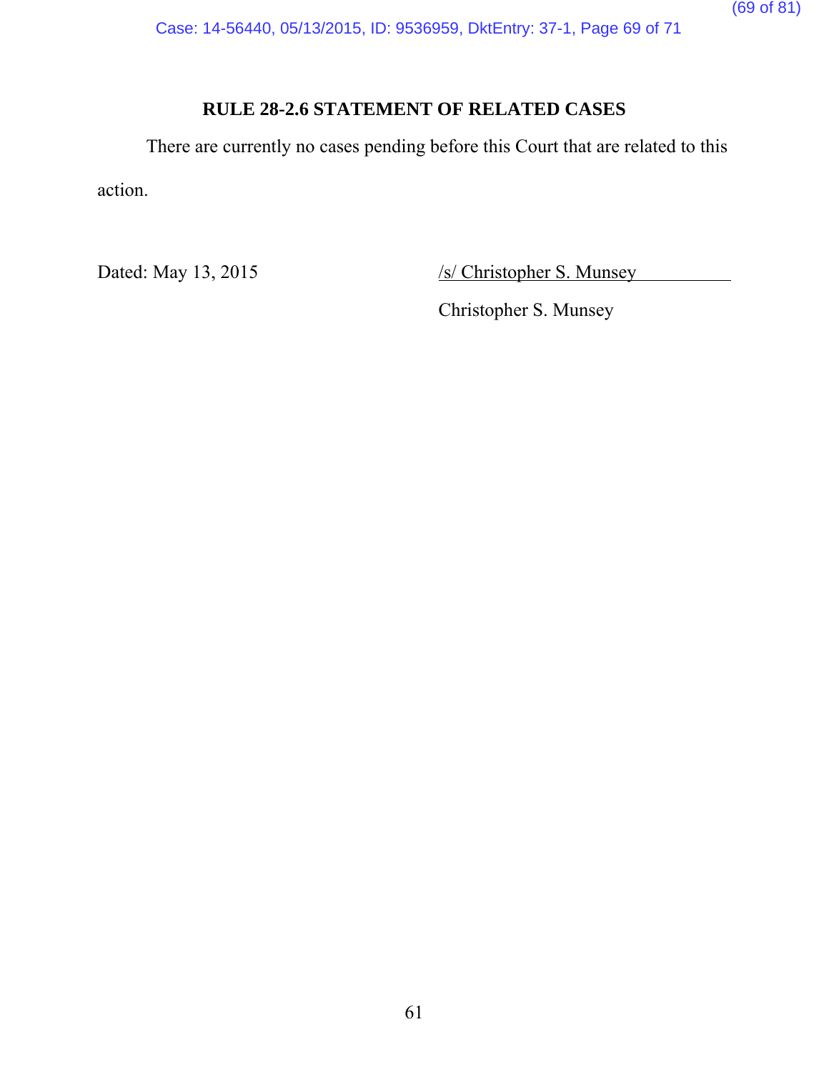## RULE 28-2.6 STATEMENT OF RELATED CASES

There are currently no cases pending before this Court that are related to this action.

Dated: May 13, 2015

/s/ Christopher S. Munsey

Christopher S. Munsey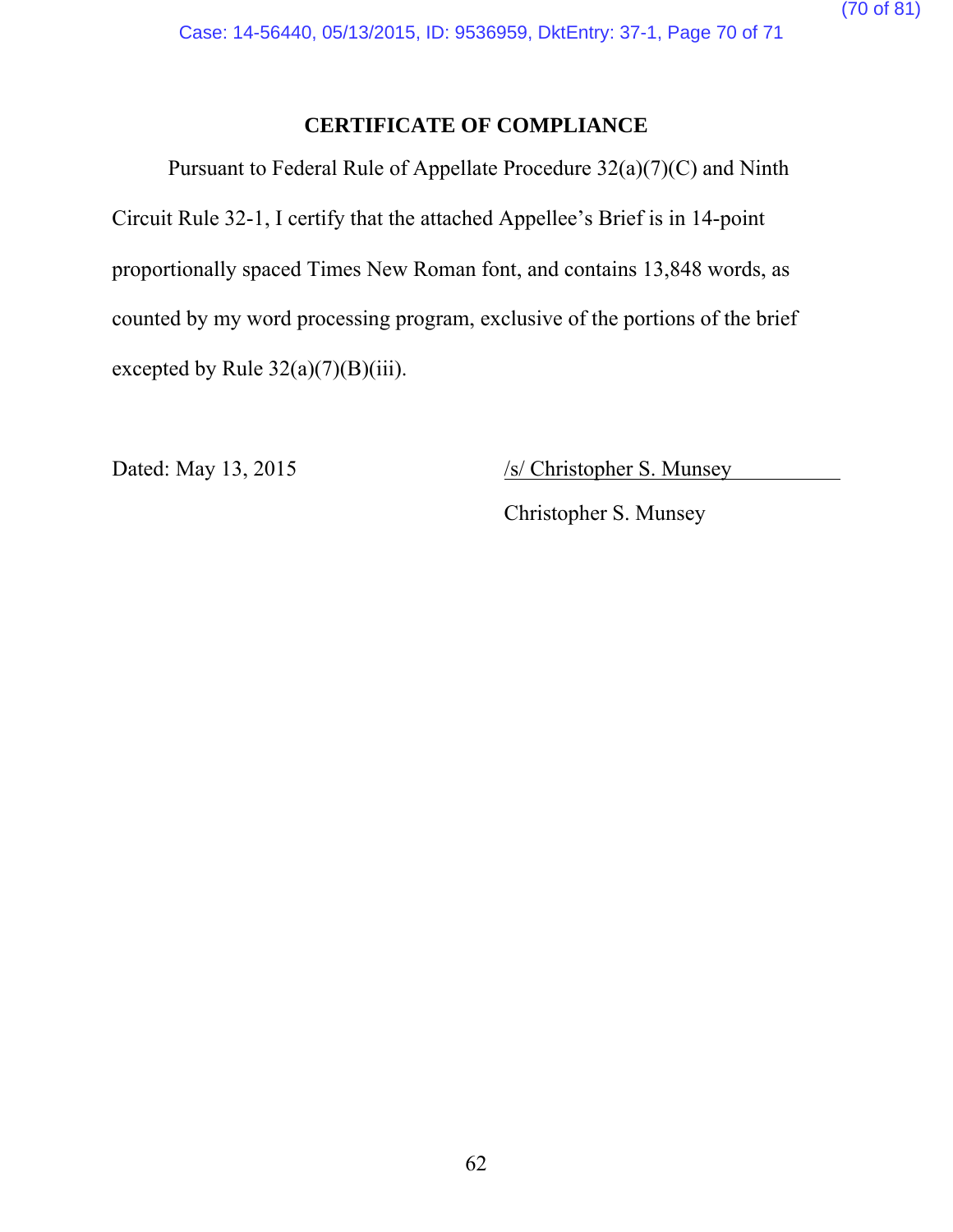## CERTIFICATE OF COMPLIANCE

Pursuant to Federal Rule of Appellate Procedure 32(a)(7)(C) and Ninth Circuit Rule 32-1, I certify that the attached Appellee's Brief is in 14-point proportionally spaced Times New Roman font, and contains 13,848 words, as counted by my word processing program, exclusive of the portions of the brief excepted by Rule 32(a)(7)(B)(iii).

Dated: May 13, 2015

/s/ Christopher S. Munsey

Christopher S. Munsey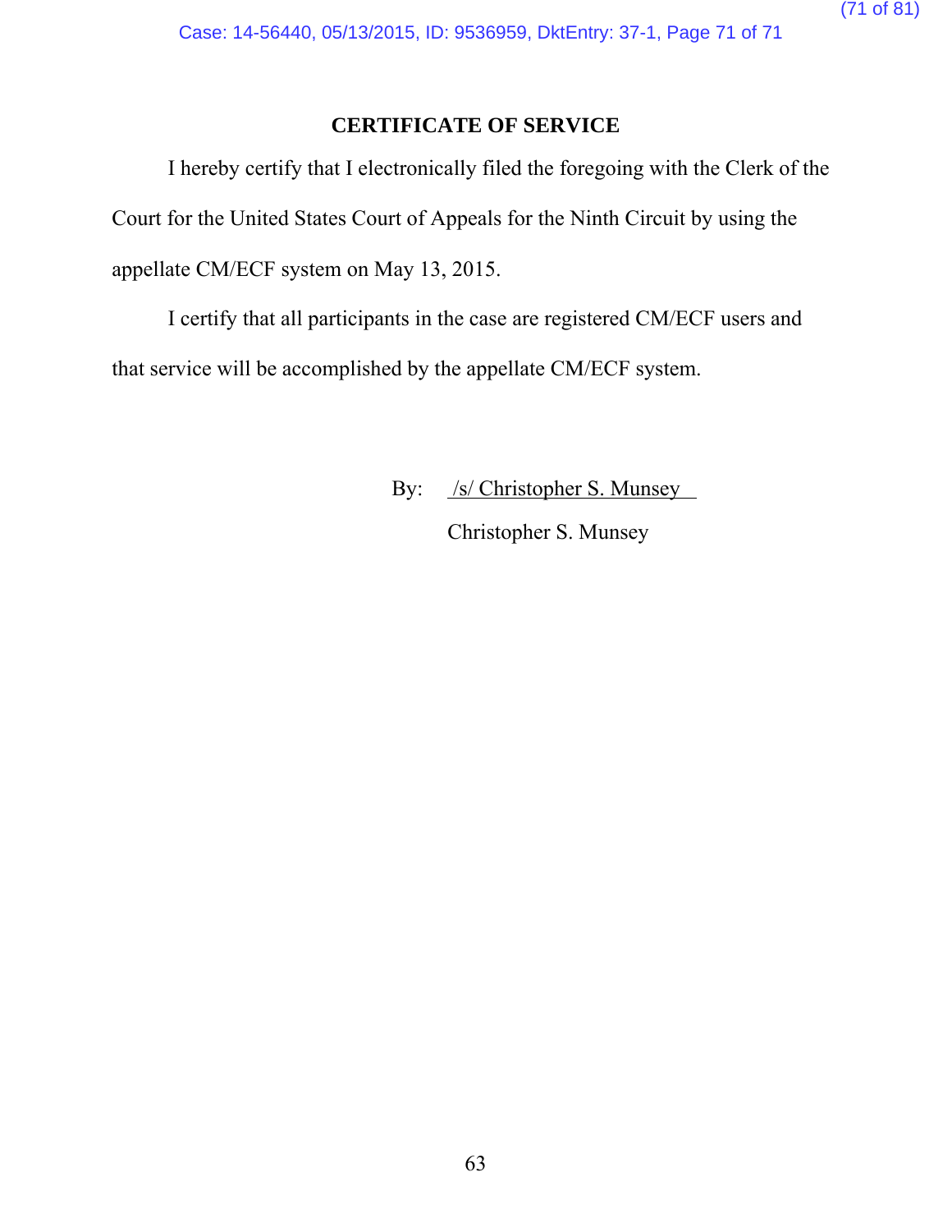## CERTIFICATE OF SERVICE

I hereby certify that I electronically filed the foregoing with the Clerk of the Court for the United States Court of Appeals for the Ninth Circuit by using the appellate CM/ECF system on May 13, 2015.

I certify that all participants in the case are registered CM/ECF users and that service will be accomplished by the appellate CM/ECF system.

By: /s/ Christopher S. Munsey

Christopher S. Munsey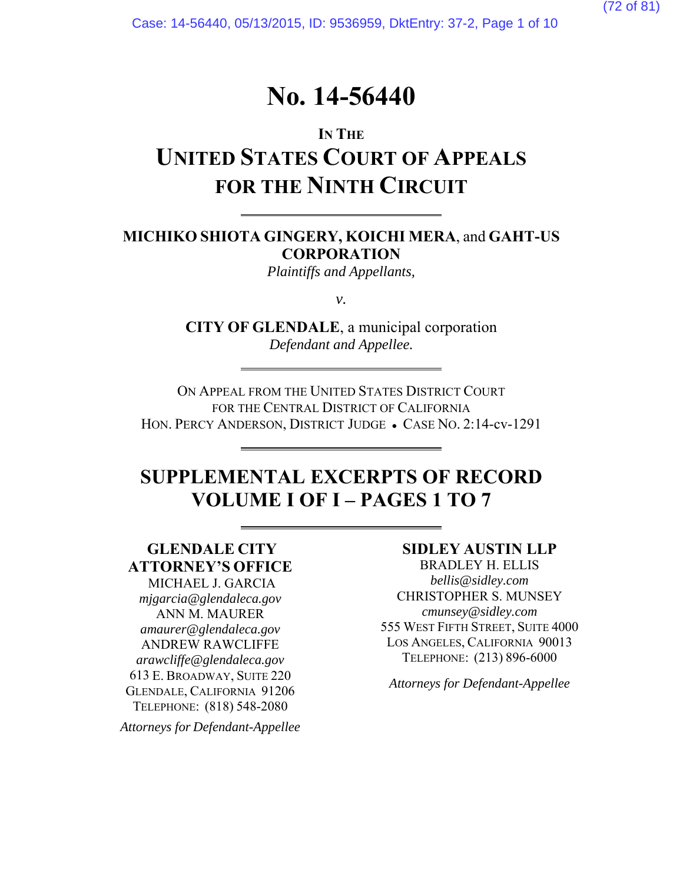# No. 14-56440

IN THE
**UNITED STATES COURT OF APPEALS FOR THE NINTH CIRCUIT**

---

**MICHIKO SHIOTA GINGERY, KOICHI MERA**, and **GAHT-US CORPORATION**
*Plaintiffs and Appellants,*

*v.*

**CITY OF GLENDALE**, a municipal corporation
*Defendant and Appellee.*

---

ON APPEAL FROM THE UNITED STATES DISTRICT COURT
FOR THE CENTRAL DISTRICT OF CALIFORNIA
HON. PERCY ANDERSON, DISTRICT JUDGE • CASE NO. 2:14-cv-1291

---

## SUPPLEMENTAL EXCERPTS OF RECORD VOLUME I OF I – PAGES 1 TO 7

---

**GLENDALE CITY ATTORNEY'S OFFICE**
MICHAEL J. GARCIA
*mjgarcia@glendaleca.gov*
ANN M. MAURER
*amaurer@glendaleca.gov*
ANDREW RAWCLIFFE
*arawcliffe@glendaleca.gov*
613 E. BROADWAY, SUITE 220
GLENDALE, CALIFORNIA 91206
TELEPHONE: (818) 548-2080

*Attorneys for Defendant-Appellee*

**SIDLEY AUSTIN LLP**
BRADLEY H. ELLIS
*bellis@sidley.com*
CHRISTOPHER S. MUNSEY
*cmunsey@sidley.com*
555 WEST FIFTH STREET, SUITE 4000
LOS ANGELES, CALIFORNIA 90013
TELEPHONE: (213) 896-6000

*Attorneys for Defendant-Appellee*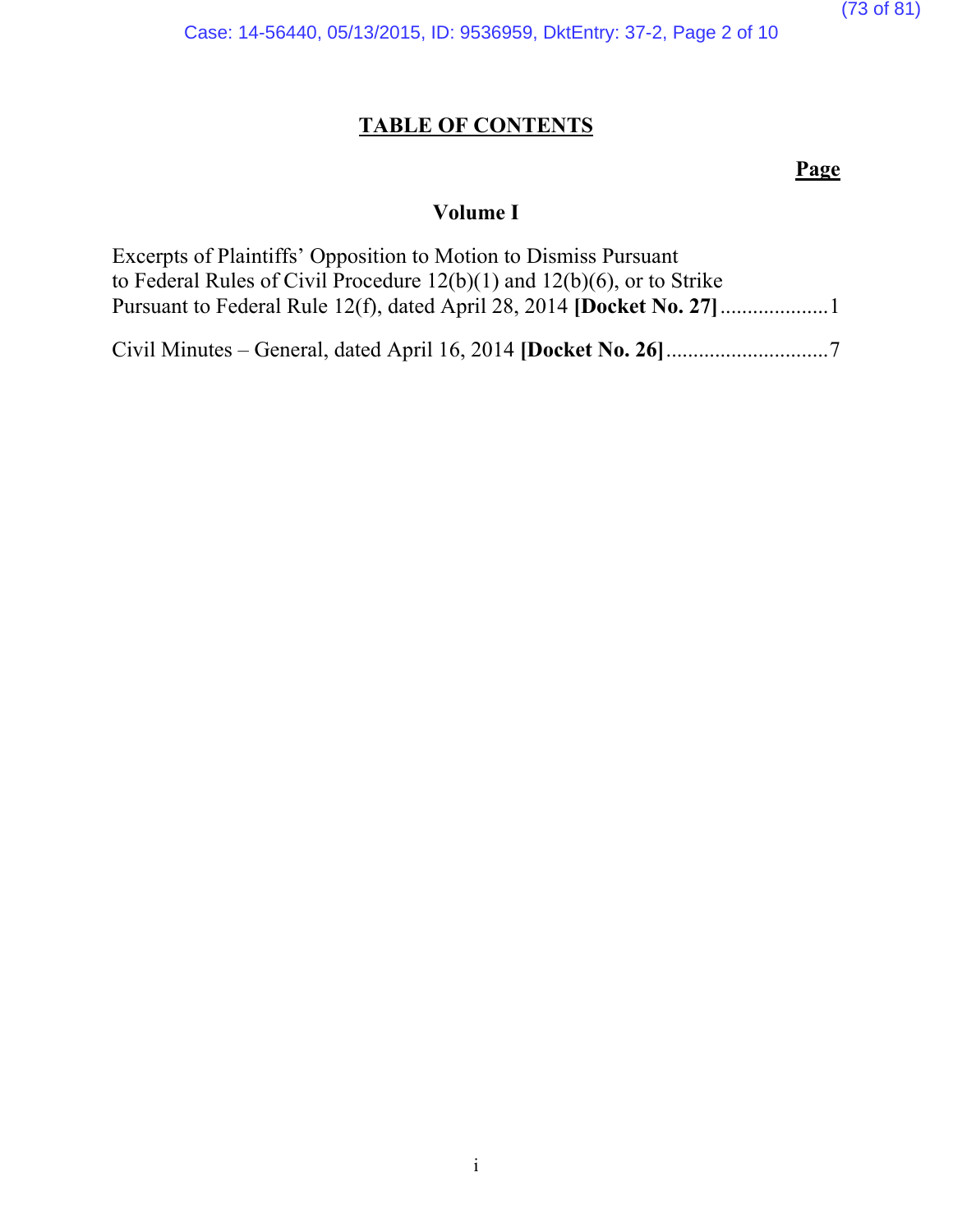# TABLE OF CONTENTS

**Page**

## Volume I

Excerpts of Plaintiffs' Opposition to Motion to Dismiss Pursuant to Federal Rules of Civil Procedure 12(b)(1) and 12(b)(6), or to Strike Pursuant to Federal Rule 12(f), dated April 28, 2014 **[Docket No. 27]** .................... 1

Civil Minutes – General, dated April 16, 2014 **[Docket No. 26]** .............................. 7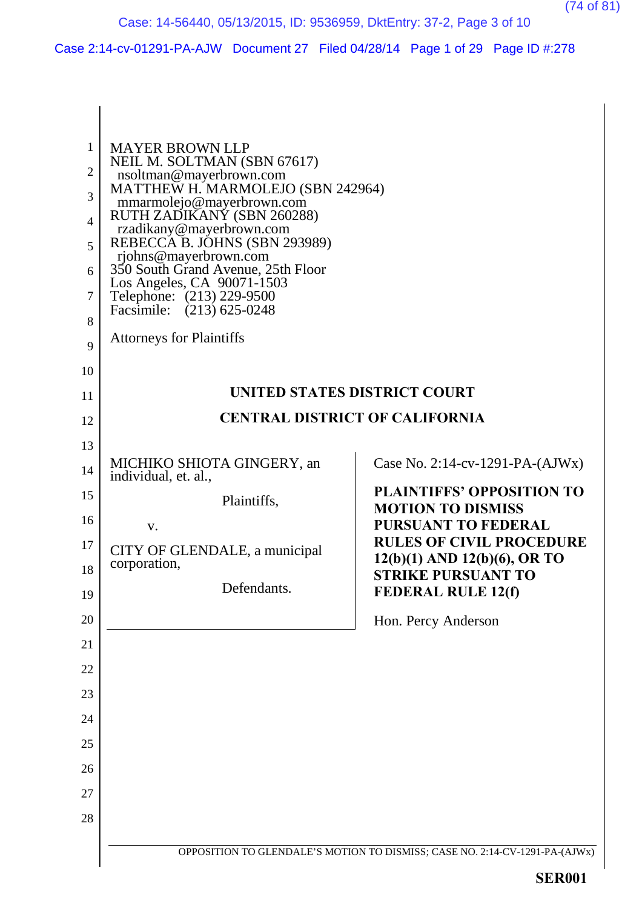MAYER BROWN LLP
NEIL M. SOLTMAN (SBN 67617)
nsoltman@mayerbrown.com
MATTHEW H. MARMOLEJO (SBN 242964)
mmarmolejo@mayerbrown.com
RUTH ZADIKANY (SBN 260288)
rzadikany@mayerbrown.com
REBECCA B. JOHNS (SBN 293989)
rjohns@mayerbrown.com
350 South Grand Avenue, 25th Floor
Los Angeles, CA 90071-1503
Telephone: (213) 229-9500
Facsimile: (213) 625-0248

Attorneys for Plaintiffs

**UNITED STATES DISTRICT COURT**

**CENTRAL DISTRICT OF CALIFORNIA**

MICHIKO SHIOTA GINGERY, an individual, et. al.,

Plaintiffs,

v.

CITY OF GLENDALE, a municipal corporation,

Defendants.

Case No. 2:14-cv-1291-PA-(AJWx)

**PLAINTIFFS' OPPOSITION TO MOTION TO DISMISS PURSUANT TO FEDERAL RULES OF CIVIL PROCEDURE 12(b)(1) AND 12(b)(6), OR TO STRIKE PURSUANT TO FEDERAL RULE 12(f)**

Hon. Percy Anderson

OPPOSITION TO GLENDALE'S MOTION TO DISMISS; CASE NO. 2:14-CV-1291-PA-(AJWx)

**SER001**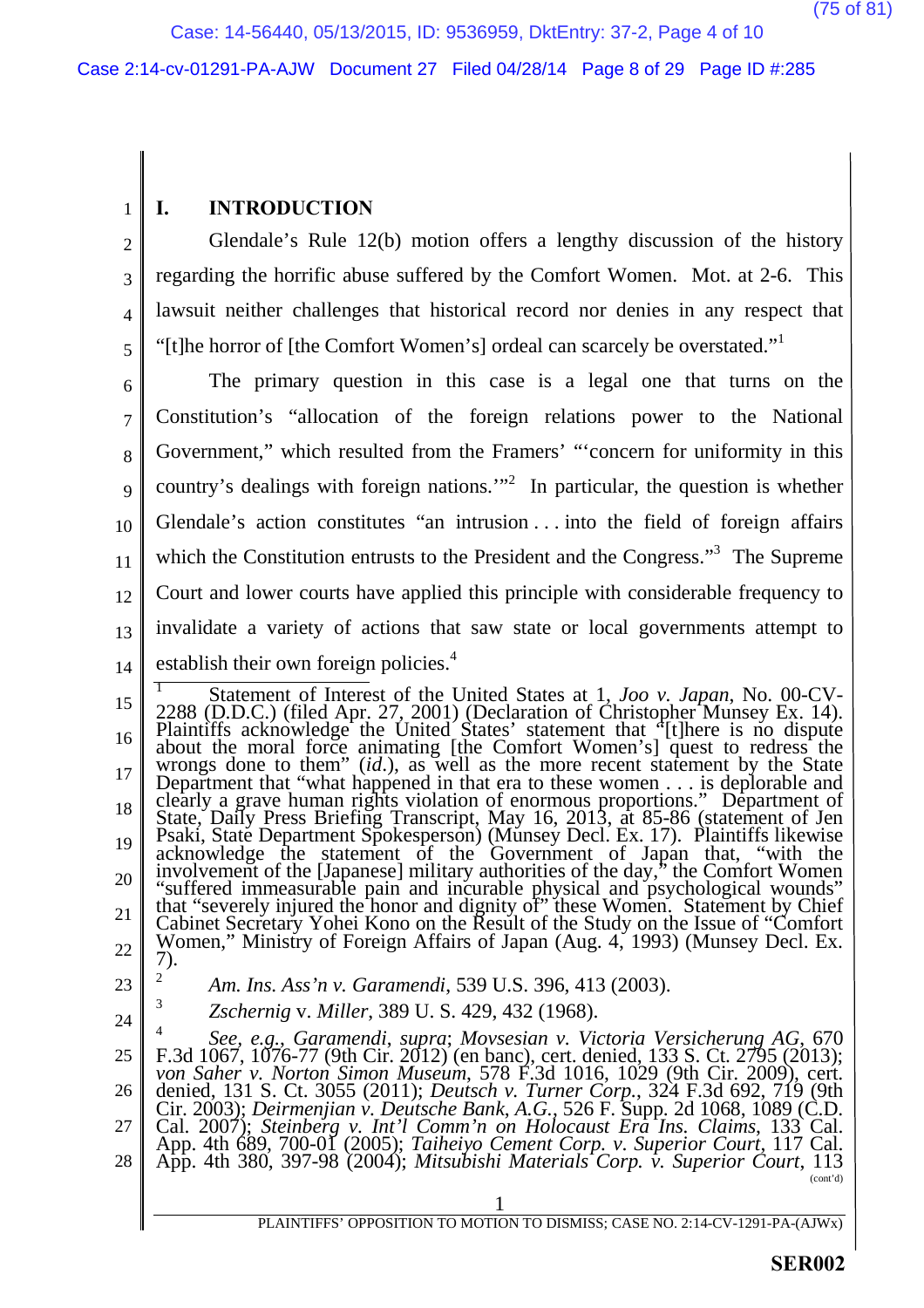# I. INTRODUCTION

Glendale's Rule 12(b) motion offers a lengthy discussion of the history regarding the horrific abuse suffered by the Comfort Women. Mot. at 2-6. This lawsuit neither challenges that historical record nor denies in any respect that "[t]he horror of [the Comfort Women's] ordeal can scarcely be overstated."[1]

The primary question in this case is a legal one that turns on the Constitution's "allocation of the foreign relations power to the National Government," which resulted from the Framers' "'concern for uniformity in this country's dealings with foreign nations.'"[2] In particular, the question is whether Glendale's action constitutes "an intrusion . . . into the field of foreign affairs which the Constitution entrusts to the President and the Congress."[3] The Supreme Court and lower courts have applied this principle with considerable frequency to invalidate a variety of actions that saw state or local governments attempt to establish their own foreign policies.[4]

---

[1] Statement of Interest of the United States at 1, *Joo v. Japan*, No. 00-CV-2288 (D.D.C.) (filed Apr. 27, 2001) (Declaration of Christopher Munsey Ex. 14). Plaintiffs acknowledge the United States' statement that "[t]here is no dispute about the moral force animating [the Comfort Women's] quest to redress the wrongs done to them" (*id.*), as well as the more recent statement by the State Department that "what happened in that era to these women . . . is deplorable and clearly a grave human rights violation of enormous proportions." Department of State, Daily Press Briefing Transcript, May 16, 2013, at 85-86 (statement of Jen Psaki, State Department Spokesperson) (Munsey Decl. Ex. 17). Plaintiffs likewise acknowledge the statement of the Government of Japan that, "with the involvement of the [Japanese] military authorities of the day," the Comfort Women "suffered immeasurable pain and incurable physical and psychological wounds" that "severely injured the honor and dignity of" these Women. Statement by Chief Cabinet Secretary Yohei Kono on the Result of the Study on the Issue of "Comfort Women," Ministry of Foreign Affairs of Japan (Aug. 4, 1993) (Munsey Decl. Ex. 7).

[2] *Am. Ins. Ass'n v. Garamendi*, 539 U.S. 396, 413 (2003).

[3] *Zschernig* v. *Miller*, 389 U. S. 429, 432 (1968).

[4] *See, e.g.*, *Garamendi*, *supra*; *Movsesian v. Victoria Versicherung AG*, 670 F.3d 1067, 1076-77 (9th Cir. 2012) (en banc), cert. denied, 133 S. Ct. 2795 (2013); *von Saher v. Norton Simon Museum*, 578 F.3d 1016, 1029 (9th Cir. 2009), cert. denied, 131 S. Ct. 3055 (2011); *Deutsch v. Turner Corp.*, 324 F.3d 692, 719 (9th Cir. 2003); *Deirmenjian v. Deutsche Bank, A.G.*, 526 F. Supp. 2d 1068, 1089 (C.D. Cal. 2007); *Steinberg v. Int'l Comm'n on Holocaust Era Ins. Claims*, 133 Cal. App. 4th 689, 700-01 (2005); *Taiheiyo Cement Corp. v. Superior Court*, 117 Cal. App. 4th 380, 397-98 (2004); *Mitsubishi Materials Corp. v. Superior Court*, 113

(cont'd)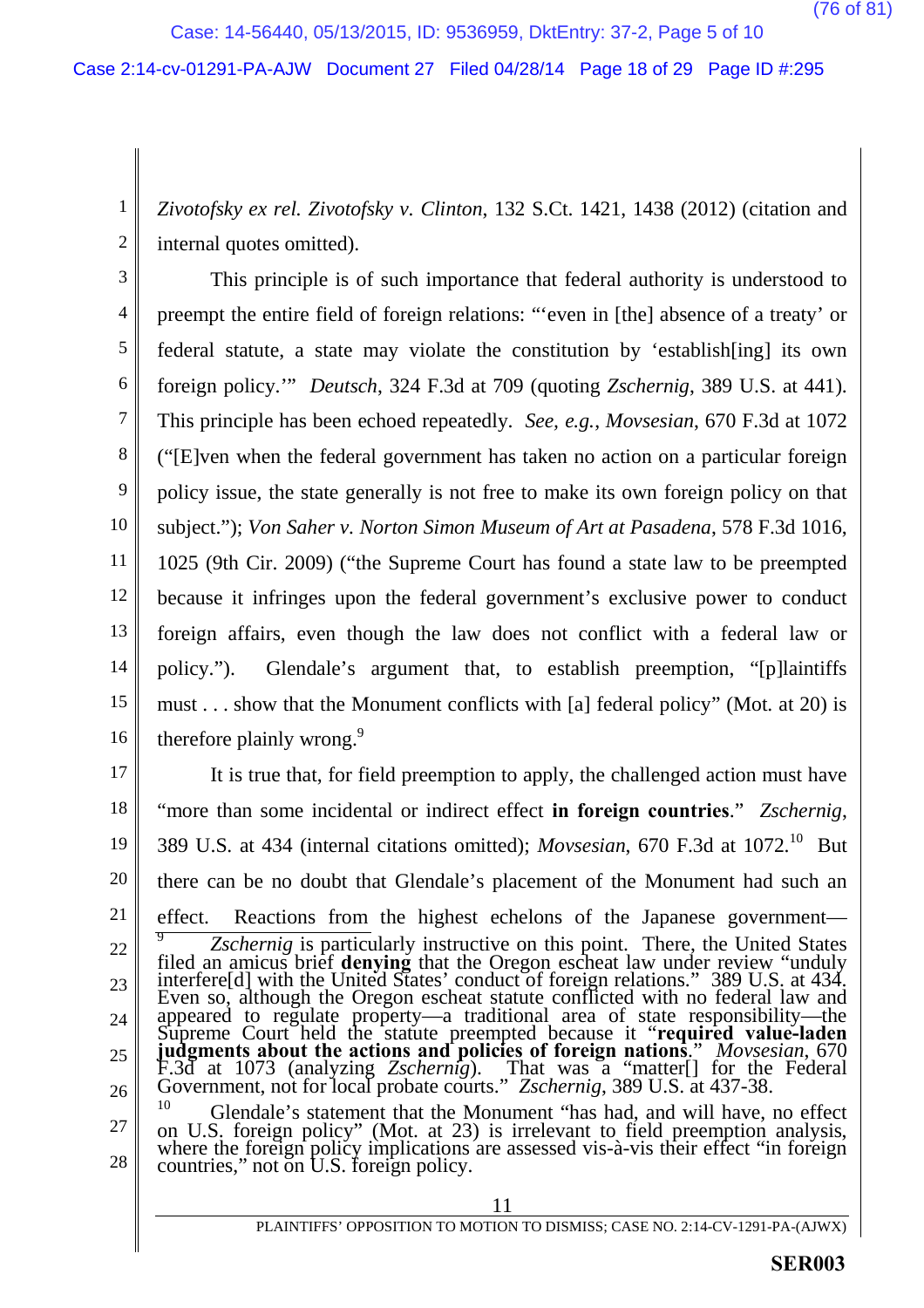*Zivotofsky ex rel. Zivotofsky v. Clinton*, 132 S.Ct. 1421, 1438 (2012) (citation and internal quotes omitted).

This principle is of such importance that federal authority is understood to preempt the entire field of foreign relations: "'even in [the] absence of a treaty' or federal statute, a state may violate the constitution by 'establish[ing] its own foreign policy.'" *Deutsch*, 324 F.3d at 709 (quoting *Zschernig*, 389 U.S. at 441). This principle has been echoed repeatedly. *See, e.g.*, *Movsesian*, 670 F.3d at 1072 ("[E]ven when the federal government has taken no action on a particular foreign policy issue, the state generally is not free to make its own foreign policy on that subject."); *Von Saher v. Norton Simon Museum of Art at Pasadena*, 578 F.3d 1016, 1025 (9th Cir. 2009) ("the Supreme Court has found a state law to be preempted because it infringes upon the federal government's exclusive power to conduct foreign affairs, even though the law does not conflict with a federal law or policy."). Glendale's argument that, to establish preemption, "[p]laintiffs must . . . show that the Monument conflicts with [a] federal policy" (Mot. at 20) is therefore plainly wrong.[9]

It is true that, for field preemption to apply, the challenged action must have "more than some incidental or indirect effect **in foreign countries**." *Zschernig*, 389 U.S. at 434 (internal citations omitted); *Movsesian*, 670 F.3d at 1072.[10] But there can be no doubt that Glendale's placement of the Monument had such an effect. Reactions from the highest echelons of the Japanese government—

---

[9] *Zschernig* is particularly instructive on this point. There, the United States filed an amicus brief **denying** that the Oregon escheat law under review "unduly interfere[d] with the United States' conduct of foreign relations." 389 U.S. at 434. Even so, although the Oregon escheat statute conflicted with no federal law and appeared to regulate property—a traditional area of state responsibility—the Supreme Court held the statute preempted because it "**required value-laden judgments about the actions and policies of foreign nations**." *Movsesian*, 670 F.3d at 1073 (analyzing *Zschernig*). That was a "matter[] for the Federal Government, not for local probate courts." *Zschernig*, 389 U.S. at 437-38.

[10] Glendale's statement that the Monument "has had, and will have, no effect on U.S. foreign policy" (Mot. at 23) is irrelevant to field preemption analysis, where the foreign policy implications are assessed vis-à-vis their effect "in foreign countries," not on U.S. foreign policy.

PLAINTIFFS' OPPOSITION TO MOTION TO DISMISS; CASE NO. 2:14-CV-1291-PA-(AJWX)

SER003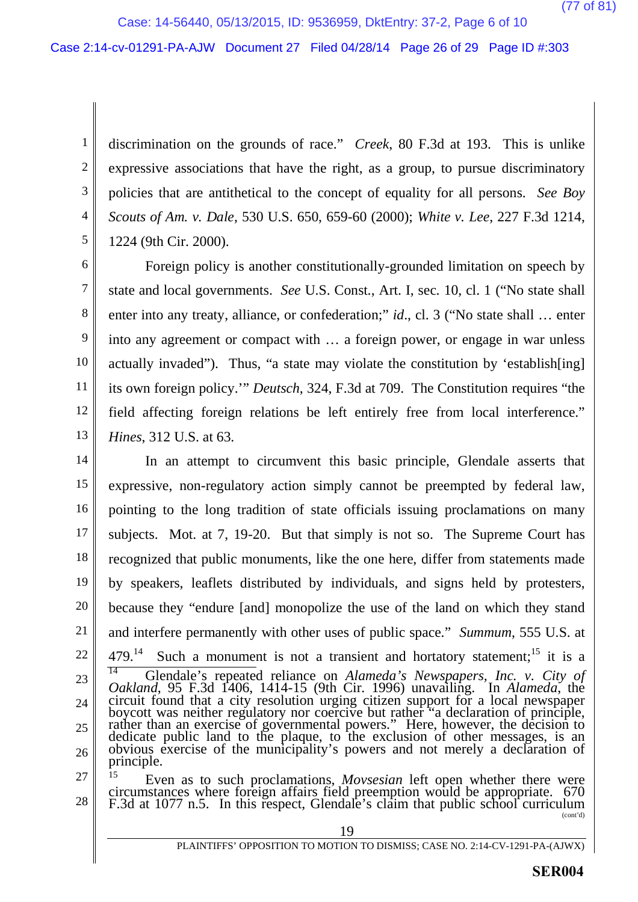discrimination on the grounds of race." *Creek*, 80 F.3d at 193. This is unlike expressive associations that have the right, as a group, to pursue discriminatory policies that are antithetical to the concept of equality for all persons. *See Boy Scouts of Am. v. Dale*, 530 U.S. 650, 659-60 (2000); *White v. Lee*, 227 F.3d 1214, 1224 (9th Cir. 2000).

Foreign policy is another constitutionally-grounded limitation on speech by state and local governments. *See* U.S. Const., Art. I, sec. 10, cl. 1 ("No state shall enter into any treaty, alliance, or confederation;" *id*., cl. 3 ("No state shall … enter into any agreement or compact with … a foreign power, or engage in war unless actually invaded"). Thus, "a state may violate the constitution by 'establish[ing] its own foreign policy.'" *Deutsch*, 324, F.3d at 709. The Constitution requires "the field affecting foreign relations be left entirely free from local interference." *Hines*, 312 U.S. at 63.

In an attempt to circumvent this basic principle, Glendale asserts that expressive, non-regulatory action simply cannot be preempted by federal law, pointing to the long tradition of state officials issuing proclamations on many subjects. Mot. at 7, 19-20. But that simply is not so. The Supreme Court has recognized that public monuments, like the one here, differ from statements made by speakers, leaflets distributed by individuals, and signs held by protesters, because they "endure [and] monopolize the use of the land on which they stand and interfere permanently with other uses of public space." *Summum*, 555 U.S. at 479.[14] Such a monument is not a transient and hortatory statement;[15] it is a

---

[14] Glendale's repeated reliance on *Alameda's Newspapers, Inc. v. City of Oakland*, 95 F.3d 1406, 1414-15 (9th Cir. 1996) unavailing. In *Alameda*, the circuit found that a city resolution urging citizen support for a local newspaper boycott was neither regulatory nor coercive but rather "a declaration of principle, rather than an exercise of governmental powers." Here, however, the decision to dedicate public land to the plaque, to the exclusion of other messages, is an obvious exercise of the municipality's powers and not merely a declaration of principle.

[15] Even as to such proclamations, *Movsesian* left open whether there were circumstances where foreign affairs field preemption would be appropriate. 670 F.3d at 1077 n.5. In this respect, Glendale's claim that public school curriculum

(cont'd)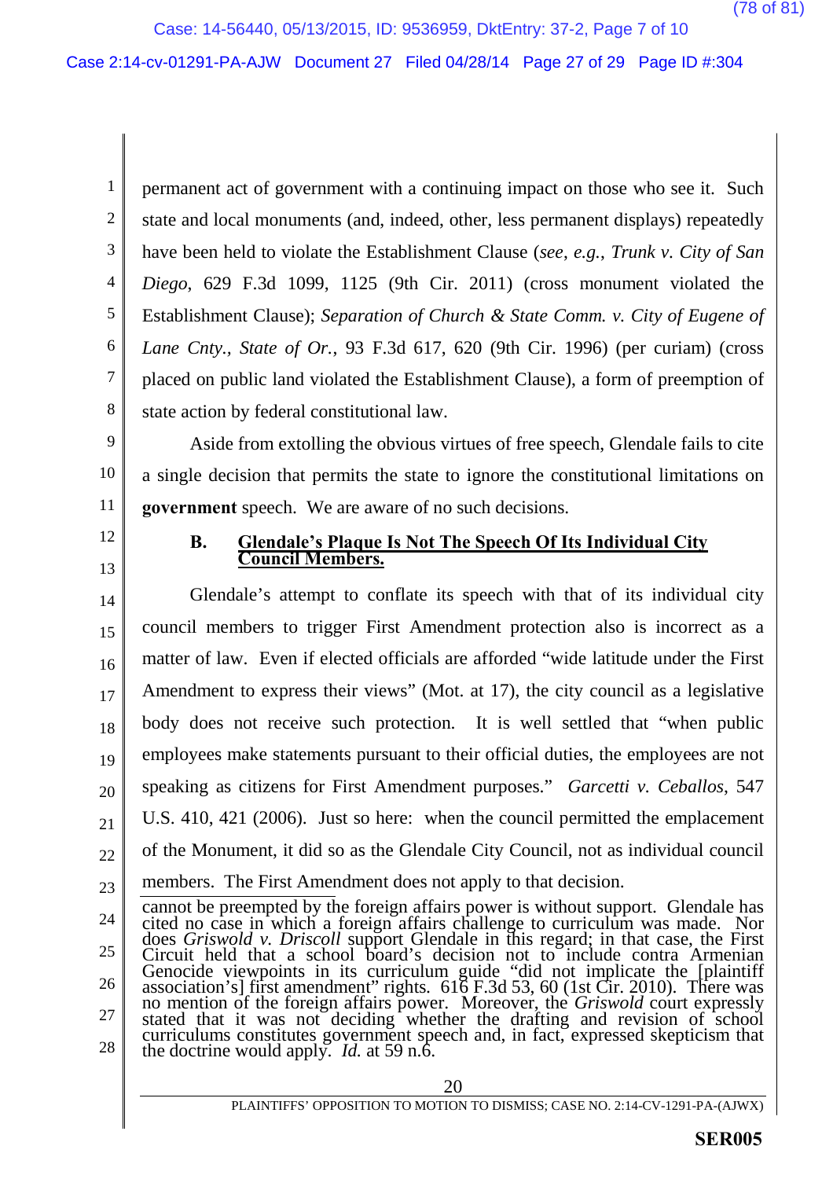permanent act of government with a continuing impact on those who see it. Such state and local monuments (and, indeed, other, less permanent displays) repeatedly have been held to violate the Establishment Clause (*see*, *e.g.*, *Trunk v. City of San Diego*, 629 F.3d 1099, 1125 (9th Cir. 2011) (cross monument violated the Establishment Clause); *Separation of Church & State Comm. v. City of Eugene of Lane Cnty., State of Or.*, 93 F.3d 617, 620 (9th Cir. 1996) (per curiam) (cross placed on public land violated the Establishment Clause), a form of preemption of state action by federal constitutional law.

Aside from extolling the obvious virtues of free speech, Glendale fails to cite a single decision that permits the state to ignore the constitutional limitations on **government** speech. We are aware of no such decisions.

### B. Glendale's Plaque Is Not The Speech Of Its Individual City Council Members.

Glendale's attempt to conflate its speech with that of its individual city council members to trigger First Amendment protection also is incorrect as a matter of law. Even if elected officials are afforded "wide latitude under the First Amendment to express their views" (Mot. at 17), the city council as a legislative body does not receive such protection. It is well settled that "when public employees make statements pursuant to their official duties, the employees are not speaking as citizens for First Amendment purposes." *Garcetti v. Ceballos*, 547 U.S. 410, 421 (2006). Just so here: when the council permitted the emplacement of the Monument, it did so as the Glendale City Council, not as individual council members. The First Amendment does not apply to that decision.

---

cannot be preempted by the foreign affairs power is without support. Glendale has cited no case in which a foreign affairs challenge to curriculum was made. Nor does *Griswold v. Driscoll* support Glendale in this regard; in that case, the First Circuit held that a school board's decision not to include contra Armenian Genocide viewpoints in its curriculum guide "did not implicate the [plaintiff association's] first amendment" rights. 616 F.3d 53, 60 (1st Cir. 2010). There was no mention of the foreign affairs power. Moreover, the *Griswold* court expressly stated that it was not deciding whether the drafting and revision of school curriculums constitutes government speech and, in fact, expressed skepticism that the doctrine would apply. *Id.* at 59 n.6.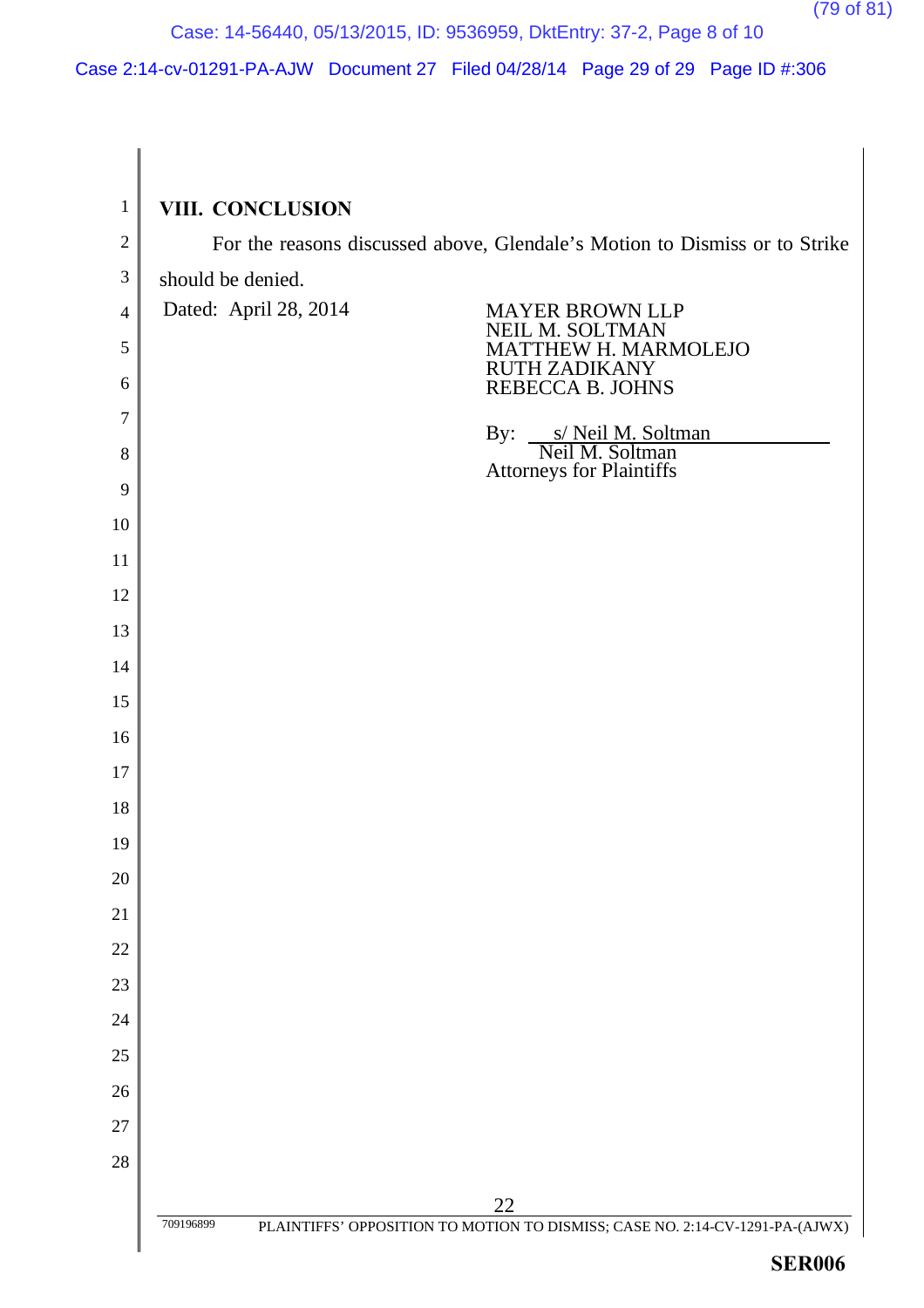## VIII. CONCLUSION

For the reasons discussed above, Glendale's Motion to Dismiss or to Strike should be denied.

Dated: April 28, 2014

MAYER BROWN LLP
NEIL M. SOLTMAN
MATTHEW H. MARMOLEJO
RUTH ZADIKANY
REBECCA B. JOHNS

By: s/ Neil M. Soltman
Neil M. Soltman
Attorneys for Plaintiffs

709196899 PLAINTIFFS' OPPOSITION TO MOTION TO DISMISS; CASE NO. 2:14-CV-1291-PA-(AJWX)

SER006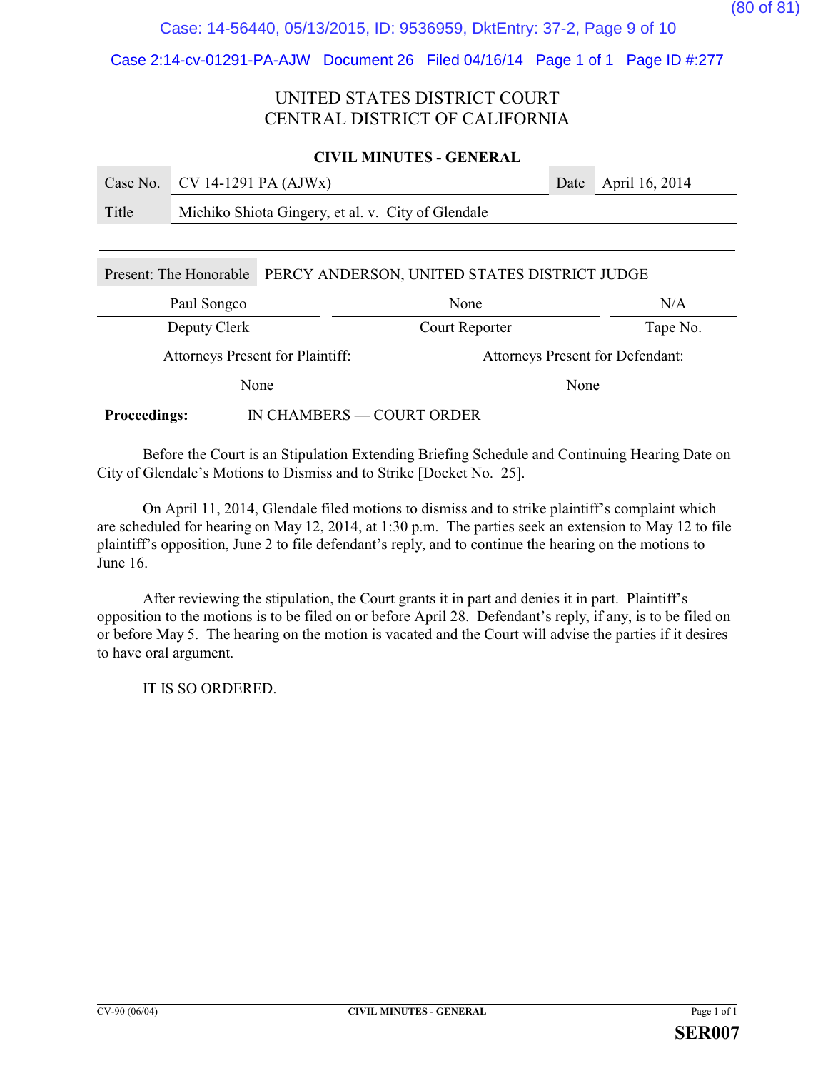UNITED STATES DISTRICT COURT
CENTRAL DISTRICT OF CALIFORNIA

**CIVIL MINUTES - GENERAL**

| Case No. | CV 14-1291 PA (AJWx) | Date | April 16, 2014 |
|---|---|---|---|
| Title | Michiko Shiota Gingery, et al. v. City of Glendale | | |

| Present: The Honorable | PERCY ANDERSON, UNITED STATES DISTRICT JUDGE | |
|---|---|---|
| Paul Songco | None | N/A |
| Deputy Clerk | Court Reporter | Tape No. |

| Attorneys Present for Plaintiff: | Attorneys Present for Defendant: |
|---|---|
| None | None |

**Proceedings:** IN CHAMBERS — COURT ORDER

Before the Court is an Stipulation Extending Briefing Schedule and Continuing Hearing Date on City of Glendale's Motions to Dismiss and to Strike [Docket No. 25].

On April 11, 2014, Glendale filed motions to dismiss and to strike plaintiff's complaint which are scheduled for hearing on May 12, 2014, at 1:30 p.m. The parties seek an extension to May 12 to file plaintiff's opposition, June 2 to file defendant's reply, and to continue the hearing on the motions to June 16.

After reviewing the stipulation, the Court grants it in part and denies it in part. Plaintiff's opposition to the motions is to be filed on or before April 28. Defendant's reply, if any, is to be filed on or before May 5. The hearing on the motion is vacated and the Court will advise the parties if it desires to have oral argument.

IT IS SO ORDERED.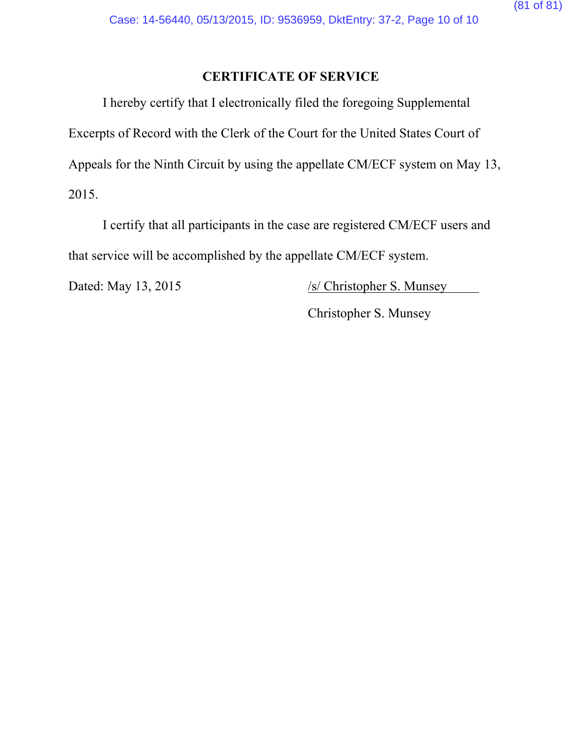## CERTIFICATE OF SERVICE

I hereby certify that I electronically filed the foregoing Supplemental Excerpts of Record with the Clerk of the Court for the United States Court of Appeals for the Ninth Circuit by using the appellate CM/ECF system on May 13, 2015.

I certify that all participants in the case are registered CM/ECF users and that service will be accomplished by the appellate CM/ECF system.

Dated: May 13, 2015

/s/ Christopher S. Munsey

Christopher S. Munsey